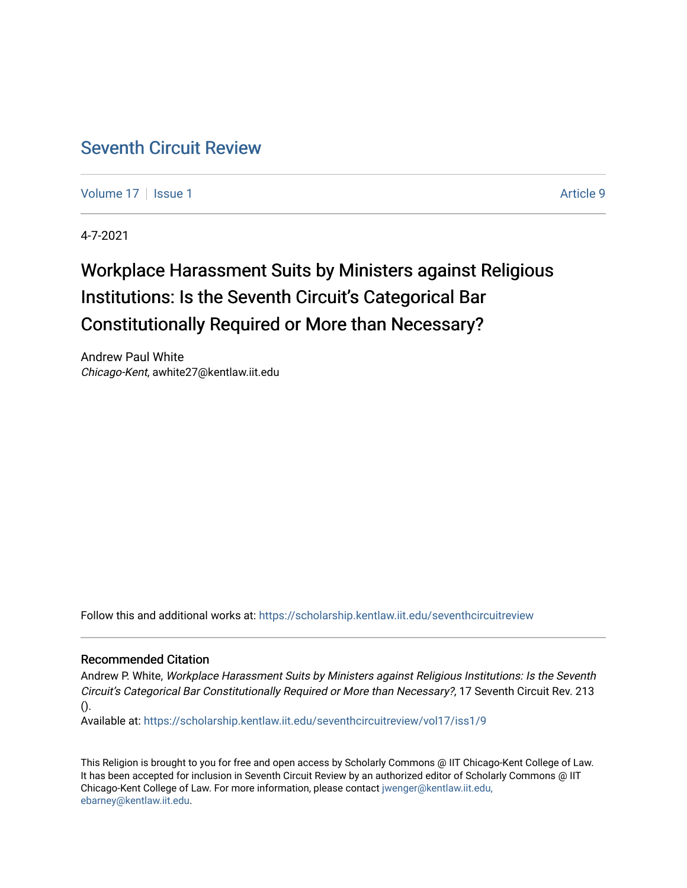# Seventh Circuit Review

Volume 17 | Issue 1 | Article 9

4-7-2021

## Workplace Harassment Suits by Ministers against Religious Institutions: Is the Seventh Circuit's Categorical Bar Constitutionally Required or More than Necessary?

Andrew Paul White
*Chicago-Kent*, awhite27@kentlaw.iit.edu

Follow this and additional works at: https://scholarship.kentlaw.iit.edu/seventhcircuitreview

### Recommended Citation

Andrew P. White, *Workplace Harassment Suits by Ministers against Religious Institutions: Is the Seventh Circuit's Categorical Bar Constitutionally Required or More than Necessary?*, 17 Seventh Circuit Rev. 213 ().
Available at: https://scholarship.kentlaw.iit.edu/seventhcircuitreview/vol17/iss1/9

This Religion is brought to you for free and open access by Scholarly Commons @ IIT Chicago-Kent College of Law. It has been accepted for inclusion in Seventh Circuit Review by an authorized editor of Scholarly Commons @ IIT Chicago-Kent College of Law. For more information, please contact jwenger@kentlaw.iit.edu, ebarney@kentlaw.iit.edu.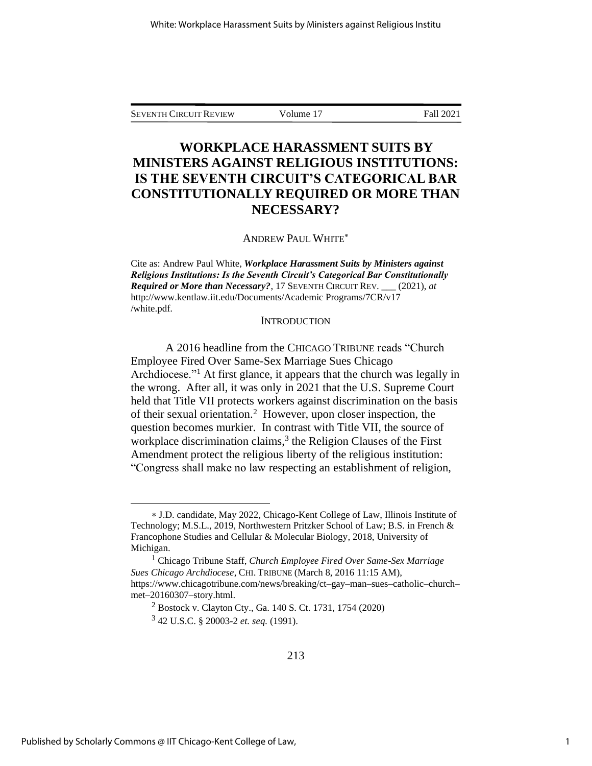# WORKPLACE HARASSMENT SUITS BY MINISTERS AGAINST RELIGIOUS INSTITUTIONS: IS THE SEVENTH CIRCUIT'S CATEGORICAL BAR CONSTITUTIONALLY REQUIRED OR MORE THAN NECESSARY?

ANDREW PAUL WHITE*

Cite as: Andrew Paul White, ***Workplace Harassment Suits by Ministers against Religious Institutions: Is the Seventh Circuit's Categorical Bar Constitutionally Required or More than Necessary?***, 17 SEVENTH CIRCUIT REV. ___ (2021), *at* http://www.kentlaw.iit.edu/Documents/Academic Programs/7CR/v17 /white.pdf.

## INTRODUCTION

A 2016 headline from the CHICAGO TRIBUNE reads "Church Employee Fired Over Same-Sex Marriage Sues Chicago Archdiocese."[1] At first glance, it appears that the church was legally in the wrong. After all, it was only in 2021 that the U.S. Supreme Court held that Title VII protects workers against discrimination on the basis of their sexual orientation.[2] However, upon closer inspection, the question becomes murkier. In contrast with Title VII, the source of workplace discrimination claims,[3] the Religion Clauses of the First Amendment protect the religious liberty of the religious institution: "Congress shall make no law respecting an establishment of religion,

---

* J.D. candidate, May 2022, Chicago-Kent College of Law, Illinois Institute of Technology; M.S.L., 2019, Northwestern Pritzker School of Law; B.S. in French & Francophone Studies and Cellular & Molecular Biology, 2018, University of Michigan.

[1] Chicago Tribune Staff, *Church Employee Fired Over Same-Sex Marriage Sues Chicago Archdiocese*, CHI. TRIBUNE (March 8, 2016 11:15 AM), https://www.chicagotribune.com/news/breaking/ct–gay–man–sues–catholic–church–met–20160307–story.html.

[2] Bostock v. Clayton Cty., Ga. 140 S. Ct. 1731, 1754 (2020)

[3] 42 U.S.C. § 20003-2 *et. seq.* (1991).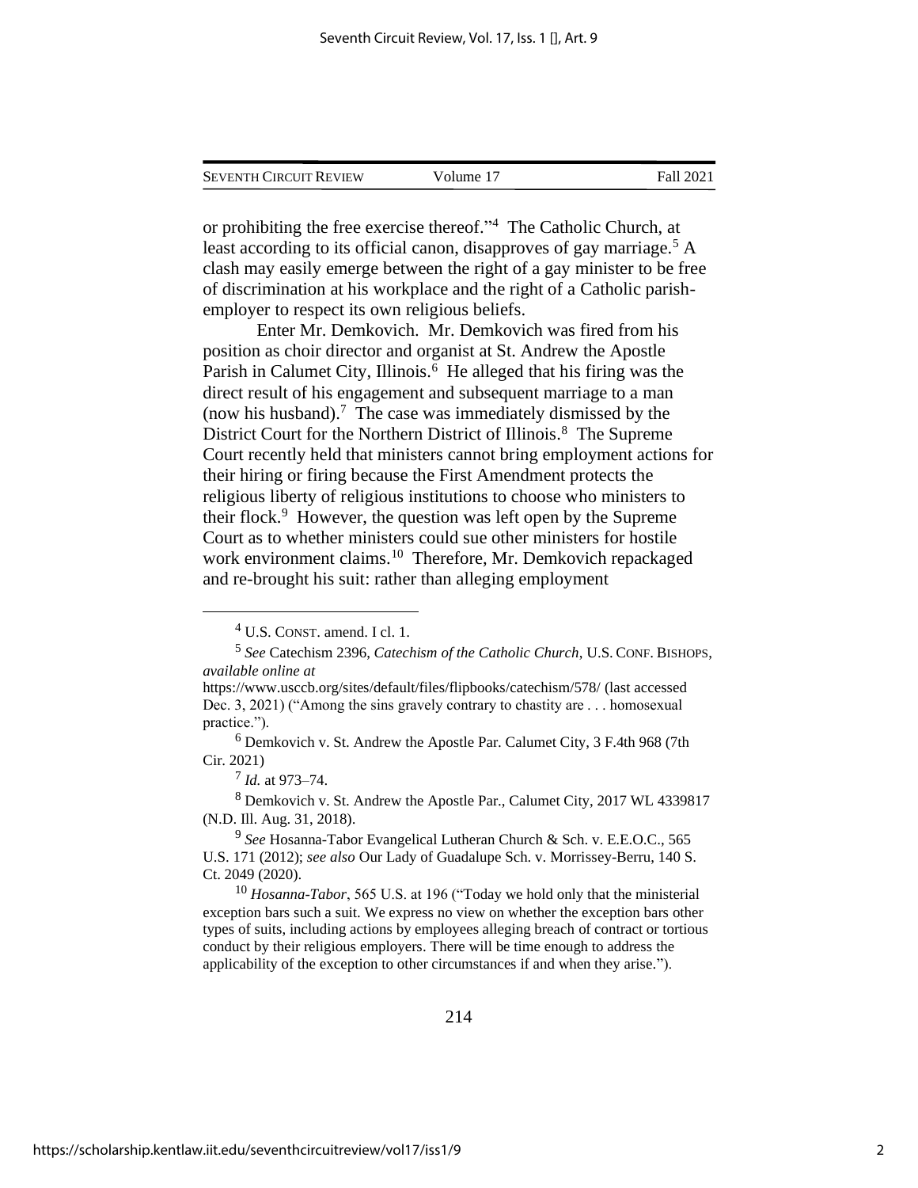or prohibiting the free exercise thereof."[4] The Catholic Church, at least according to its official canon, disapproves of gay marriage.[5] A clash may easily emerge between the right of a gay minister to be free of discrimination at his workplace and the right of a Catholic parish-employer to respect its own religious beliefs.

Enter Mr. Demkovich. Mr. Demkovich was fired from his position as choir director and organist at St. Andrew the Apostle Parish in Calumet City, Illinois.[6] He alleged that his firing was the direct result of his engagement and subsequent marriage to a man (now his husband).[7] The case was immediately dismissed by the District Court for the Northern District of Illinois.[8] The Supreme Court recently held that ministers cannot bring employment actions for their hiring or firing because the First Amendment protects the religious liberty of religious institutions to choose who ministers to their flock.[9] However, the question was left open by the Supreme Court as to whether ministers could sue other ministers for hostile work environment claims.[10] Therefore, Mr. Demkovich repackaged and re-brought his suit: rather than alleging employment

---

[4] U.S. CONST. amend. I cl. 1.

[5] *See* Catechism 2396, *Catechism of the Catholic Church*, U.S. CONF. BISHOPS, *available online at* https://www.usccb.org/sites/default/files/flipbooks/catechism/578/ (last accessed Dec. 3, 2021) ("Among the sins gravely contrary to chastity are . . . homosexual practice.").

[6] Demkovich v. St. Andrew the Apostle Par. Calumet City, 3 F.4th 968 (7th Cir. 2021)

[7] *Id.* at 973–74.

[8] Demkovich v. St. Andrew the Apostle Par., Calumet City, 2017 WL 4339817 (N.D. Ill. Aug. 31, 2018).

[9] *See* Hosanna-Tabor Evangelical Lutheran Church & Sch. v. E.E.O.C., 565 U.S. 171 (2012); *see also* Our Lady of Guadalupe Sch. v. Morrissey-Berru, 140 S. Ct. 2049 (2020).

[10] *Hosanna-Tabor*, 565 U.S. at 196 ("Today we hold only that the ministerial exception bars such a suit. We express no view on whether the exception bars other types of suits, including actions by employees alleging breach of contract or tortious conduct by their religious employers. There will be time enough to address the applicability of the exception to other circumstances if and when they arise.").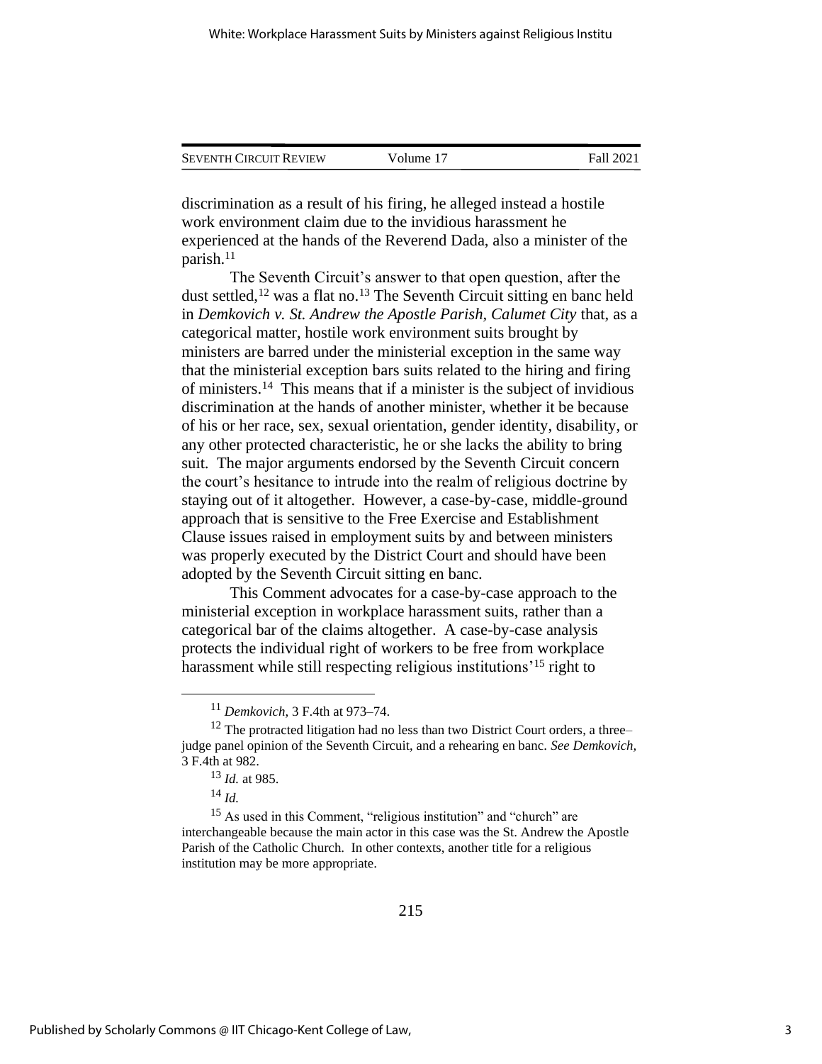discrimination as a result of his firing, he alleged instead a hostile work environment claim due to the invidious harassment he experienced at the hands of the Reverend Dada, also a minister of the parish.[11]

The Seventh Circuit's answer to that open question, after the dust settled,[12] was a flat no.[13] The Seventh Circuit sitting en banc held in *Demkovich v. St. Andrew the Apostle Parish, Calumet City* that, as a categorical matter, hostile work environment suits brought by ministers are barred under the ministerial exception in the same way that the ministerial exception bars suits related to the hiring and firing of ministers.[14] This means that if a minister is the subject of invidious discrimination at the hands of another minister, whether it be because of his or her race, sex, sexual orientation, gender identity, disability, or any other protected characteristic, he or she lacks the ability to bring suit. The major arguments endorsed by the Seventh Circuit concern the court's hesitance to intrude into the realm of religious doctrine by staying out of it altogether. However, a case-by-case, middle-ground approach that is sensitive to the Free Exercise and Establishment Clause issues raised in employment suits by and between ministers was properly executed by the District Court and should have been adopted by the Seventh Circuit sitting en banc.

This Comment advocates for a case-by-case approach to the ministerial exception in workplace harassment suits, rather than a categorical bar of the claims altogether. A case-by-case analysis protects the individual right of workers to be free from workplace harassment while still respecting religious institutions'[15] right to

---

[11] *Demkovich*, 3 F.4th at 973–74.

[12] The protracted litigation had no less than two District Court orders, a three–judge panel opinion of the Seventh Circuit, and a rehearing en banc. *See Demkovich*, 3 F.4th at 982.

[13] *Id.* at 985.

[14] *Id.*

[15] As used in this Comment, "religious institution" and "church" are interchangeable because the main actor in this case was the St. Andrew the Apostle Parish of the Catholic Church. In other contexts, another title for a religious institution may be more appropriate.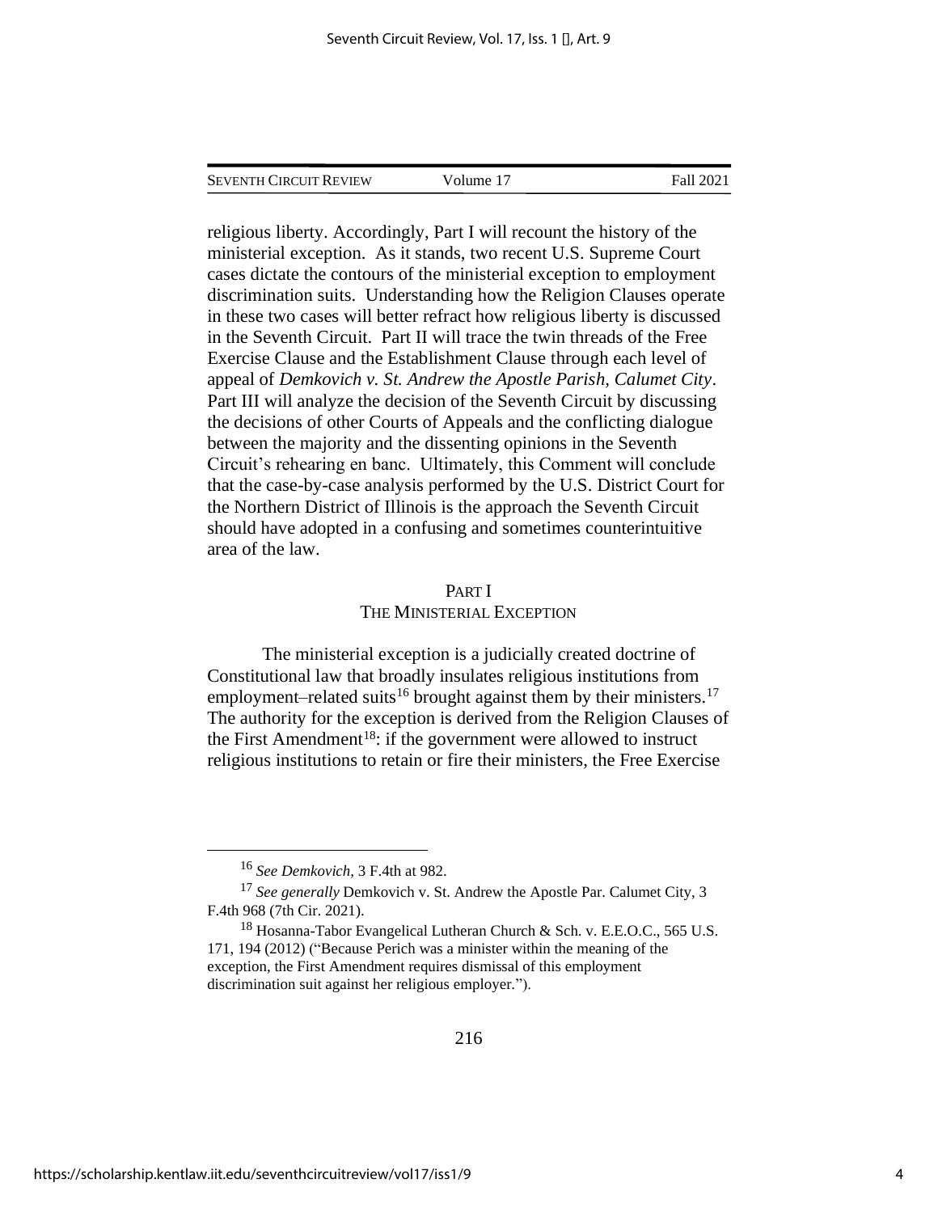religious liberty. Accordingly, Part I will recount the history of the ministerial exception. As it stands, two recent U.S. Supreme Court cases dictate the contours of the ministerial exception to employment discrimination suits. Understanding how the Religion Clauses operate in these two cases will better refract how religious liberty is discussed in the Seventh Circuit. Part II will trace the twin threads of the Free Exercise Clause and the Establishment Clause through each level of appeal of *Demkovich v. St. Andrew the Apostle Parish, Calumet City*. Part III will analyze the decision of the Seventh Circuit by discussing the decisions of other Courts of Appeals and the conflicting dialogue between the majority and the dissenting opinions in the Seventh Circuit's rehearing en banc. Ultimately, this Comment will conclude that the case-by-case analysis performed by the U.S. District Court for the Northern District of Illinois is the approach the Seventh Circuit should have adopted in a confusing and sometimes counterintuitive area of the law.

## PART I
## THE MINISTERIAL EXCEPTION

The ministerial exception is a judicially created doctrine of Constitutional law that broadly insulates religious institutions from employment–related suits[16] brought against them by their ministers.[17] The authority for the exception is derived from the Religion Clauses of the First Amendment[18]: if the government were allowed to instruct religious institutions to retain or fire their ministers, the Free Exercise

---

[16] *See Demkovich*, 3 F.4th at 982.

[17] *See generally* Demkovich v. St. Andrew the Apostle Par. Calumet City, 3 F.4th 968 (7th Cir. 2021).

[18] Hosanna-Tabor Evangelical Lutheran Church & Sch. v. E.E.O.C., 565 U.S. 171, 194 (2012) ("Because Perich was a minister within the meaning of the exception, the First Amendment requires dismissal of this employment discrimination suit against her religious employer.").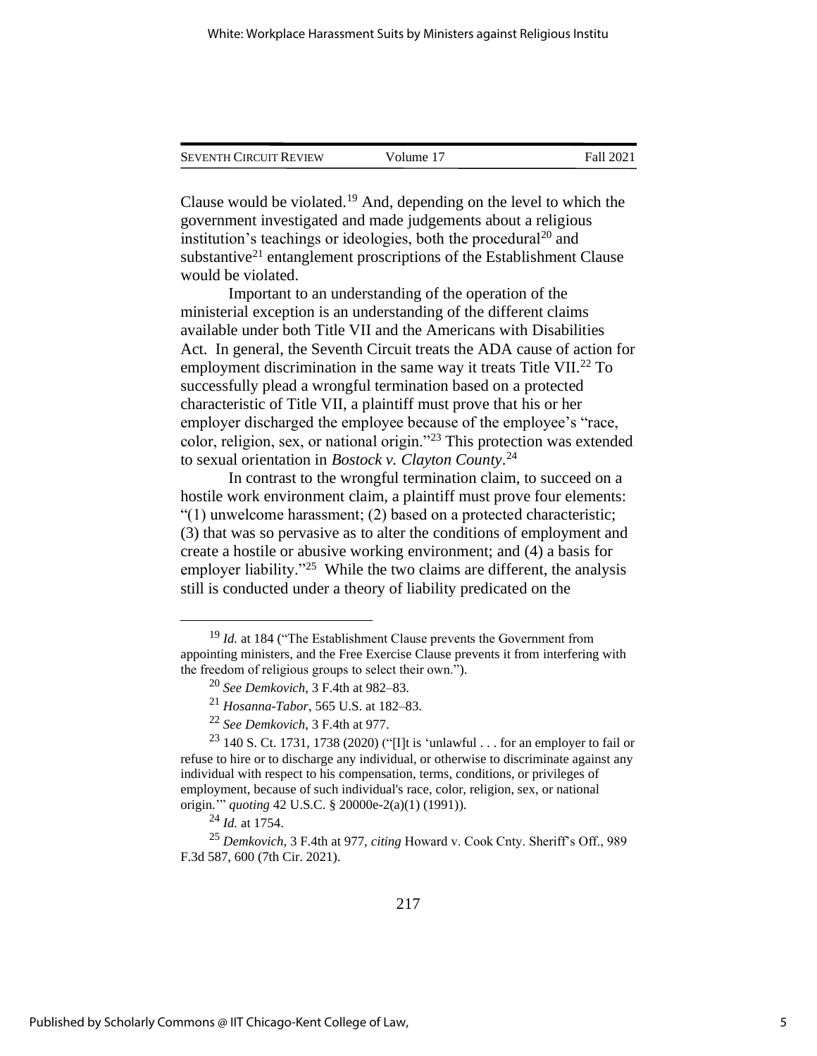Clause would be violated.[19] And, depending on the level to which the government investigated and made judgements about a religious institution's teachings or ideologies, both the procedural[20] and substantive[21] entanglement proscriptions of the Establishment Clause would be violated.

Important to an understanding of the operation of the ministerial exception is an understanding of the different claims available under both Title VII and the Americans with Disabilities Act. In general, the Seventh Circuit treats the ADA cause of action for employment discrimination in the same way it treats Title VII.[22] To successfully plead a wrongful termination based on a protected characteristic of Title VII, a plaintiff must prove that his or her employer discharged the employee because of the employee's "race, color, religion, sex, or national origin."[23] This protection was extended to sexual orientation in *Bostock v. Clayton County*.[24]

In contrast to the wrongful termination claim, to succeed on a hostile work environment claim, a plaintiff must prove four elements: "(1) unwelcome harassment; (2) based on a protected characteristic; (3) that was so pervasive as to alter the conditions of employment and create a hostile or abusive working environment; and (4) a basis for employer liability."[25] While the two claims are different, the analysis still is conducted under a theory of liability predicated on the

---

[19] *Id.* at 184 ("The Establishment Clause prevents the Government from appointing ministers, and the Free Exercise Clause prevents it from interfering with the freedom of religious groups to select their own.").

[20] *See Demkovich*, 3 F.4th at 982–83.

[21] *Hosanna-Tabor*, 565 U.S. at 182–83.

[22] *See Demkovich*, 3 F.4th at 977.

[23] 140 S. Ct. 1731, 1738 (2020) ("[I]t is 'unlawful . . . for an employer to fail or refuse to hire or to discharge any individual, or otherwise to discriminate against any individual with respect to his compensation, terms, conditions, or privileges of employment, because of such individual's race, color, religion, sex, or national origin.'" *quoting* 42 U.S.C. § 2000e-2(a)(1) (1991)).

[24] *Id.* at 1754.

[25] *Demkovich*, 3 F.4th at 977, *citing* Howard v. Cook Cnty. Sheriff's Off., 989 F.3d 587, 600 (7th Cir. 2021).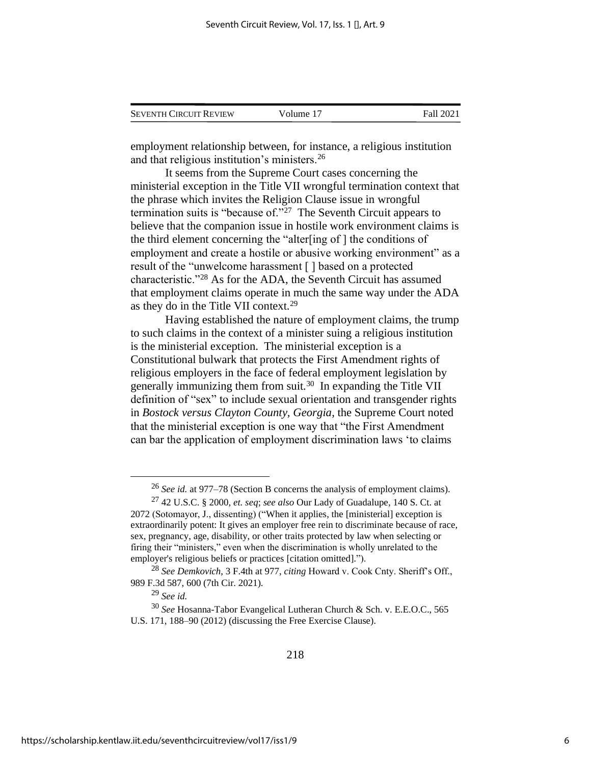employment relationship between, for instance, a religious institution and that religious institution's ministers.[26]

It seems from the Supreme Court cases concerning the ministerial exception in the Title VII wrongful termination context that the phrase which invites the Religion Clause issue in wrongful termination suits is "because of."[27] The Seventh Circuit appears to believe that the companion issue in hostile work environment claims is the third element concerning the "alter[ing of ] the conditions of employment and create a hostile or abusive working environment" as a result of the "unwelcome harassment [ ] based on a protected characteristic."[28] As for the ADA, the Seventh Circuit has assumed that employment claims operate in much the same way under the ADA as they do in the Title VII context.[29]

Having established the nature of employment claims, the trump to such claims in the context of a minister suing a religious institution is the ministerial exception. The ministerial exception is a Constitutional bulwark that protects the First Amendment rights of religious employers in the face of federal employment legislation by generally immunizing them from suit.[30] In expanding the Title VII definition of "sex" to include sexual orientation and transgender rights in *Bostock versus Clayton County, Georgia*, the Supreme Court noted that the ministerial exception is one way that "the First Amendment can bar the application of employment discrimination laws 'to claims

---

[26] *See id.* at 977–78 (Section B concerns the analysis of employment claims).

[27] 42 U.S.C. § 2000, *et. seq*; *see also* Our Lady of Guadalupe, 140 S. Ct. at 2072 (Sotomayor, J., dissenting) ("When it applies, the [ministerial] exception is extraordinarily potent: It gives an employer free rein to discriminate because of race, sex, pregnancy, age, disability, or other traits protected by law when selecting or firing their "ministers," even when the discrimination is wholly unrelated to the employer's religious beliefs or practices [citation omitted].").

[28] *See Demkovich*, 3 F.4th at 977, *citing* Howard v. Cook Cnty. Sheriff's Off., 989 F.3d 587, 600 (7th Cir. 2021).

[29] *See id.*

[30] *See* Hosanna-Tabor Evangelical Lutheran Church & Sch. v. E.E.O.C., 565 U.S. 171, 188–90 (2012) (discussing the Free Exercise Clause).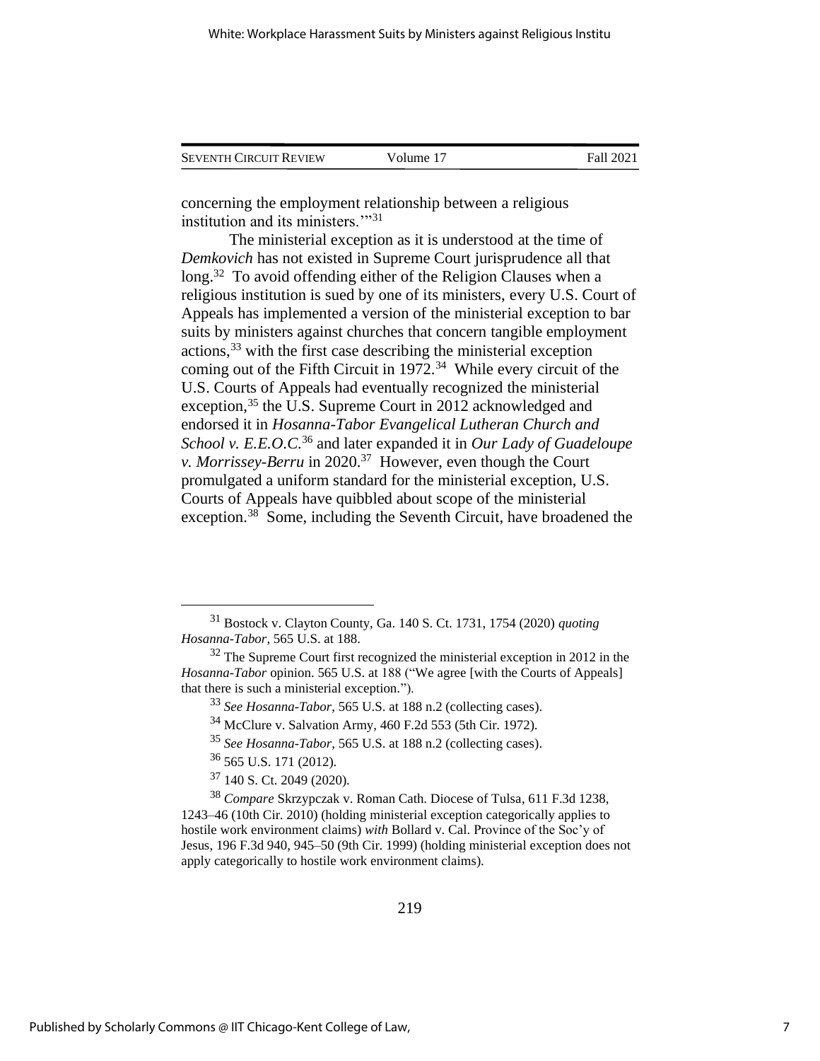concerning the employment relationship between a religious institution and its ministers.'"[31]

The ministerial exception as it is understood at the time of *Demkovich* has not existed in Supreme Court jurisprudence all that long.[32] To avoid offending either of the Religion Clauses when a religious institution is sued by one of its ministers, every U.S. Court of Appeals has implemented a version of the ministerial exception to bar suits by ministers against churches that concern tangible employment actions,[33] with the first case describing the ministerial exception coming out of the Fifth Circuit in 1972.[34] While every circuit of the U.S. Courts of Appeals had eventually recognized the ministerial exception,[35] the U.S. Supreme Court in 2012 acknowledged and endorsed it in *Hosanna-Tabor Evangelical Lutheran Church and School v. E.E.O.C.*[36] and later expanded it in *Our Lady of Guadeloupe v. Morrissey-Berru* in 2020.[37] However, even though the Court promulgated a uniform standard for the ministerial exception, U.S. Courts of Appeals have quibbled about scope of the ministerial exception.[38] Some, including the Seventh Circuit, have broadened the

---

[31] Bostock v. Clayton County, Ga. 140 S. Ct. 1731, 1754 (2020) *quoting Hosanna-Tabor*, 565 U.S. at 188.

[32] The Supreme Court first recognized the ministerial exception in 2012 in the *Hosanna-Tabor* opinion. 565 U.S. at 188 ("We agree [with the Courts of Appeals] that there is such a ministerial exception.").

[33] *See Hosanna-Tabor*, 565 U.S. at 188 n.2 (collecting cases).

[34] McClure v. Salvation Army, 460 F.2d 553 (5th Cir. 1972).

[35] *See Hosanna-Tabor*, 565 U.S. at 188 n.2 (collecting cases).

[36] 565 U.S. 171 (2012).

[37] 140 S. Ct. 2049 (2020).

[38] *Compare* Skrzypczak v. Roman Cath. Diocese of Tulsa, 611 F.3d 1238, 1243–46 (10th Cir. 2010) (holding ministerial exception categorically applies to hostile work environment claims) *with* Bollard v. Cal. Province of the Soc'y of Jesus, 196 F.3d 940, 945–50 (9th Cir. 1999) (holding ministerial exception does not apply categorically to hostile work environment claims).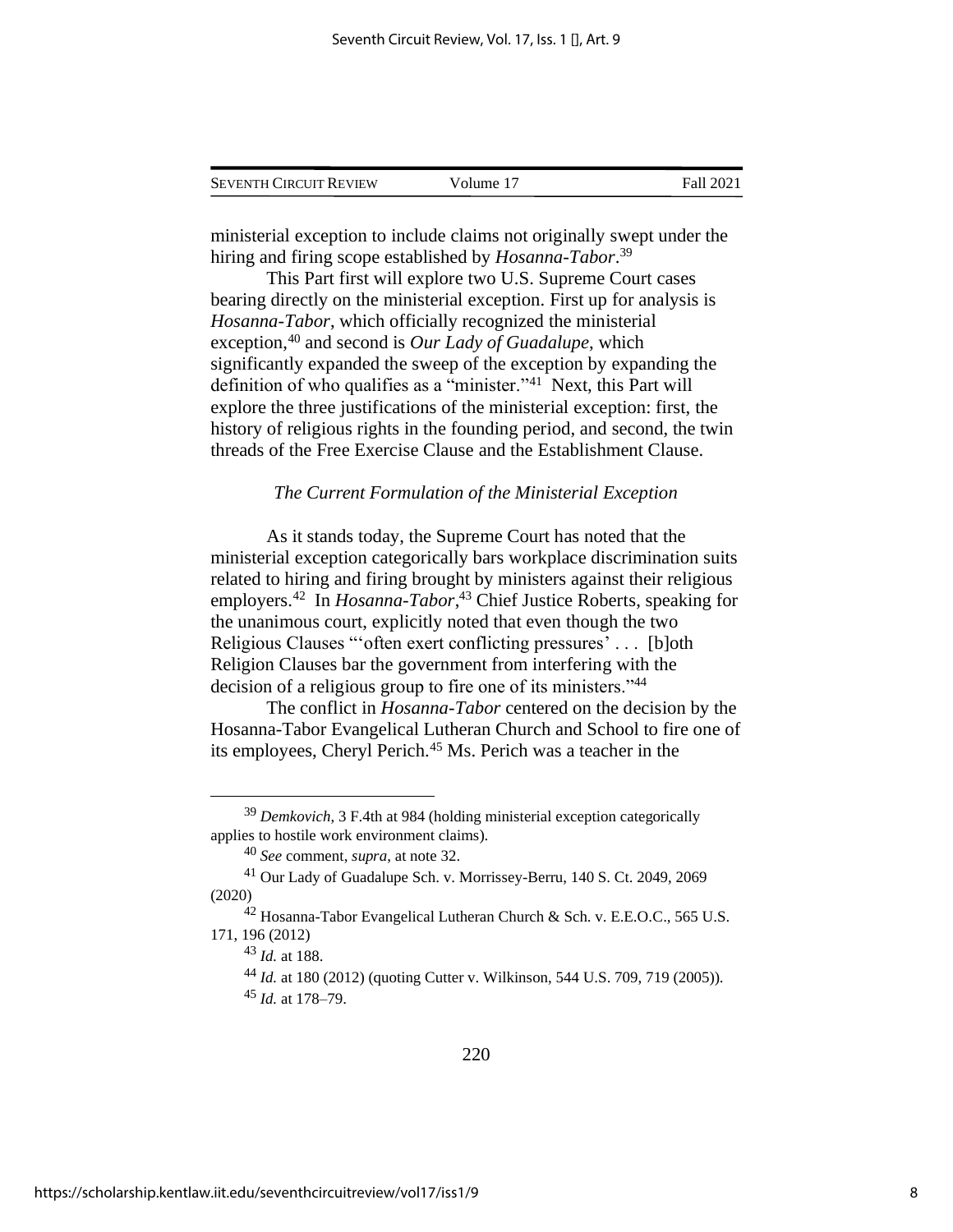ministerial exception to include claims not originally swept under the hiring and firing scope established by *Hosanna-Tabor*.[39]

This Part first will explore two U.S. Supreme Court cases bearing directly on the ministerial exception. First up for analysis is *Hosanna-Tabor*, which officially recognized the ministerial exception,[40] and second is *Our Lady of Guadalupe*, which significantly expanded the sweep of the exception by expanding the definition of who qualifies as a "minister."[41] Next, this Part will explore the three justifications of the ministerial exception: first, the history of religious rights in the founding period, and second, the twin threads of the Free Exercise Clause and the Establishment Clause.

*The Current Formulation of the Ministerial Exception*

As it stands today, the Supreme Court has noted that the ministerial exception categorically bars workplace discrimination suits related to hiring and firing brought by ministers against their religious employers.[42] In *Hosanna-Tabor*,[43] Chief Justice Roberts, speaking for the unanimous court, explicitly noted that even though the two Religious Clauses "'often exert conflicting pressures' . . . [b]oth Religion Clauses bar the government from interfering with the decision of a religious group to fire one of its ministers."[44]

The conflict in *Hosanna-Tabor* centered on the decision by the Hosanna-Tabor Evangelical Lutheran Church and School to fire one of its employees, Cheryl Perich.[45] Ms. Perich was a teacher in the

---

[39] *Demkovich*, 3 F.4th at 984 (holding ministerial exception categorically applies to hostile work environment claims).

[40] *See* comment, *supra*, at note 32.

[41] Our Lady of Guadalupe Sch. v. Morrissey-Berru, 140 S. Ct. 2049, 2069 (2020)

[42] Hosanna-Tabor Evangelical Lutheran Church & Sch. v. E.E.O.C., 565 U.S. 171, 196 (2012)

[43] *Id.* at 188.

[44] *Id.* at 180 (2012) (quoting Cutter v. Wilkinson, 544 U.S. 709, 719 (2005)).

[45] *Id.* at 178–79.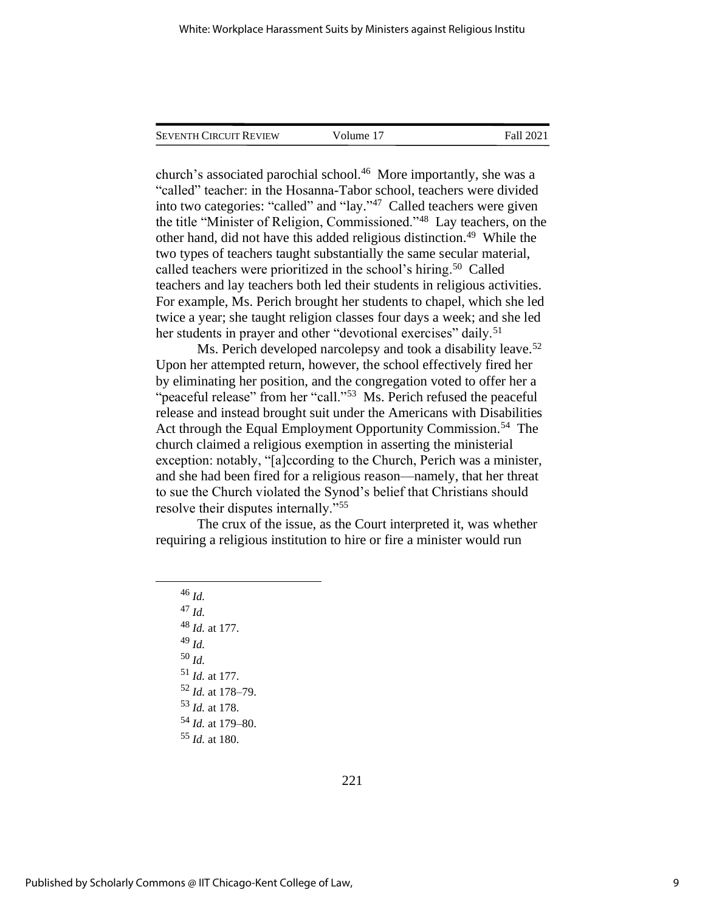church's associated parochial school.[46] More importantly, she was a "called" teacher: in the Hosanna-Tabor school, teachers were divided into two categories: "called" and "lay."[47] Called teachers were given the title "Minister of Religion, Commissioned."[48] Lay teachers, on the other hand, did not have this added religious distinction.[49] While the two types of teachers taught substantially the same secular material, called teachers were prioritized in the school's hiring.[50] Called teachers and lay teachers both led their students in religious activities. For example, Ms. Perich brought her students to chapel, which she led twice a year; she taught religion classes four days a week; and she led her students in prayer and other "devotional exercises" daily.[51]

Ms. Perich developed narcolepsy and took a disability leave.[52] Upon her attempted return, however, the school effectively fired her by eliminating her position, and the congregation voted to offer her a "peaceful release" from her "call."[53] Ms. Perich refused the peaceful release and instead brought suit under the Americans with Disabilities Act through the Equal Employment Opportunity Commission.[54] The church claimed a religious exemption in asserting the ministerial exception: notably, "[a]ccording to the Church, Perich was a minister, and she had been fired for a religious reason—namely, that her threat to sue the Church violated the Synod's belief that Christians should resolve their disputes internally."[55]

The crux of the issue, as the Court interpreted it, was whether requiring a religious institution to hire or fire a minister would run

---

[46] *Id.*

[47] *Id.*

[48] *Id.* at 177.

[49] *Id.*

[50] *Id.*

[51] *Id.* at 177.

[52] *Id.* at 178–79.

[53] *Id.* at 178.

[54] *Id.* at 179–80.

[55] *Id.* at 180.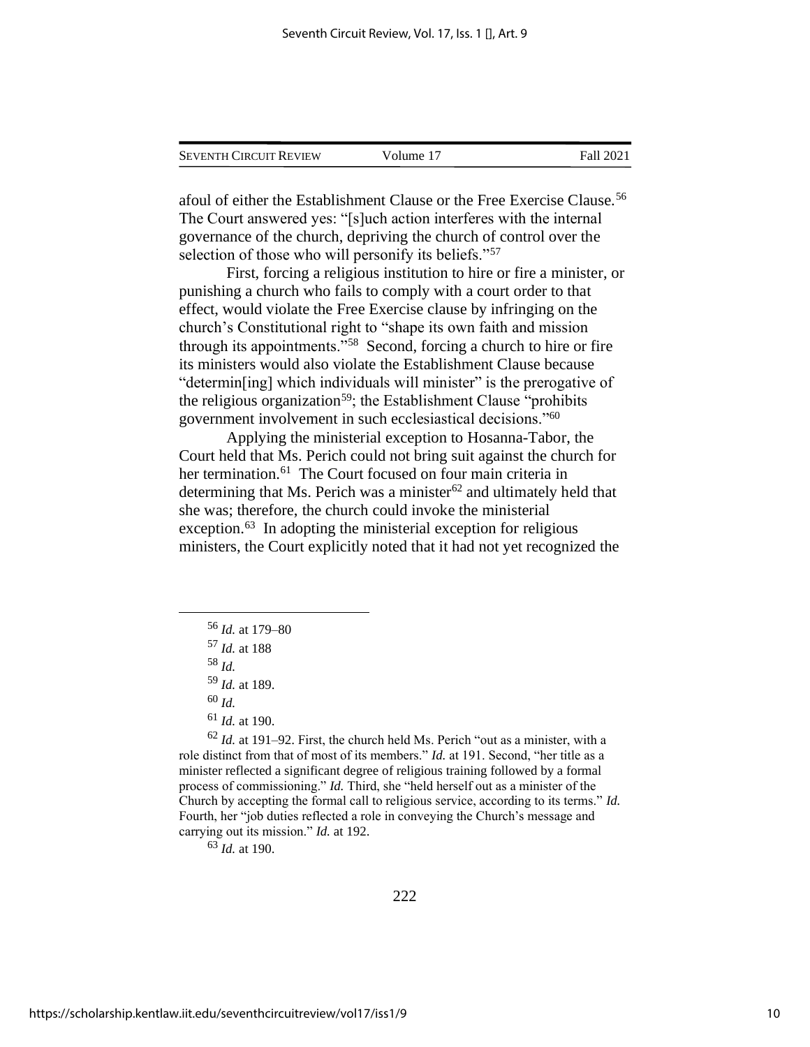afoul of either the Establishment Clause or the Free Exercise Clause.[56] The Court answered yes: "[s]uch action interferes with the internal governance of the church, depriving the church of control over the selection of those who will personify its beliefs."[57]

First, forcing a religious institution to hire or fire a minister, or punishing a church who fails to comply with a court order to that effect, would violate the Free Exercise clause by infringing on the church's Constitutional right to "shape its own faith and mission through its appointments."[58] Second, forcing a church to hire or fire its ministers would also violate the Establishment Clause because "determin[ing] which individuals will minister" is the prerogative of the religious organization[59]; the Establishment Clause "prohibits government involvement in such ecclesiastical decisions."[60]

Applying the ministerial exception to Hosanna-Tabor, the Court held that Ms. Perich could not bring suit against the church for her termination.[61] The Court focused on four main criteria in determining that Ms. Perich was a minister[62] and ultimately held that she was; therefore, the church could invoke the ministerial exception.[63] In adopting the ministerial exception for religious ministers, the Court explicitly noted that it had not yet recognized the

---

[56] *Id.* at 179–80

[57] *Id.* at 188

[58] *Id.*

[59] *Id.* at 189.

[60] *Id.*

[61] *Id.* at 190.

[62] *Id.* at 191–92. First, the church held Ms. Perich "out as a minister, with a role distinct from that of most of its members." *Id.* at 191. Second, "her title as a minister reflected a significant degree of religious training followed by a formal process of commissioning." *Id.* Third, she "held herself out as a minister of the Church by accepting the formal call to religious service, according to its terms." *Id.* Fourth, her "job duties reflected a role in conveying the Church's message and carrying out its mission." *Id.* at 192.

[63] *Id.* at 190.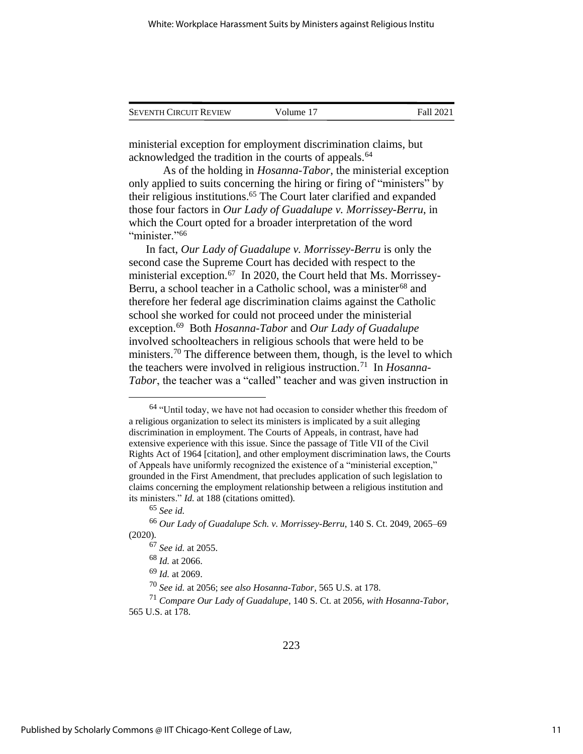ministerial exception for employment discrimination claims, but acknowledged the tradition in the courts of appeals.[64]

As of the holding in *Hosanna-Tabor*, the ministerial exception only applied to suits concerning the hiring or firing of "ministers" by their religious institutions.[65] The Court later clarified and expanded those four factors in *Our Lady of Guadalupe v. Morrissey-Berru*, in which the Court opted for a broader interpretation of the word "minister."[66]

In fact, *Our Lady of Guadalupe v. Morrissey-Berru* is only the second case the Supreme Court has decided with respect to the ministerial exception.[67] In 2020, the Court held that Ms. Morrissey-Berru, a school teacher in a Catholic school, was a minister[68] and therefore her federal age discrimination claims against the Catholic school she worked for could not proceed under the ministerial exception.[69] Both *Hosanna-Tabor* and *Our Lady of Guadalupe* involved schoolteachers in religious schools that were held to be ministers.[70] The difference between them, though, is the level to which the teachers were involved in religious instruction.[71] In *Hosanna-Tabor*, the teacher was a "called" teacher and was given instruction in

---

[64] "Until today, we have not had occasion to consider whether this freedom of a religious organization to select its ministers is implicated by a suit alleging discrimination in employment. The Courts of Appeals, in contrast, have had extensive experience with this issue. Since the passage of Title VII of the Civil Rights Act of 1964 [citation], and other employment discrimination laws, the Courts of Appeals have uniformly recognized the existence of a "ministerial exception," grounded in the First Amendment, that precludes application of such legislation to claims concerning the employment relationship between a religious institution and its ministers." *Id.* at 188 (citations omitted).

[65] *See id.*

[66] *Our Lady of Guadalupe Sch. v. Morrissey-Berru*, 140 S. Ct. 2049, 2065–69 (2020).

[67] *See id.* at 2055.

[68] *Id.* at 2066.

[69] *Id.* at 2069.

[70] *See id.* at 2056; *see also Hosanna-Tabor*, 565 U.S. at 178.

[71] *Compare Our Lady of Guadalupe*, 140 S. Ct. at 2056, *with Hosanna-Tabor*, 565 U.S. at 178.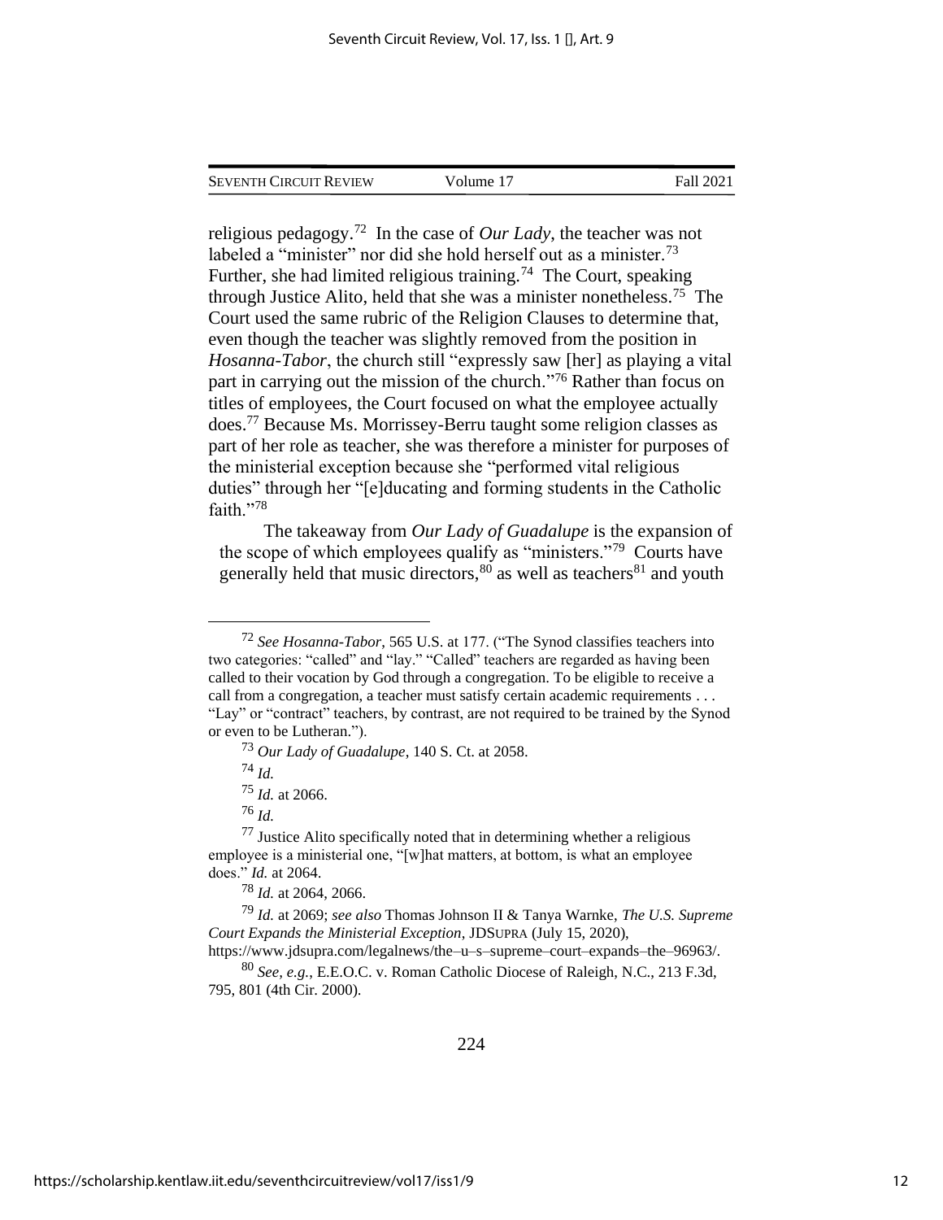religious pedagogy.[72] In the case of *Our Lady*, the teacher was not labeled a "minister" nor did she hold herself out as a minister.[73] Further, she had limited religious training.[74] The Court, speaking through Justice Alito, held that she was a minister nonetheless.[75] The Court used the same rubric of the Religion Clauses to determine that, even though the teacher was slightly removed from the position in *Hosanna-Tabor*, the church still "expressly saw [her] as playing a vital part in carrying out the mission of the church."[76] Rather than focus on titles of employees, the Court focused on what the employee actually does.[77] Because Ms. Morrissey-Berru taught some religion classes as part of her role as teacher, she was therefore a minister for purposes of the ministerial exception because she "performed vital religious duties" through her "[e]ducating and forming students in the Catholic faith."[78]

The takeaway from *Our Lady of Guadalupe* is the expansion of the scope of which employees qualify as "ministers."[79] Courts have generally held that music directors,[80] as well as teachers[81] and youth

---

[72] *See Hosanna-Tabor*, 565 U.S. at 177. ("The Synod classifies teachers into two categories: "called" and "lay." "Called" teachers are regarded as having been called to their vocation by God through a congregation. To be eligible to receive a call from a congregation, a teacher must satisfy certain academic requirements . . . "Lay" or "contract" teachers, by contrast, are not required to be trained by the Synod or even to be Lutheran.").

[73] *Our Lady of Guadalupe*, 140 S. Ct. at 2058.

[74] *Id.*

[75] *Id.* at 2066.

[76] *Id.*

[77] Justice Alito specifically noted that in determining whether a religious employee is a ministerial one, "[w]hat matters, at bottom, is what an employee does." *Id.* at 2064.

[78] *Id.* at 2064, 2066.

[79] *Id.* at 2069; *see also* Thomas Johnson II & Tanya Warnke, *The U.S. Supreme Court Expands the Ministerial Exception*, JDSUPRA (July 15, 2020), https://www.jdsupra.com/legalnews/the–u–s–supreme–court–expands–the–96963/.

[80] *See, e.g.*, E.E.O.C. v. Roman Catholic Diocese of Raleigh, N.C., 213 F.3d, 795, 801 (4th Cir. 2000).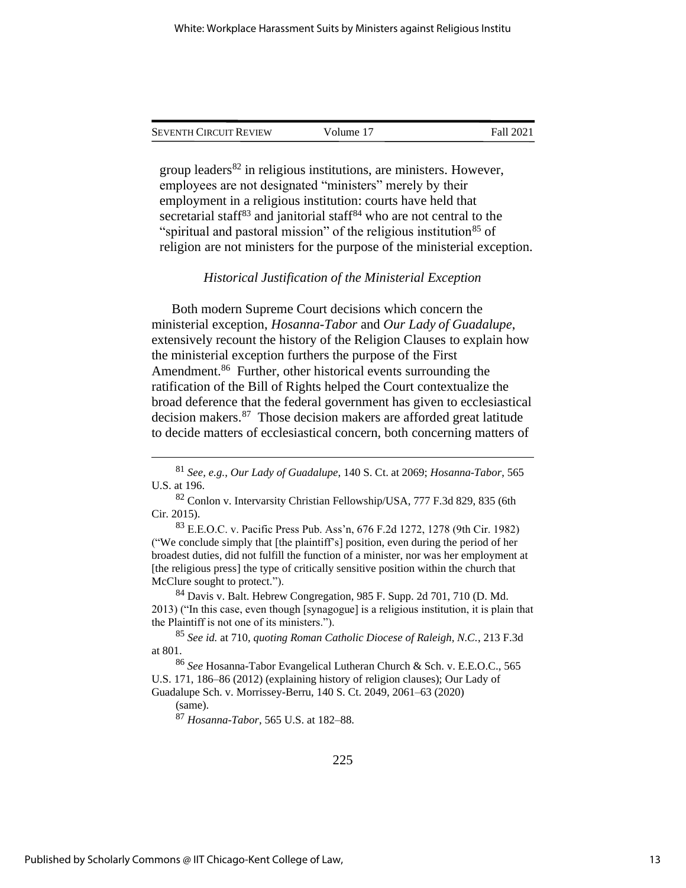group leaders[82] in religious institutions, are ministers. However, employees are not designated "ministers" merely by their employment in a religious institution: courts have held that secretarial staff[83] and janitorial staff[84] who are not central to the "spiritual and pastoral mission" of the religious institution[85] of religion are not ministers for the purpose of the ministerial exception.

### *Historical Justification of the Ministerial Exception*

Both modern Supreme Court decisions which concern the ministerial exception, *Hosanna-Tabor* and *Our Lady of Guadalupe*, extensively recount the history of the Religion Clauses to explain how the ministerial exception furthers the purpose of the First Amendment.[86] Further, other historical events surrounding the ratification of the Bill of Rights helped the Court contextualize the broad deference that the federal government has given to ecclesiastical decision makers.[87] Those decision makers are afforded great latitude to decide matters of ecclesiastical concern, both concerning matters of

---

[81] *See, e.g.*, *Our Lady of Guadalupe*, 140 S. Ct. at 2069; *Hosanna-Tabor*, 565 U.S. at 196.

[82] Conlon v. Intervarsity Christian Fellowship/USA, 777 F.3d 829, 835 (6th Cir. 2015).

[83] E.E.O.C. v. Pacific Press Pub. Ass'n, 676 F.2d 1272, 1278 (9th Cir. 1982) ("We conclude simply that [the plaintiff's] position, even during the period of her broadest duties, did not fulfill the function of a minister, nor was her employment at [the religious press] the type of critically sensitive position within the church that McClure sought to protect.").

[84] Davis v. Balt. Hebrew Congregation, 985 F. Supp. 2d 701, 710 (D. Md. 2013) ("In this case, even though [synagogue] is a religious institution, it is plain that the Plaintiff is not one of its ministers.").

[85] *See id.* at 710, *quoting Roman Catholic Diocese of Raleigh, N.C.*, 213 F.3d at 801.

[86] *See* Hosanna-Tabor Evangelical Lutheran Church & Sch. v. E.E.O.C., 565 U.S. 171, 186–86 (2012) (explaining history of religion clauses); Our Lady of Guadalupe Sch. v. Morrissey-Berru, 140 S. Ct. 2049, 2061–63 (2020) (same).

[87] *Hosanna-Tabor*, 565 U.S. at 182–88.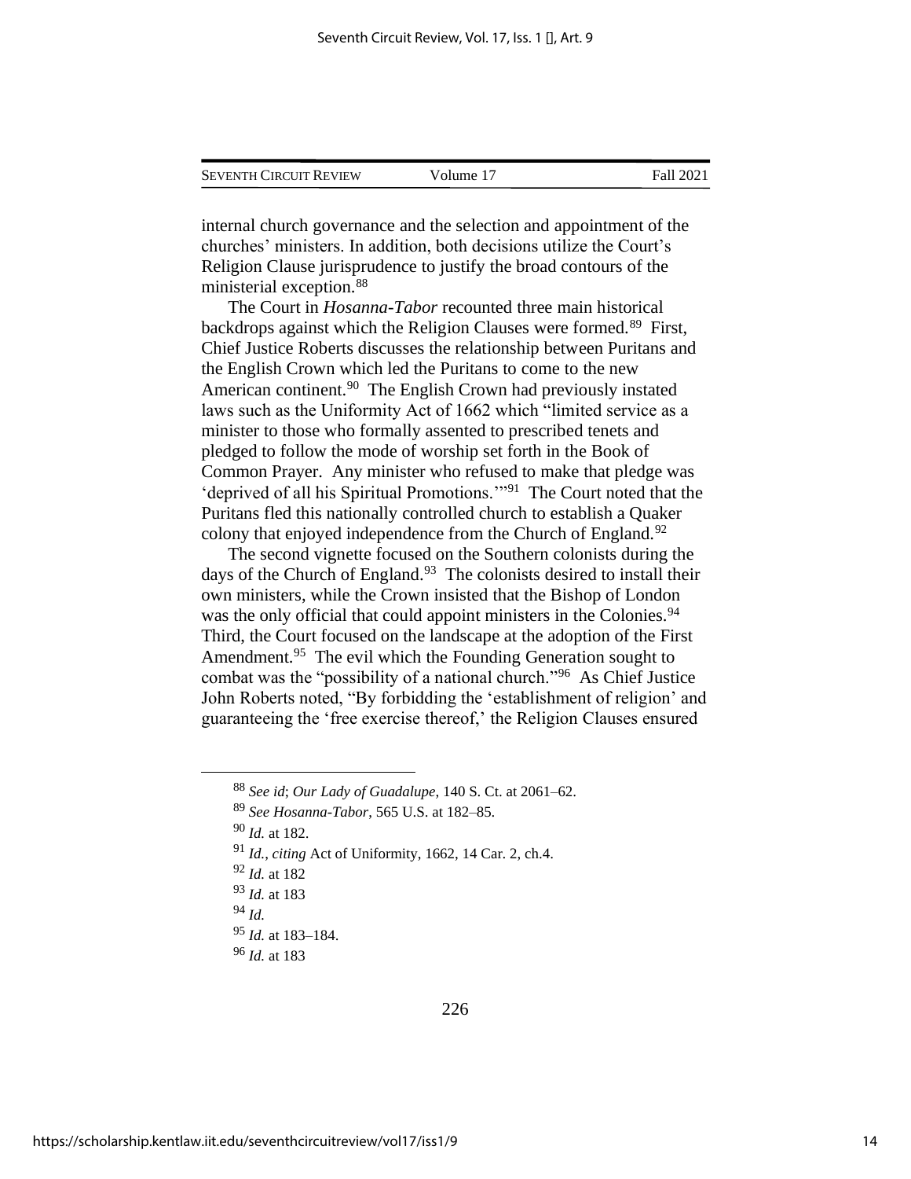internal church governance and the selection and appointment of the churches' ministers. In addition, both decisions utilize the Court's Religion Clause jurisprudence to justify the broad contours of the ministerial exception.[88]

The Court in *Hosanna-Tabor* recounted three main historical backdrops against which the Religion Clauses were formed.[89] First, Chief Justice Roberts discusses the relationship between Puritans and the English Crown which led the Puritans to come to the new American continent.[90] The English Crown had previously instated laws such as the Uniformity Act of 1662 which "limited service as a minister to those who formally assented to prescribed tenets and pledged to follow the mode of worship set forth in the Book of Common Prayer. Any minister who refused to make that pledge was 'deprived of all his Spiritual Promotions.'"[91] The Court noted that the Puritans fled this nationally controlled church to establish a Quaker colony that enjoyed independence from the Church of England.[92]

The second vignette focused on the Southern colonists during the days of the Church of England.[93] The colonists desired to install their own ministers, while the Crown insisted that the Bishop of London was the only official that could appoint ministers in the Colonies.[94] Third, the Court focused on the landscape at the adoption of the First Amendment.[95] The evil which the Founding Generation sought to combat was the "possibility of a national church."[96] As Chief Justice John Roberts noted, "By forbidding the 'establishment of religion' and guaranteeing the 'free exercise thereof,' the Religion Clauses ensured

---

[88] *See id*; *Our Lady of Guadalupe*, 140 S. Ct. at 2061–62.

[89] *See Hosanna-Tabor*, 565 U.S. at 182–85.

[90] *Id.* at 182.

[91] *Id.*, *citing* Act of Uniformity, 1662, 14 Car. 2, ch.4.

[92] *Id.* at 182

[93] *Id.* at 183

[94] *Id.*

[95] *Id.* at 183–184.

[96] *Id.* at 183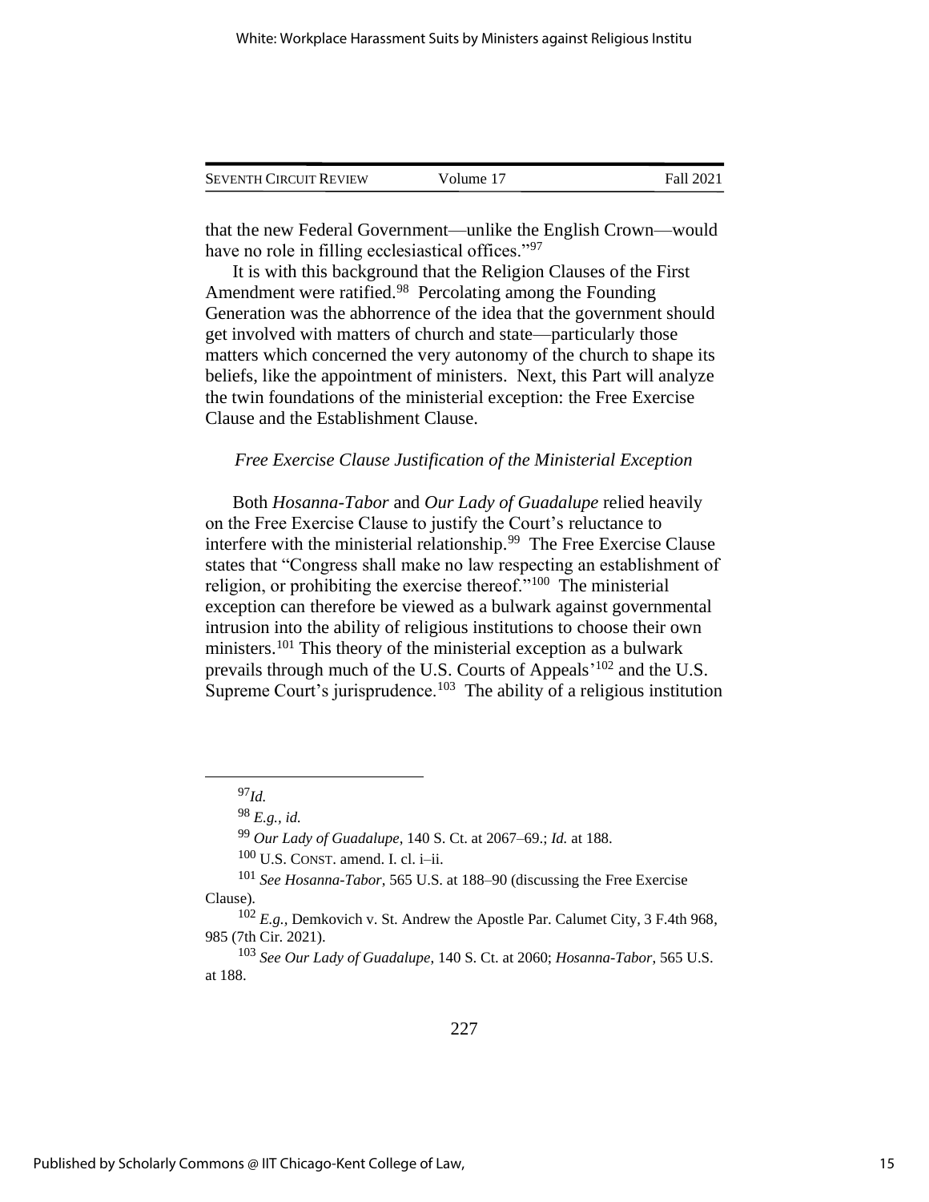that the new Federal Government—unlike the English Crown—would have no role in filling ecclesiastical offices."[97]

It is with this background that the Religion Clauses of the First Amendment were ratified.[98] Percolating among the Founding Generation was the abhorrence of the idea that the government should get involved with matters of church and state—particularly those matters which concerned the very autonomy of the church to shape its beliefs, like the appointment of ministers. Next, this Part will analyze the twin foundations of the ministerial exception: the Free Exercise Clause and the Establishment Clause.

*Free Exercise Clause Justification of the Ministerial Exception*

Both *Hosanna-Tabor* and *Our Lady of Guadalupe* relied heavily on the Free Exercise Clause to justify the Court's reluctance to interfere with the ministerial relationship.[99] The Free Exercise Clause states that "Congress shall make no law respecting an establishment of religion, or prohibiting the exercise thereof."[100] The ministerial exception can therefore be viewed as a bulwark against governmental intrusion into the ability of religious institutions to choose their own ministers.[101] This theory of the ministerial exception as a bulwark prevails through much of the U.S. Courts of Appeals'[102] and the U.S. Supreme Court's jurisprudence.[103] The ability of a religious institution

---

[97] *Id.*

[98] *E.g.*, *id.*

[99] *Our Lady of Guadalupe*, 140 S. Ct. at 2067–69.; *Id.* at 188.

[100] U.S. CONST. amend. I. cl. i–ii.

[101] *See Hosanna-Tabor*, 565 U.S. at 188–90 (discussing the Free Exercise Clause).

[102] *E.g.*, Demkovich v. St. Andrew the Apostle Par. Calumet City, 3 F.4th 968, 985 (7th Cir. 2021).

[103] *See Our Lady of Guadalupe*, 140 S. Ct. at 2060; *Hosanna-Tabor*, 565 U.S. at 188.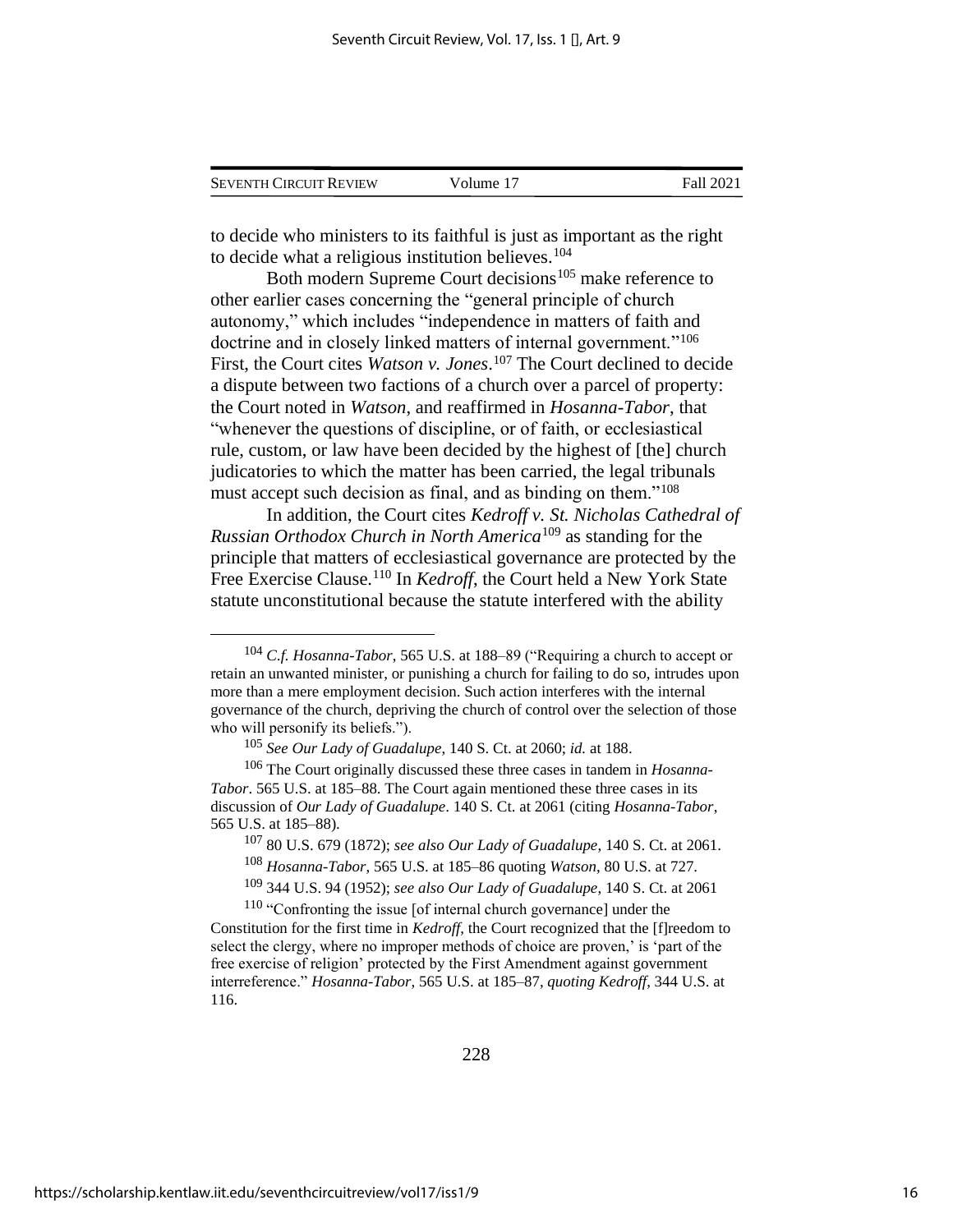to decide who ministers to its faithful is just as important as the right to decide what a religious institution believes.[104]

Both modern Supreme Court decisions[105] make reference to other earlier cases concerning the "general principle of church autonomy," which includes "independence in matters of faith and doctrine and in closely linked matters of internal government."[106] First, the Court cites *Watson v. Jones*.[107] The Court declined to decide a dispute between two factions of a church over a parcel of property: the Court noted in *Watson,* and reaffirmed in *Hosanna-Tabor*, that "whenever the questions of discipline, or of faith, or ecclesiastical rule, custom, or law have been decided by the highest of [the] church judicatories to which the matter has been carried, the legal tribunals must accept such decision as final, and as binding on them."[108]

In addition, the Court cites *Kedroff v. St. Nicholas Cathedral of Russian Orthodox Church in North America*[109] as standing for the principle that matters of ecclesiastical governance are protected by the Free Exercise Clause.[110] In *Kedroff*, the Court held a New York State statute unconstitutional because the statute interfered with the ability

---

[104] *C.f. Hosanna-Tabor*, 565 U.S. at 188–89 ("Requiring a church to accept or retain an unwanted minister, or punishing a church for failing to do so, intrudes upon more than a mere employment decision. Such action interferes with the internal governance of the church, depriving the church of control over the selection of those who will personify its beliefs.").

[105] *See Our Lady of Guadalupe*, 140 S. Ct. at 2060; *id.* at 188.

[106] The Court originally discussed these three cases in tandem in *Hosanna-Tabor*. 565 U.S. at 185–88. The Court again mentioned these three cases in its discussion of *Our Lady of Guadalupe*. 140 S. Ct. at 2061 (citing *Hosanna-Tabor*, 565 U.S. at 185–88).

[107] 80 U.S. 679 (1872); *see also Our Lady of Guadalupe*, 140 S. Ct. at 2061.

[108] *Hosanna-Tabor*, 565 U.S. at 185–86 quoting *Watson*, 80 U.S. at 727.

[109] 344 U.S. 94 (1952); *see also Our Lady of Guadalupe*, 140 S. Ct. at 2061

[110] "Confronting the issue [of internal church governance] under the Constitution for the first time in *Kedroff*, the Court recognized that the [f]reedom to select the clergy, where no improper methods of choice are proven,' is 'part of the free exercise of religion' protected by the First Amendment against government interreference." *Hosanna-Tabor*, 565 U.S. at 185–87, *quoting Kedroff*, 344 U.S. at 116.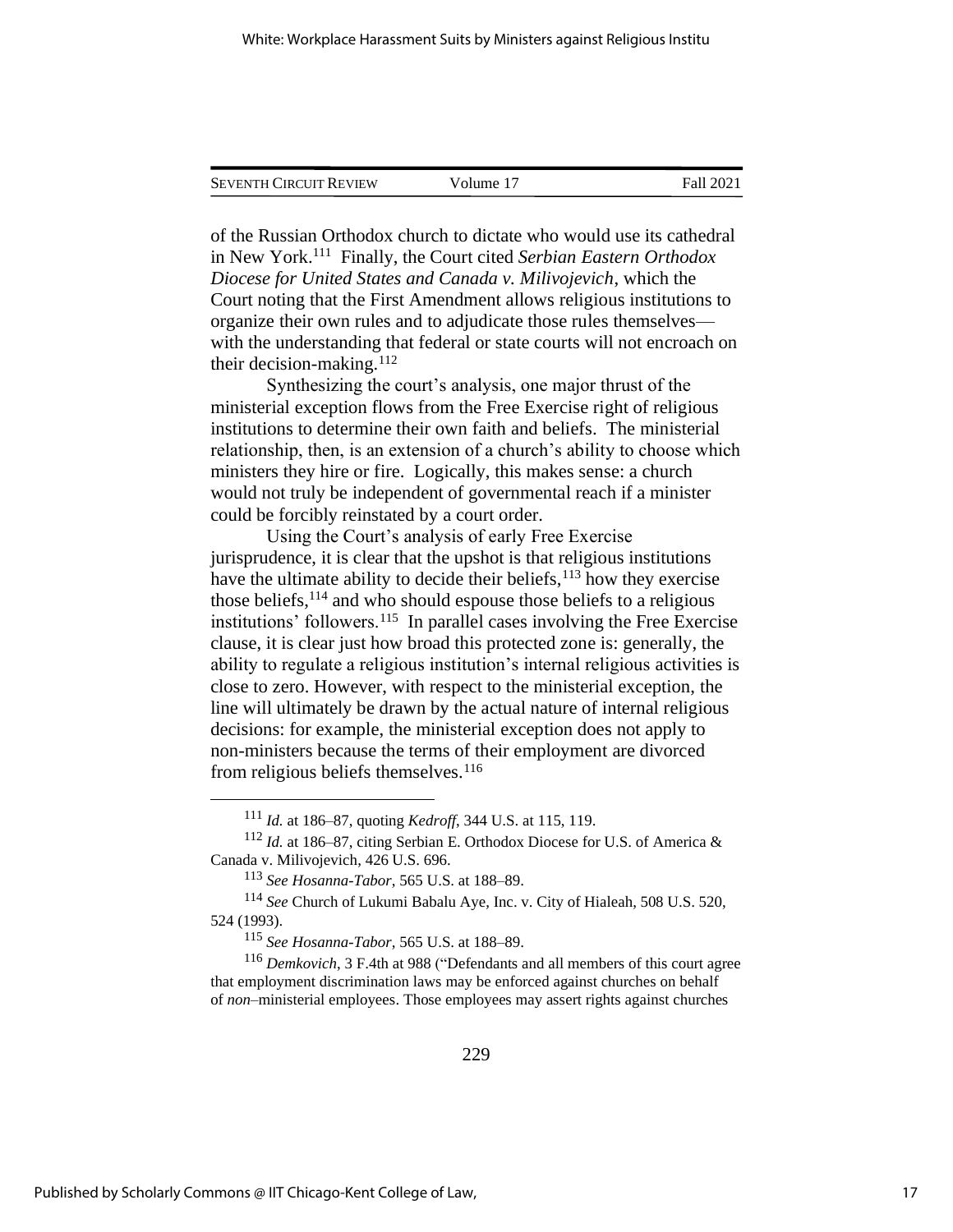of the Russian Orthodox church to dictate who would use its cathedral in New York.[111] Finally, the Court cited *Serbian Eastern Orthodox Diocese for United States and Canada v. Milivojevich*, which the Court noting that the First Amendment allows religious institutions to organize their own rules and to adjudicate those rules themselves—with the understanding that federal or state courts will not encroach on their decision-making.[112]

Synthesizing the court's analysis, one major thrust of the ministerial exception flows from the Free Exercise right of religious institutions to determine their own faith and beliefs. The ministerial relationship, then, is an extension of a church's ability to choose which ministers they hire or fire. Logically, this makes sense: a church would not truly be independent of governmental reach if a minister could be forcibly reinstated by a court order.

Using the Court's analysis of early Free Exercise jurisprudence, it is clear that the upshot is that religious institutions have the ultimate ability to decide their beliefs,[113] how they exercise those beliefs,[114] and who should espouse those beliefs to a religious institutions' followers.[115] In parallel cases involving the Free Exercise clause, it is clear just how broad this protected zone is: generally, the ability to regulate a religious institution's internal religious activities is close to zero. However, with respect to the ministerial exception, the line will ultimately be drawn by the actual nature of internal religious decisions: for example, the ministerial exception does not apply to non-ministers because the terms of their employment are divorced from religious beliefs themselves.[116]

---

[111] *Id.* at 186–87, quoting *Kedroff*, 344 U.S. at 115, 119.

[112] *Id.* at 186–87, citing Serbian E. Orthodox Diocese for U.S. of America & Canada v. Milivojevich, 426 U.S. 696.

[113] *See Hosanna-Tabor*, 565 U.S. at 188–89.

[114] *See* Church of Lukumi Babalu Aye, Inc. v. City of Hialeah, 508 U.S. 520, 524 (1993).

[115] *See Hosanna-Tabor*, 565 U.S. at 188–89.

[116] *Demkovich*, 3 F.4th at 988 ("Defendants and all members of this court agree that employment discrimination laws may be enforced against churches on behalf of *non*–ministerial employees. Those employees may assert rights against churches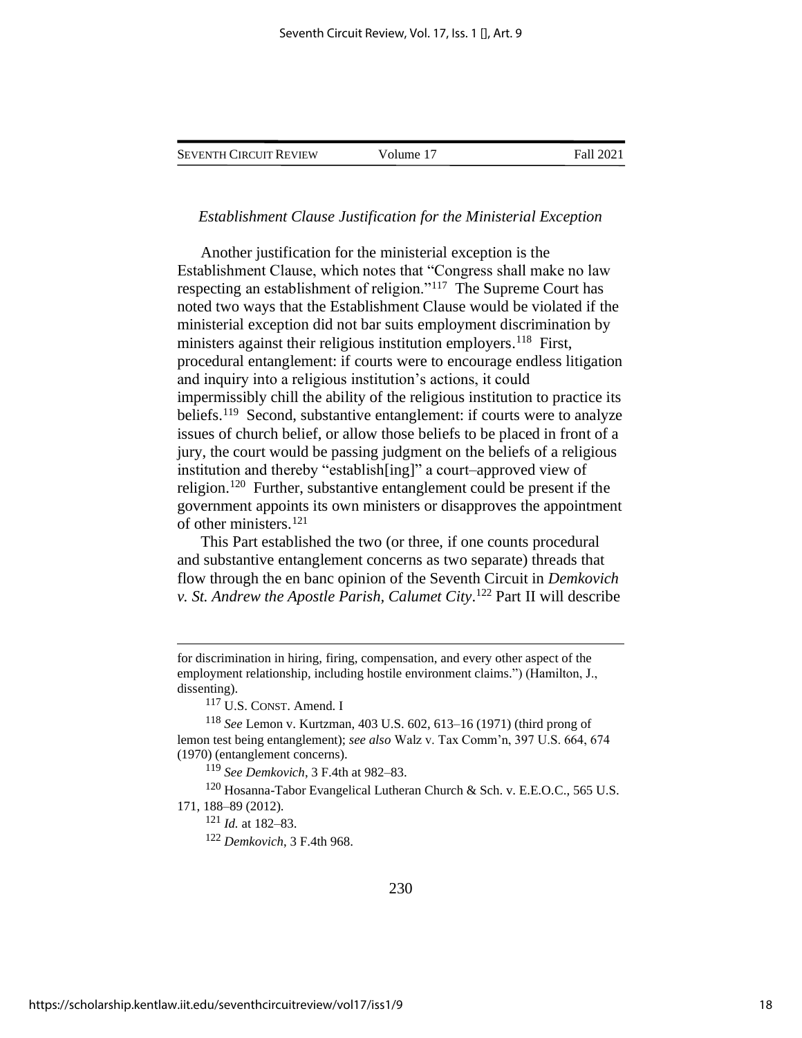*Establishment Clause Justification for the Ministerial Exception*

Another justification for the ministerial exception is the Establishment Clause, which notes that "Congress shall make no law respecting an establishment of religion."[117] The Supreme Court has noted two ways that the Establishment Clause would be violated if the ministerial exception did not bar suits employment discrimination by ministers against their religious institution employers.[118] First, procedural entanglement: if courts were to encourage endless litigation and inquiry into a religious institution's actions, it could impermissibly chill the ability of the religious institution to practice its beliefs.[119] Second, substantive entanglement: if courts were to analyze issues of church belief, or allow those beliefs to be placed in front of a jury, the court would be passing judgment on the beliefs of a religious institution and thereby "establish[ing]" a court–approved view of religion.[120] Further, substantive entanglement could be present if the government appoints its own ministers or disapproves the appointment of other ministers.[121]

This Part established the two (or three, if one counts procedural and substantive entanglement concerns as two separate) threads that flow through the en banc opinion of the Seventh Circuit in *Demkovich v. St. Andrew the Apostle Parish, Calumet City*.[122] Part II will describe

---

for discrimination in hiring, firing, compensation, and every other aspect of the employment relationship, including hostile environment claims.") (Hamilton, J., dissenting).

[117] U.S. CONST. Amend. I

[118] *See* Lemon v. Kurtzman, 403 U.S. 602, 613–16 (1971) (third prong of lemon test being entanglement); *see also* Walz v. Tax Comm'n, 397 U.S. 664, 674 (1970) (entanglement concerns).

[119] *See Demkovich*, 3 F.4th at 982–83.

[120] Hosanna-Tabor Evangelical Lutheran Church & Sch. v. E.E.O.C., 565 U.S. 171, 188–89 (2012).

[121] *Id.* at 182–83.

[122] *Demkovich*, 3 F.4th 968.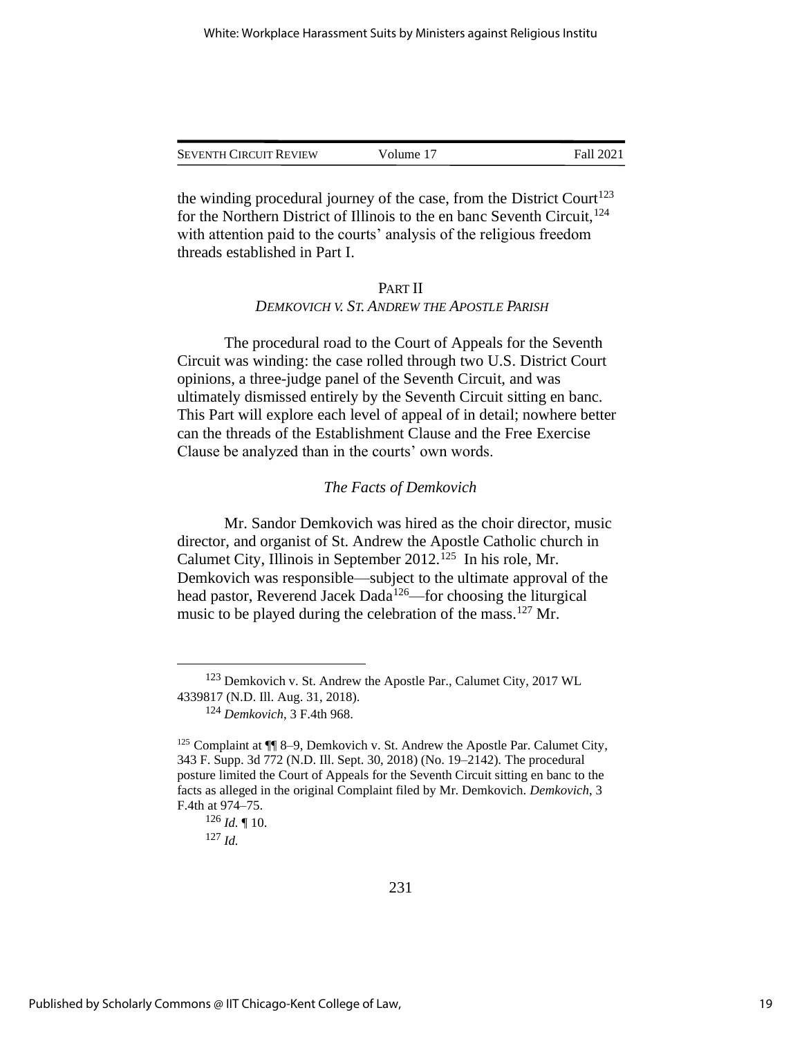the winding procedural journey of the case, from the District Court[123] for the Northern District of Illinois to the en banc Seventh Circuit,[124] with attention paid to the courts' analysis of the religious freedom threads established in Part I.

## PART II
### *DEMKOVICH V. ST. ANDREW THE APOSTLE PARISH*

The procedural road to the Court of Appeals for the Seventh Circuit was winding: the case rolled through two U.S. District Court opinions, a three-judge panel of the Seventh Circuit, and was ultimately dismissed entirely by the Seventh Circuit sitting en banc. This Part will explore each level of appeal of in detail; nowhere better can the threads of the Establishment Clause and the Free Exercise Clause be analyzed than in the courts' own words.

#### *The Facts of Demkovich*

Mr. Sandor Demkovich was hired as the choir director, music director, and organist of St. Andrew the Apostle Catholic church in Calumet City, Illinois in September 2012.[125] In his role, Mr. Demkovich was responsible—subject to the ultimate approval of the head pastor, Reverend Jacek Dada[126]—for choosing the liturgical music to be played during the celebration of the mass.[127] Mr.

---

[123] Demkovich v. St. Andrew the Apostle Par., Calumet City, 2017 WL 4339817 (N.D. Ill. Aug. 31, 2018).

[124] *Demkovich*, 3 F.4th 968.

[125] Complaint at ¶¶ 8–9, Demkovich v. St. Andrew the Apostle Par. Calumet City, 343 F. Supp. 3d 772 (N.D. Ill. Sept. 30, 2018) (No. 19–2142). The procedural posture limited the Court of Appeals for the Seventh Circuit sitting en banc to the facts as alleged in the original Complaint filed by Mr. Demkovich. *Demkovich*, 3 F.4th at 974–75.

[126] *Id.* ¶ 10.

[127] *Id.*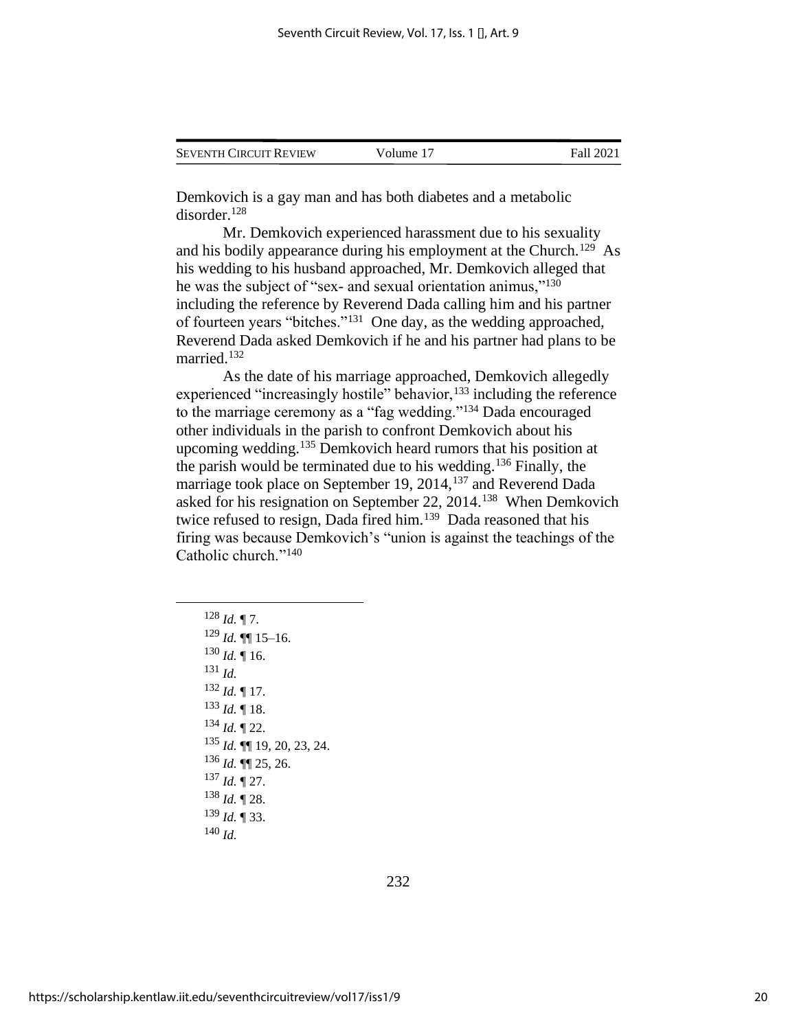Demkovich is a gay man and has both diabetes and a metabolic disorder.[128]

Mr. Demkovich experienced harassment due to his sexuality and his bodily appearance during his employment at the Church.[129] As his wedding to his husband approached, Mr. Demkovich alleged that he was the subject of "sex- and sexual orientation animus,"[130] including the reference by Reverend Dada calling him and his partner of fourteen years "bitches."[131] One day, as the wedding approached, Reverend Dada asked Demkovich if he and his partner had plans to be married.[132]

As the date of his marriage approached, Demkovich allegedly experienced "increasingly hostile" behavior,[133] including the reference to the marriage ceremony as a "fag wedding."[134] Dada encouraged other individuals in the parish to confront Demkovich about his upcoming wedding.[135] Demkovich heard rumors that his position at the parish would be terminated due to his wedding.[136] Finally, the marriage took place on September 19, 2014,[137] and Reverend Dada asked for his resignation on September 22, 2014.[138] When Demkovich twice refused to resign, Dada fired him.[139] Dada reasoned that his firing was because Demkovich's "union is against the teachings of the Catholic church."[140]

---

[128] *Id.* ¶ 7.
[129] *Id.* ¶¶ 15–16.
[130] *Id.* ¶ 16.
[131] *Id.*
[132] *Id.* ¶ 17.
[133] *Id.* ¶ 18.
[134] *Id.* ¶ 22.
[135] *Id.* ¶¶ 19, 20, 23, 24.
[136] *Id.* ¶¶ 25, 26.
[137] *Id.* ¶ 27.
[138] *Id.* ¶ 28.
[139] *Id.* ¶ 33.
[140] *Id.*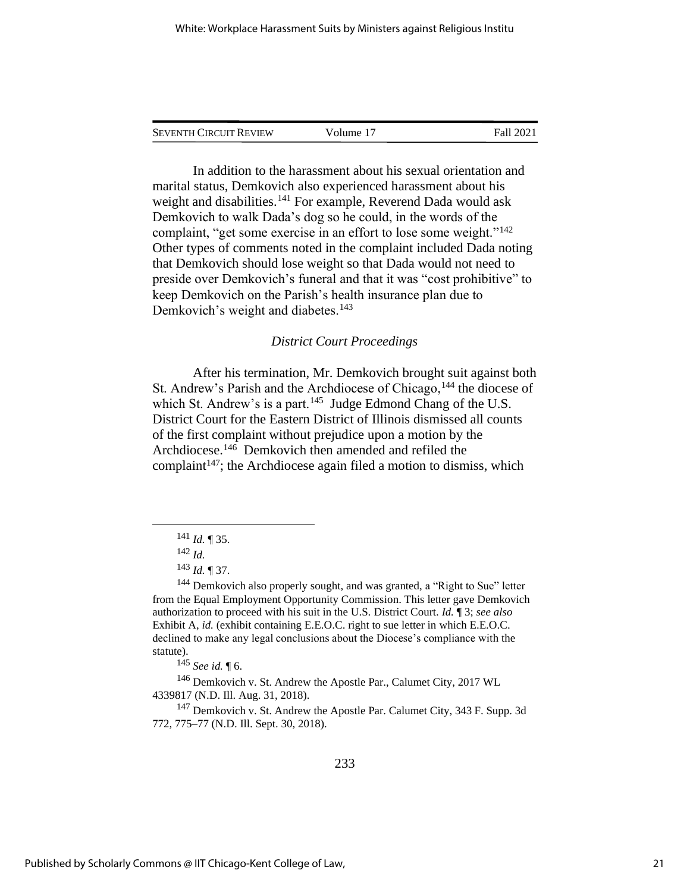In addition to the harassment about his sexual orientation and marital status, Demkovich also experienced harassment about his weight and disabilities.[141] For example, Reverend Dada would ask Demkovich to walk Dada's dog so he could, in the words of the complaint, "get some exercise in an effort to lose some weight."[142] Other types of comments noted in the complaint included Dada noting that Demkovich should lose weight so that Dada would not need to preside over Demkovich's funeral and that it was "cost prohibitive" to keep Demkovich on the Parish's health insurance plan due to Demkovich's weight and diabetes.[143]

*District Court Proceedings*

After his termination, Mr. Demkovich brought suit against both St. Andrew's Parish and the Archdiocese of Chicago,[144] the diocese of which St. Andrew's is a part.[145] Judge Edmond Chang of the U.S. District Court for the Eastern District of Illinois dismissed all counts of the first complaint without prejudice upon a motion by the Archdiocese.[146] Demkovich then amended and refiled the complaint[147]; the Archdiocese again filed a motion to dismiss, which

---

[141] *Id.* ¶ 35.

[142] *Id.*

[143] *Id.* ¶ 37.

[144] Demkovich also properly sought, and was granted, a "Right to Sue" letter from the Equal Employment Opportunity Commission. This letter gave Demkovich authorization to proceed with his suit in the U.S. District Court. *Id.* ¶ 3; *see also* Exhibit A, *id.* (exhibit containing E.E.O.C. right to sue letter in which E.E.O.C. declined to make any legal conclusions about the Diocese's compliance with the statute).

[145] *See id.* ¶ 6.

[146] Demkovich v. St. Andrew the Apostle Par., Calumet City, 2017 WL 4339817 (N.D. Ill. Aug. 31, 2018).

[147] Demkovich v. St. Andrew the Apostle Par. Calumet City, 343 F. Supp. 3d 772, 775–77 (N.D. Ill. Sept. 30, 2018).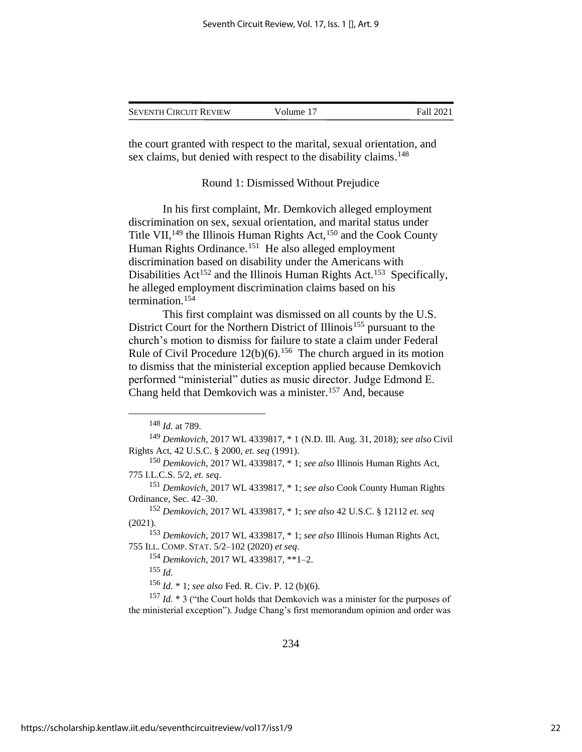the court granted with respect to the marital, sexual orientation, and sex claims, but denied with respect to the disability claims.[148]

Round 1: Dismissed Without Prejudice

In his first complaint, Mr. Demkovich alleged employment discrimination on sex, sexual orientation, and marital status under Title VII,[149] the Illinois Human Rights Act,[150] and the Cook County Human Rights Ordinance.[151] He also alleged employment discrimination based on disability under the Americans with Disabilities Act[152] and the Illinois Human Rights Act.[153] Specifically, he alleged employment discrimination claims based on his termination.[154]

This first complaint was dismissed on all counts by the U.S. District Court for the Northern District of Illinois[155] pursuant to the church's motion to dismiss for failure to state a claim under Federal Rule of Civil Procedure 12(b)(6).[156] The church argued in its motion to dismiss that the ministerial exception applied because Demkovich performed "ministerial" duties as music director. Judge Edmond E. Chang held that Demkovich was a minister.[157] And, because

[148] *Id.* at 789.

[149] *Demkovich*, 2017 WL 4339817, * 1 (N.D. Ill. Aug. 31, 2018); *see also* Civil Rights Act, 42 U.S.C. § 2000, *et. seq* (1991).

[150] *Demkovich*, 2017 WL 4339817, * 1; *see also* Illinois Human Rights Act, 775 I.L.C.S. 5/2, *et. seq*.

[151] *Demkovich*, 2017 WL 4339817, * 1; *see also* Cook County Human Rights Ordinance, Sec. 42–30.

[152] *Demkovich*, 2017 WL 4339817, * 1; *see also* 42 U.S.C. § 12112 *et. seq* (2021).

[153] *Demkovich*, 2017 WL 4339817, * 1; *see also* Illinois Human Rights Act, 755 ILL. COMP. STAT. 5/2–102 (2020) *et seq*.

[154] *Demkovich*, 2017 WL 4339817, **1–2.

[155] *Id.*

[156] *Id.* * 1; *see also* Fed. R. Civ. P. 12 (b)(6).

[157] *Id.* * 3 ("the Court holds that Demkovich was a minister for the purposes of the ministerial exception"). Judge Chang's first memorandum opinion and order was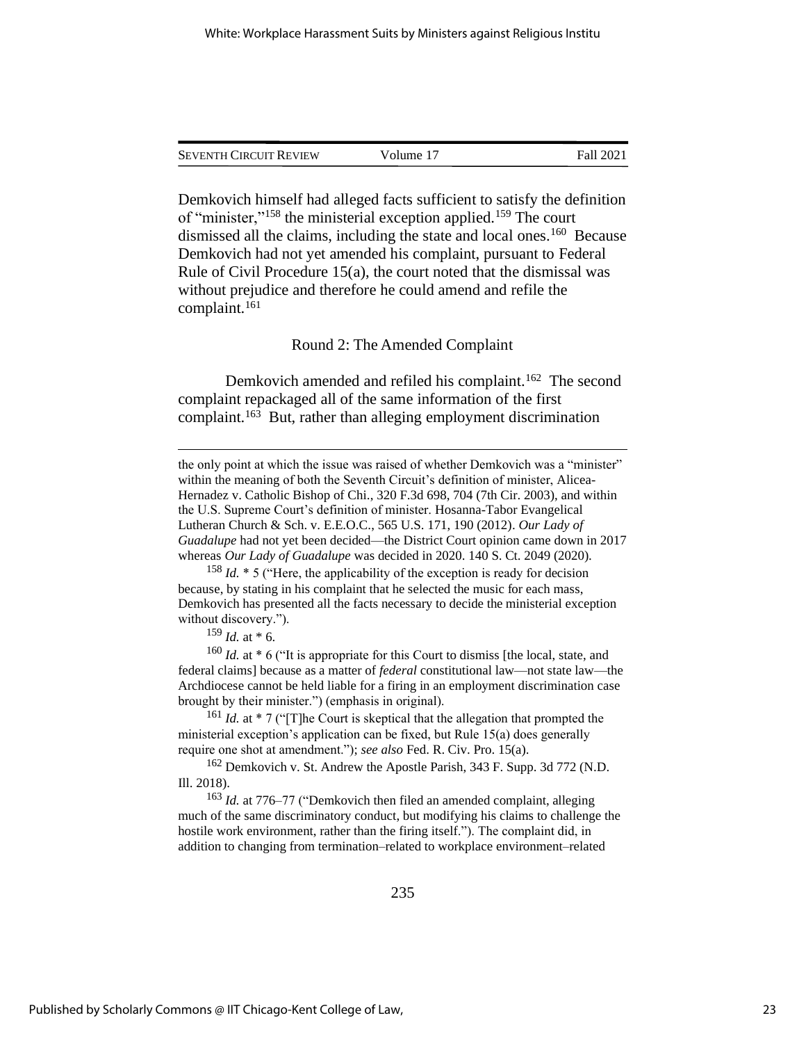Demkovich himself had alleged facts sufficient to satisfy the definition of "minister,"[158] the ministerial exception applied.[159] The court dismissed all the claims, including the state and local ones.[160] Because Demkovich had not yet amended his complaint, pursuant to Federal Rule of Civil Procedure 15(a), the court noted that the dismissal was without prejudice and therefore he could amend and refile the complaint.[161]

### Round 2: The Amended Complaint

Demkovich amended and refiled his complaint.[162] The second complaint repackaged all of the same information of the first complaint.[163] But, rather than alleging employment discrimination

---

the only point at which the issue was raised of whether Demkovich was a "minister" within the meaning of both the Seventh Circuit's definition of minister, Alicea-Hernadez v. Catholic Bishop of Chi., 320 F.3d 698, 704 (7th Cir. 2003), and within the U.S. Supreme Court's definition of minister. Hosanna-Tabor Evangelical Lutheran Church & Sch. v. E.E.O.C., 565 U.S. 171, 190 (2012). *Our Lady of Guadalupe* had not yet been decided—the District Court opinion came down in 2017 whereas *Our Lady of Guadalupe* was decided in 2020. 140 S. Ct. 2049 (2020).

[158] *Id.* * 5 ("Here, the applicability of the exception is ready for decision because, by stating in his complaint that he selected the music for each mass, Demkovich has presented all the facts necessary to decide the ministerial exception without discovery.").

[159] *Id.* at * 6.

[160] *Id.* at * 6 ("It is appropriate for this Court to dismiss [the local, state, and federal claims] because as a matter of *federal* constitutional law—not state law—the Archdiocese cannot be held liable for a firing in an employment discrimination case brought by their minister.") (emphasis in original).

[161] *Id.* at * 7 ("[T]he Court is skeptical that the allegation that prompted the ministerial exception's application can be fixed, but Rule 15(a) does generally require one shot at amendment."); *see also* Fed. R. Civ. Pro. 15(a).

[162] Demkovich v. St. Andrew the Apostle Parish, 343 F. Supp. 3d 772 (N.D. Ill. 2018).

[163] *Id.* at 776–77 ("Demkovich then filed an amended complaint, alleging much of the same discriminatory conduct, but modifying his claims to challenge the hostile work environment, rather than the firing itself."). The complaint did, in addition to changing from termination–related to workplace environment–related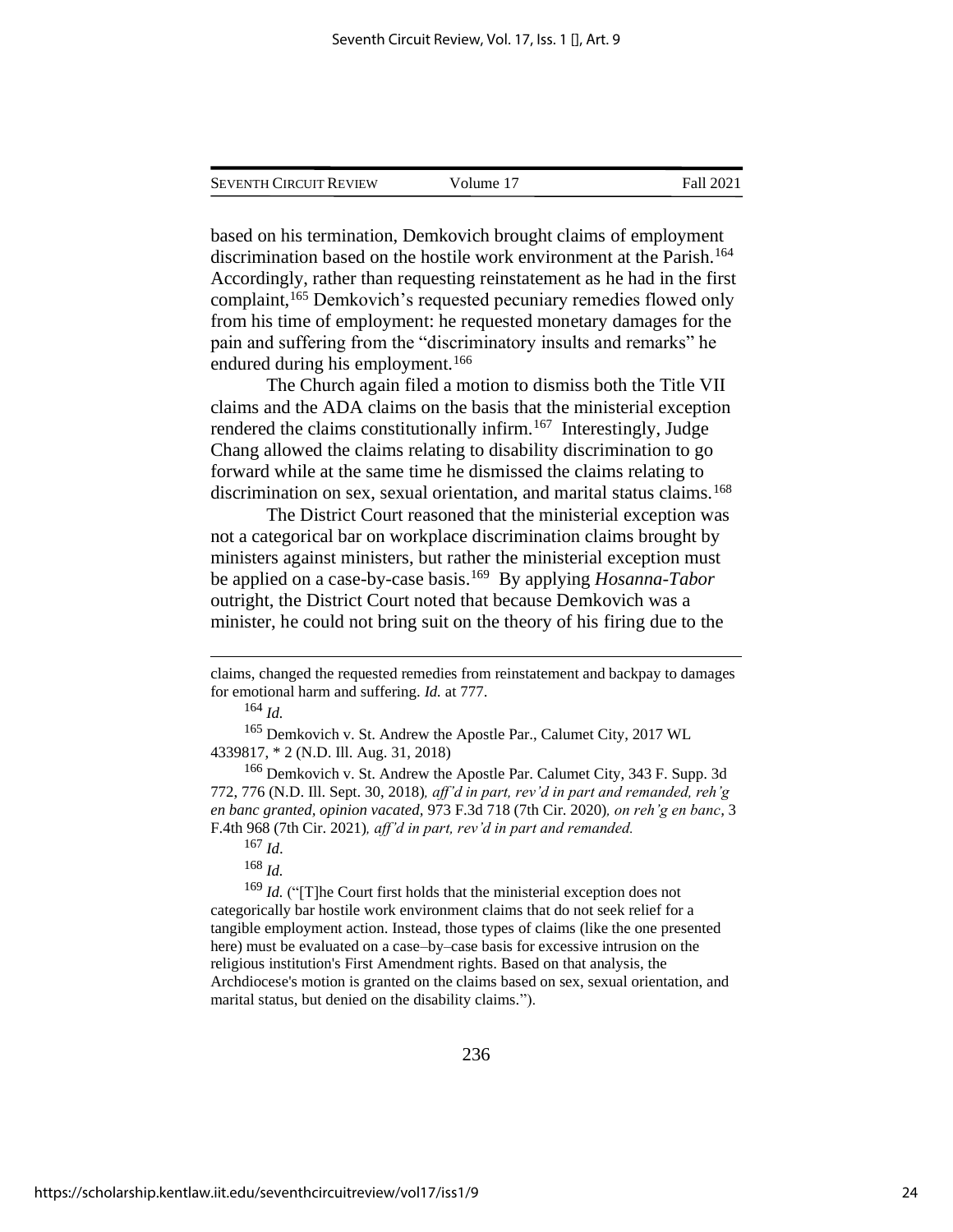based on his termination, Demkovich brought claims of employment discrimination based on the hostile work environment at the Parish.[164] Accordingly, rather than requesting reinstatement as he had in the first complaint,[165] Demkovich's requested pecuniary remedies flowed only from his time of employment: he requested monetary damages for the pain and suffering from the "discriminatory insults and remarks" he endured during his employment.[166]

The Church again filed a motion to dismiss both the Title VII claims and the ADA claims on the basis that the ministerial exception rendered the claims constitutionally infirm.[167] Interestingly, Judge Chang allowed the claims relating to disability discrimination to go forward while at the same time he dismissed the claims relating to discrimination on sex, sexual orientation, and marital status claims.[168]

The District Court reasoned that the ministerial exception was not a categorical bar on workplace discrimination claims brought by ministers against ministers, but rather the ministerial exception must be applied on a case-by-case basis.[169] By applying *Hosanna-Tabor* outright, the District Court noted that because Demkovich was a minister, he could not bring suit on the theory of his firing due to the

---

claims, changed the requested remedies from reinstatement and backpay to damages for emotional harm and suffering. *Id.* at 777.

[164] *Id.*

[165] Demkovich v. St. Andrew the Apostle Par., Calumet City, 2017 WL 4339817, * 2 (N.D. Ill. Aug. 31, 2018)

[166] Demkovich v. St. Andrew the Apostle Par. Calumet City, 343 F. Supp. 3d 772, 776 (N.D. Ill. Sept. 30, 2018)*, aff'd in part, rev'd in part and remanded, reh'g en banc granted, opinion vacated*, 973 F.3d 718 (7th Cir. 2020)*, on reh'g en banc*, 3 F.4th 968 (7th Cir. 2021)*, aff'd in part, rev'd in part and remanded.*

[167] *Id*.

[168] *Id.*

[169] *Id.* ("[T]he Court first holds that the ministerial exception does not categorically bar hostile work environment claims that do not seek relief for a tangible employment action. Instead, those types of claims (like the one presented here) must be evaluated on a case–by–case basis for excessive intrusion on the religious institution's First Amendment rights. Based on that analysis, the Archdiocese's motion is granted on the claims based on sex, sexual orientation, and marital status, but denied on the disability claims.").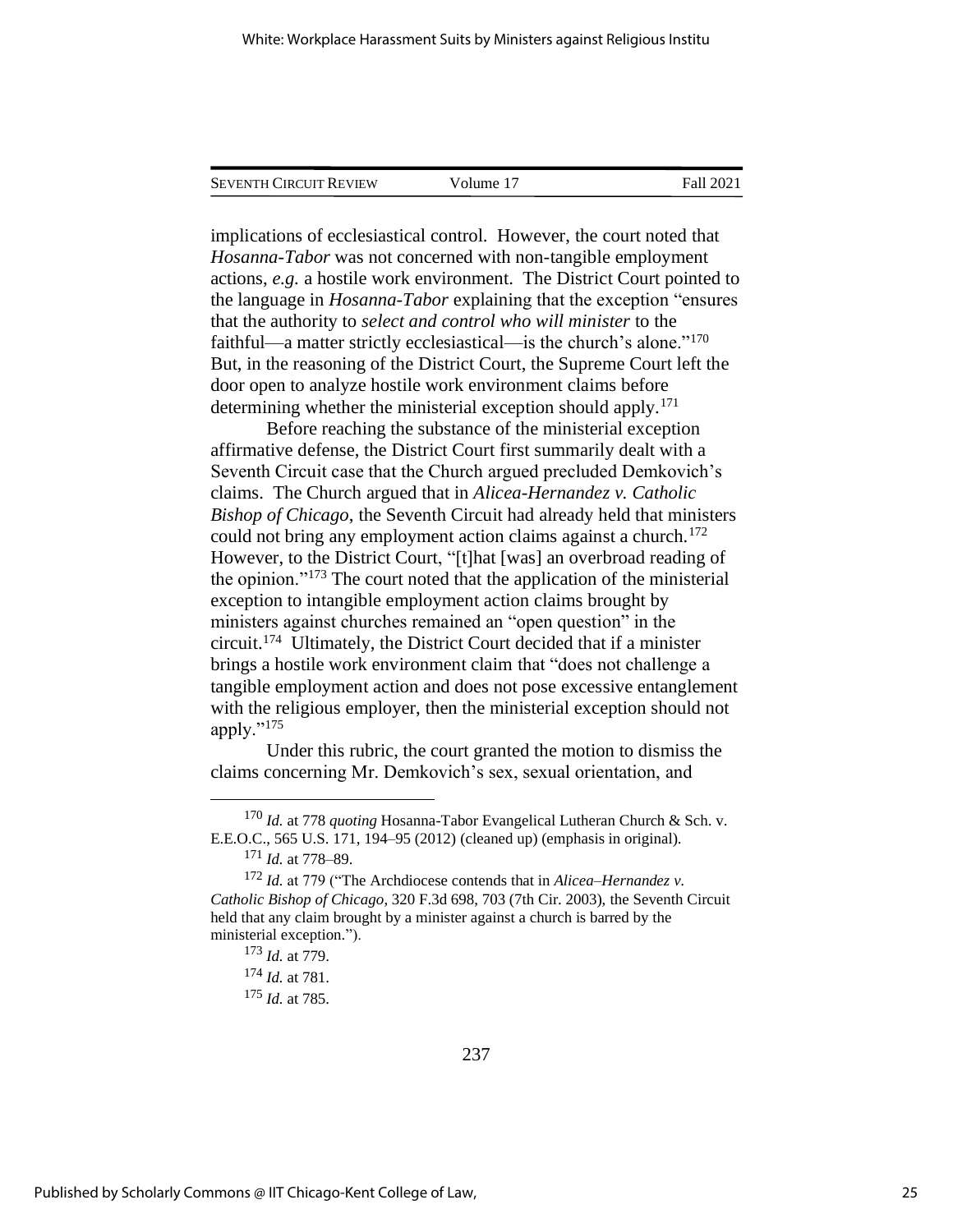implications of ecclesiastical control. However, the court noted that *Hosanna-Tabor* was not concerned with non-tangible employment actions, *e.g.* a hostile work environment. The District Court pointed to the language in *Hosanna-Tabor* explaining that the exception "ensures that the authority to *select and control who will minister* to the faithful—a matter strictly ecclesiastical—is the church's alone."[170] But, in the reasoning of the District Court, the Supreme Court left the door open to analyze hostile work environment claims before determining whether the ministerial exception should apply.[171]

Before reaching the substance of the ministerial exception affirmative defense, the District Court first summarily dealt with a Seventh Circuit case that the Church argued precluded Demkovich's claims. The Church argued that in *Alicea-Hernandez v. Catholic Bishop of Chicago*, the Seventh Circuit had already held that ministers could not bring any employment action claims against a church.[172] However, to the District Court, "[t]hat [was] an overbroad reading of the opinion."[173] The court noted that the application of the ministerial exception to intangible employment action claims brought by ministers against churches remained an "open question" in the circuit.[174] Ultimately, the District Court decided that if a minister brings a hostile work environment claim that "does not challenge a tangible employment action and does not pose excessive entanglement with the religious employer, then the ministerial exception should not apply."[175]

Under this rubric, the court granted the motion to dismiss the claims concerning Mr. Demkovich's sex, sexual orientation, and

---

[170] *Id.* at 778 *quoting* Hosanna-Tabor Evangelical Lutheran Church & Sch. v. E.E.O.C., 565 U.S. 171, 194–95 (2012) (cleaned up) (emphasis in original).

[171] *Id.* at 778–89.

[172] *Id.* at 779 ("The Archdiocese contends that in *Alicea–Hernandez v. Catholic Bishop of Chicago*, 320 F.3d 698, 703 (7th Cir. 2003), the Seventh Circuit held that any claim brought by a minister against a church is barred by the ministerial exception.").

[173] *Id.* at 779.

[174] *Id.* at 781.

[175] *Id.* at 785.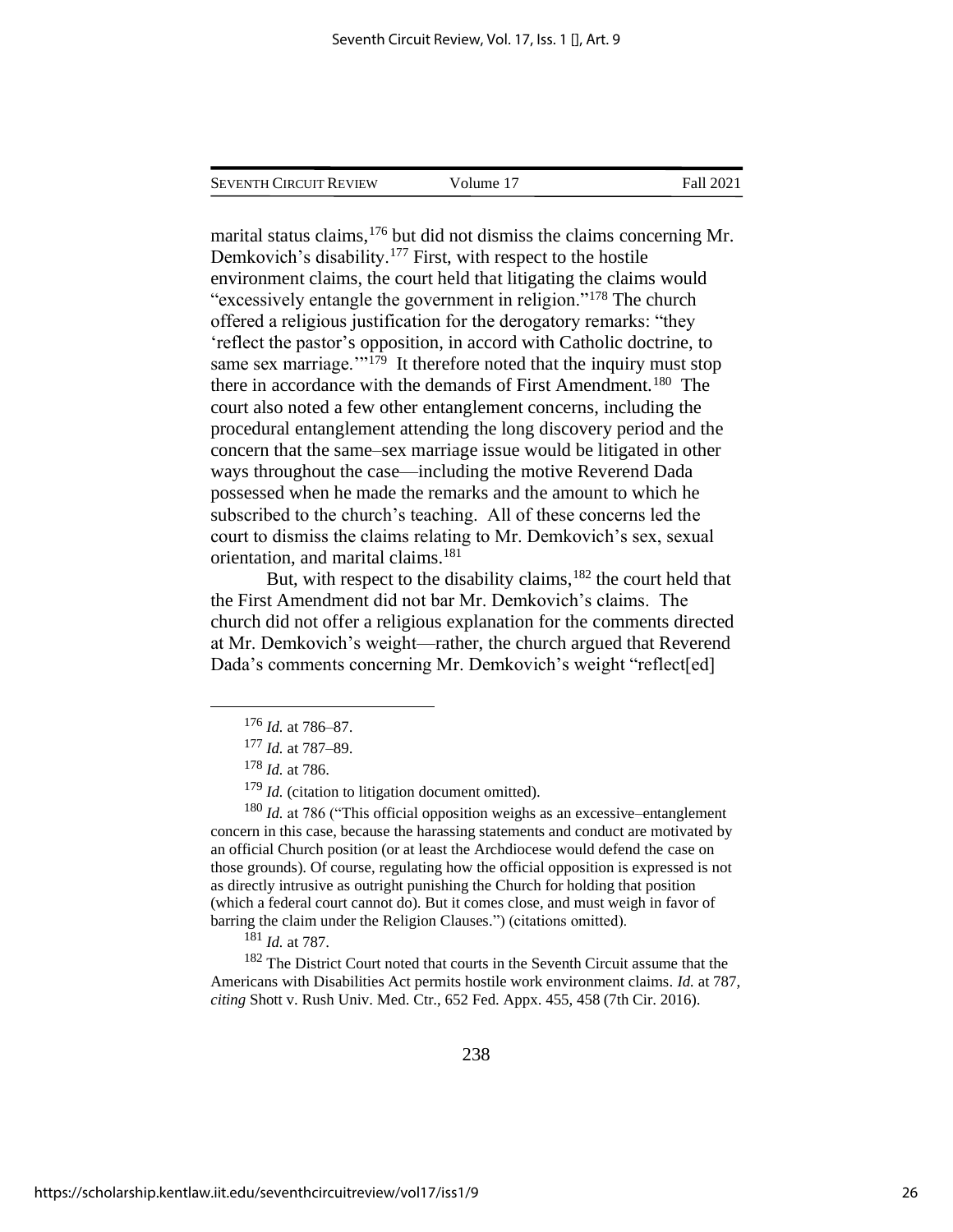marital status claims,[176] but did not dismiss the claims concerning Mr. Demkovich's disability.[177] First, with respect to the hostile environment claims, the court held that litigating the claims would "excessively entangle the government in religion."[178] The church offered a religious justification for the derogatory remarks: "they 'reflect the pastor's opposition, in accord with Catholic doctrine, to same sex marriage.'"[179] It therefore noted that the inquiry must stop there in accordance with the demands of First Amendment.[180] The court also noted a few other entanglement concerns, including the procedural entanglement attending the long discovery period and the concern that the same–sex marriage issue would be litigated in other ways throughout the case—including the motive Reverend Dada possessed when he made the remarks and the amount to which he subscribed to the church's teaching. All of these concerns led the court to dismiss the claims relating to Mr. Demkovich's sex, sexual orientation, and marital claims.[181]

But, with respect to the disability claims,[182] the court held that the First Amendment did not bar Mr. Demkovich's claims. The church did not offer a religious explanation for the comments directed at Mr. Demkovich's weight—rather, the church argued that Reverend Dada's comments concerning Mr. Demkovich's weight "reflect[ed]

---

[176] *Id.* at 786–87.

[177] *Id.* at 787–89.

[178] *Id.* at 786.

[179] *Id.* (citation to litigation document omitted).

[180] *Id.* at 786 ("This official opposition weighs as an excessive–entanglement concern in this case, because the harassing statements and conduct are motivated by an official Church position (or at least the Archdiocese would defend the case on those grounds). Of course, regulating how the official opposition is expressed is not as directly intrusive as outright punishing the Church for holding that position (which a federal court cannot do). But it comes close, and must weigh in favor of barring the claim under the Religion Clauses.") (citations omitted).

[181] *Id.* at 787.

[182] The District Court noted that courts in the Seventh Circuit assume that the Americans with Disabilities Act permits hostile work environment claims. *Id.* at 787, *citing* Shott v. Rush Univ. Med. Ctr., 652 Fed. Appx. 455, 458 (7th Cir. 2016).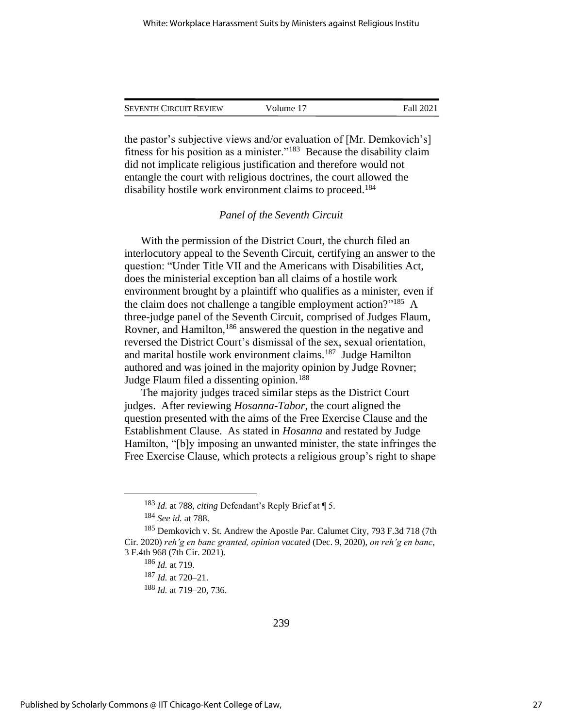the pastor's subjective views and/or evaluation of [Mr. Demkovich's] fitness for his position as a minister."[183] Because the disability claim did not implicate religious justification and therefore would not entangle the court with religious doctrines, the court allowed the disability hostile work environment claims to proceed.[184]

### *Panel of the Seventh Circuit*

With the permission of the District Court, the church filed an interlocutory appeal to the Seventh Circuit, certifying an answer to the question: "Under Title VII and the Americans with Disabilities Act, does the ministerial exception ban all claims of a hostile work environment brought by a plaintiff who qualifies as a minister, even if the claim does not challenge a tangible employment action?"[185] A three-judge panel of the Seventh Circuit, comprised of Judges Flaum, Rovner, and Hamilton,[186] answered the question in the negative and reversed the District Court's dismissal of the sex, sexual orientation, and marital hostile work environment claims.[187] Judge Hamilton authored and was joined in the majority opinion by Judge Rovner; Judge Flaum filed a dissenting opinion.[188]

The majority judges traced similar steps as the District Court judges. After reviewing *Hosanna-Tabor*, the court aligned the question presented with the aims of the Free Exercise Clause and the Establishment Clause. As stated in *Hosanna* and restated by Judge Hamilton, "[b]y imposing an unwanted minister, the state infringes the Free Exercise Clause, which protects a religious group's right to shape

---

[183] *Id.* at 788, *citing* Defendant's Reply Brief at ¶ 5.

[184] *See id.* at 788.

[185] Demkovich v. St. Andrew the Apostle Par. Calumet City, 793 F.3d 718 (7th Cir. 2020) *reh'g en banc granted, opinion vacated* (Dec. 9, 2020), *on reh'g en banc*, 3 F.4th 968 (7th Cir. 2021).

[186] *Id.* at 719.

[187] *Id.* at 720–21.

[188] *Id.* at 719–20, 736.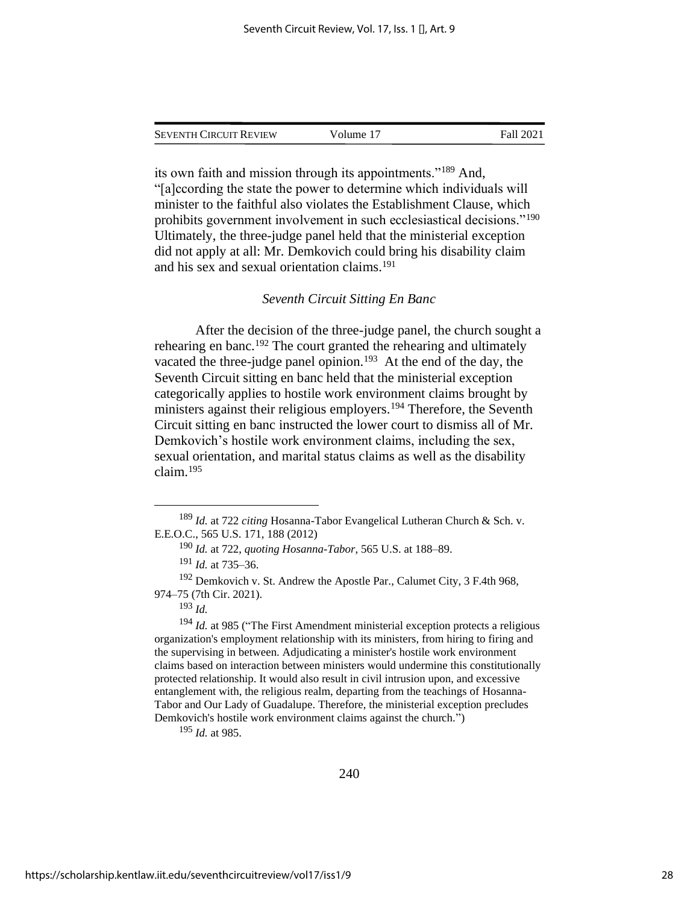its own faith and mission through its appointments."[189] And, "[a]ccording the state the power to determine which individuals will minister to the faithful also violates the Establishment Clause, which prohibits government involvement in such ecclesiastical decisions."[190] Ultimately, the three-judge panel held that the ministerial exception did not apply at all: Mr. Demkovich could bring his disability claim and his sex and sexual orientation claims.[191]

### *Seventh Circuit Sitting En Banc*

After the decision of the three-judge panel, the church sought a rehearing en banc.[192] The court granted the rehearing and ultimately vacated the three-judge panel opinion.[193] At the end of the day, the Seventh Circuit sitting en banc held that the ministerial exception categorically applies to hostile work environment claims brought by ministers against their religious employers.[194] Therefore, the Seventh Circuit sitting en banc instructed the lower court to dismiss all of Mr. Demkovich's hostile work environment claims, including the sex, sexual orientation, and marital status claims as well as the disability claim.[195]

---

[189] *Id.* at 722 *citing* Hosanna-Tabor Evangelical Lutheran Church & Sch. v. E.E.O.C., 565 U.S. 171, 188 (2012)

[190] *Id.* at 722, *quoting Hosanna-Tabor*, 565 U.S. at 188–89.

[191] *Id.* at 735–36.

[192] Demkovich v. St. Andrew the Apostle Par., Calumet City, 3 F.4th 968, 974–75 (7th Cir. 2021).

[193] *Id.*

[194] *Id.* at 985 ("The First Amendment ministerial exception protects a religious organization's employment relationship with its ministers, from hiring to firing and the supervising in between. Adjudicating a minister's hostile work environment claims based on interaction between ministers would undermine this constitutionally protected relationship. It would also result in civil intrusion upon, and excessive entanglement with, the religious realm, departing from the teachings of Hosanna-Tabor and Our Lady of Guadalupe. Therefore, the ministerial exception precludes Demkovich's hostile work environment claims against the church.")

[195] *Id.* at 985.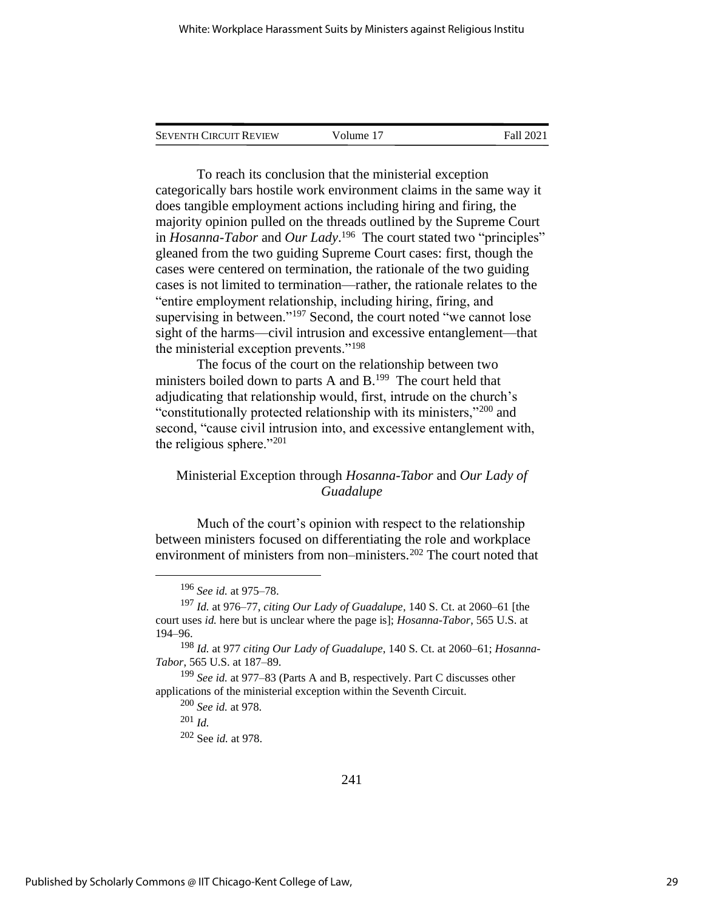To reach its conclusion that the ministerial exception categorically bars hostile work environment claims in the same way it does tangible employment actions including hiring and firing, the majority opinion pulled on the threads outlined by the Supreme Court in *Hosanna-Tabor* and *Our Lady*.[196] The court stated two "principles" gleaned from the two guiding Supreme Court cases: first, though the cases were centered on termination, the rationale of the two guiding cases is not limited to termination—rather, the rationale relates to the "entire employment relationship, including hiring, firing, and supervising in between."[197] Second, the court noted "we cannot lose sight of the harms—civil intrusion and excessive entanglement—that the ministerial exception prevents."[198]

The focus of the court on the relationship between two ministers boiled down to parts A and B.[199] The court held that adjudicating that relationship would, first, intrude on the church's "constitutionally protected relationship with its ministers,"[200] and second, "cause civil intrusion into, and excessive entanglement with, the religious sphere."[201]

### Ministerial Exception through *Hosanna-Tabor* and *Our Lady of Guadalupe*

Much of the court's opinion with respect to the relationship between ministers focused on differentiating the role and workplace environment of ministers from non–ministers.[202] The court noted that

---

[196] *See id.* at 975–78.

[197] *Id.* at 976–77, *citing Our Lady of Guadalupe*, 140 S. Ct. at 2060–61 [the court uses *id.* here but is unclear where the page is]; *Hosanna-Tabor*, 565 U.S. at 194–96.

[198] *Id.* at 977 *citing Our Lady of Guadalupe*, 140 S. Ct. at 2060–61; *Hosanna-Tabor*, 565 U.S. at 187–89.

[199] *See id.* at 977–83 (Parts A and B, respectively. Part C discusses other applications of the ministerial exception within the Seventh Circuit.

[200] *See id.* at 978.

[201] *Id.*

[202] See *id.* at 978.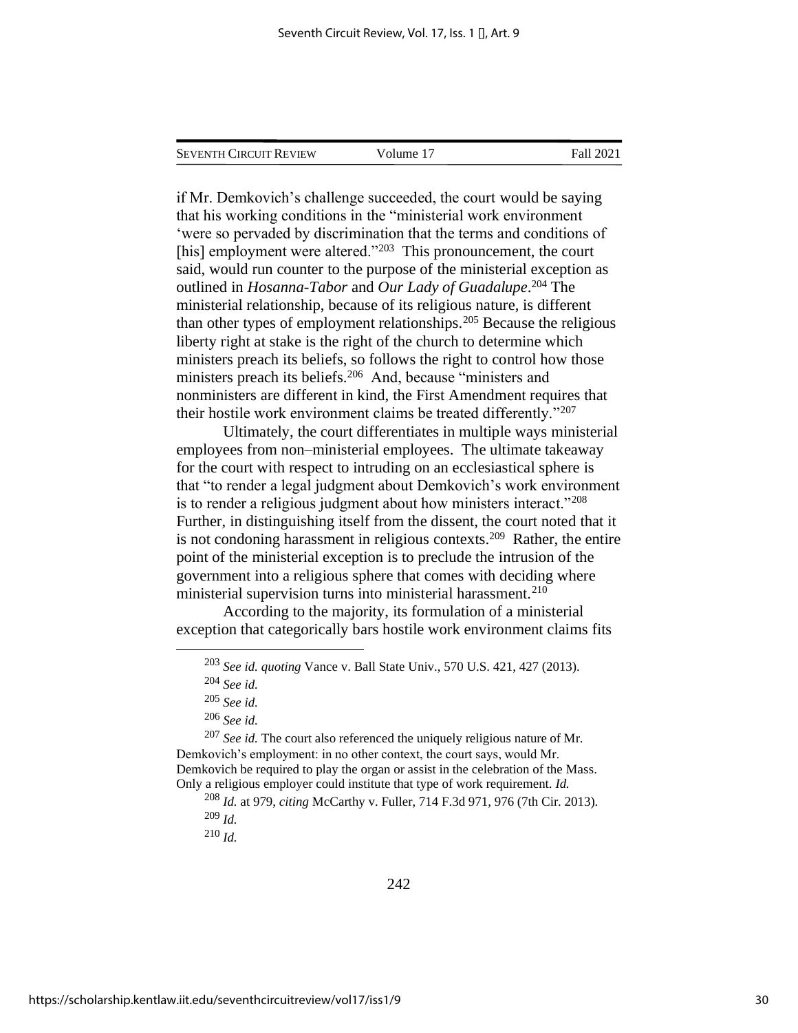if Mr. Demkovich's challenge succeeded, the court would be saying that his working conditions in the "ministerial work environment 'were so pervaded by discrimination that the terms and conditions of [his] employment were altered."[203] This pronouncement, the court said, would run counter to the purpose of the ministerial exception as outlined in *Hosanna-Tabor* and *Our Lady of Guadalupe*.[204] The ministerial relationship, because of its religious nature, is different than other types of employment relationships.[205] Because the religious liberty right at stake is the right of the church to determine which ministers preach its beliefs, so follows the right to control how those ministers preach its beliefs.[206] And, because "ministers and nonministers are different in kind, the First Amendment requires that their hostile work environment claims be treated differently."[207]

Ultimately, the court differentiates in multiple ways ministerial employees from non–ministerial employees. The ultimate takeaway for the court with respect to intruding on an ecclesiastical sphere is that "to render a legal judgment about Demkovich's work environment is to render a religious judgment about how ministers interact."[208] Further, in distinguishing itself from the dissent, the court noted that it is not condoning harassment in religious contexts.[209] Rather, the entire point of the ministerial exception is to preclude the intrusion of the government into a religious sphere that comes with deciding where ministerial supervision turns into ministerial harassment.[210]

According to the majority, its formulation of a ministerial exception that categorically bars hostile work environment claims fits

---

[203] *See id. quoting* Vance v. Ball State Univ., 570 U.S. 421, 427 (2013).

[204] *See id.*

[205] *See id.*

[206] *See id.*

[207] *See id.* The court also referenced the uniquely religious nature of Mr. Demkovich's employment: in no other context, the court says, would Mr. Demkovich be required to play the organ or assist in the celebration of the Mass. Only a religious employer could institute that type of work requirement. *Id.*

[208] *Id.* at 979, *citing* McCarthy v. Fuller, 714 F.3d 971, 976 (7th Cir. 2013).

[209] *Id.*

[210] *Id.*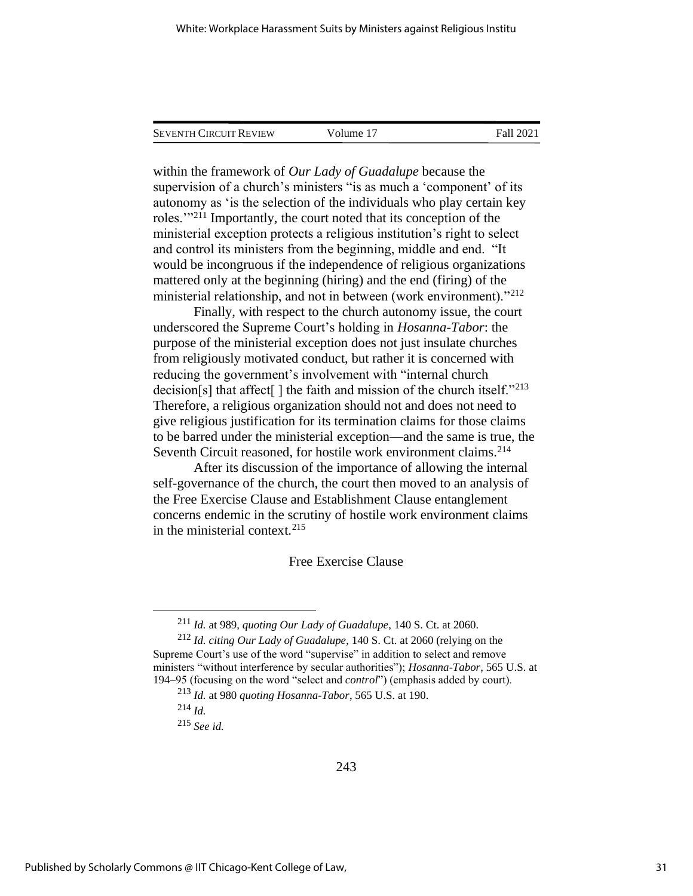within the framework of *Our Lady of Guadalupe* because the supervision of a church's ministers "is as much a 'component' of its autonomy as 'is the selection of the individuals who play certain key roles.'"[211] Importantly, the court noted that its conception of the ministerial exception protects a religious institution's right to select and control its ministers from the beginning, middle and end. "It would be incongruous if the independence of religious organizations mattered only at the beginning (hiring) and the end (firing) of the ministerial relationship, and not in between (work environment)."[212]

Finally, with respect to the church autonomy issue, the court underscored the Supreme Court's holding in *Hosanna-Tabor*: the purpose of the ministerial exception does not just insulate churches from religiously motivated conduct, but rather it is concerned with reducing the government's involvement with "internal church decision[s] that affect[ ] the faith and mission of the church itself."[213] Therefore, a religious organization should not and does not need to give religious justification for its termination claims for those claims to be barred under the ministerial exception—and the same is true, the Seventh Circuit reasoned, for hostile work environment claims.[214]

After its discussion of the importance of allowing the internal self-governance of the church, the court then moved to an analysis of the Free Exercise Clause and Establishment Clause entanglement concerns endemic in the scrutiny of hostile work environment claims in the ministerial context.[215]

## Free Exercise Clause

---

[211] *Id.* at 989, *quoting Our Lady of Guadalupe*, 140 S. Ct. at 2060.

[212] *Id. citing Our Lady of Guadalupe*, 140 S. Ct. at 2060 (relying on the Supreme Court's use of the word "supervise" in addition to select and remove ministers "without interference by secular authorities"); *Hosanna-Tabor*, 565 U.S. at 194–95 (focusing on the word "select and *control*") (emphasis added by court).

[213] *Id.* at 980 *quoting Hosanna-Tabor*, 565 U.S. at 190.

[214] *Id.*

[215] *See id.*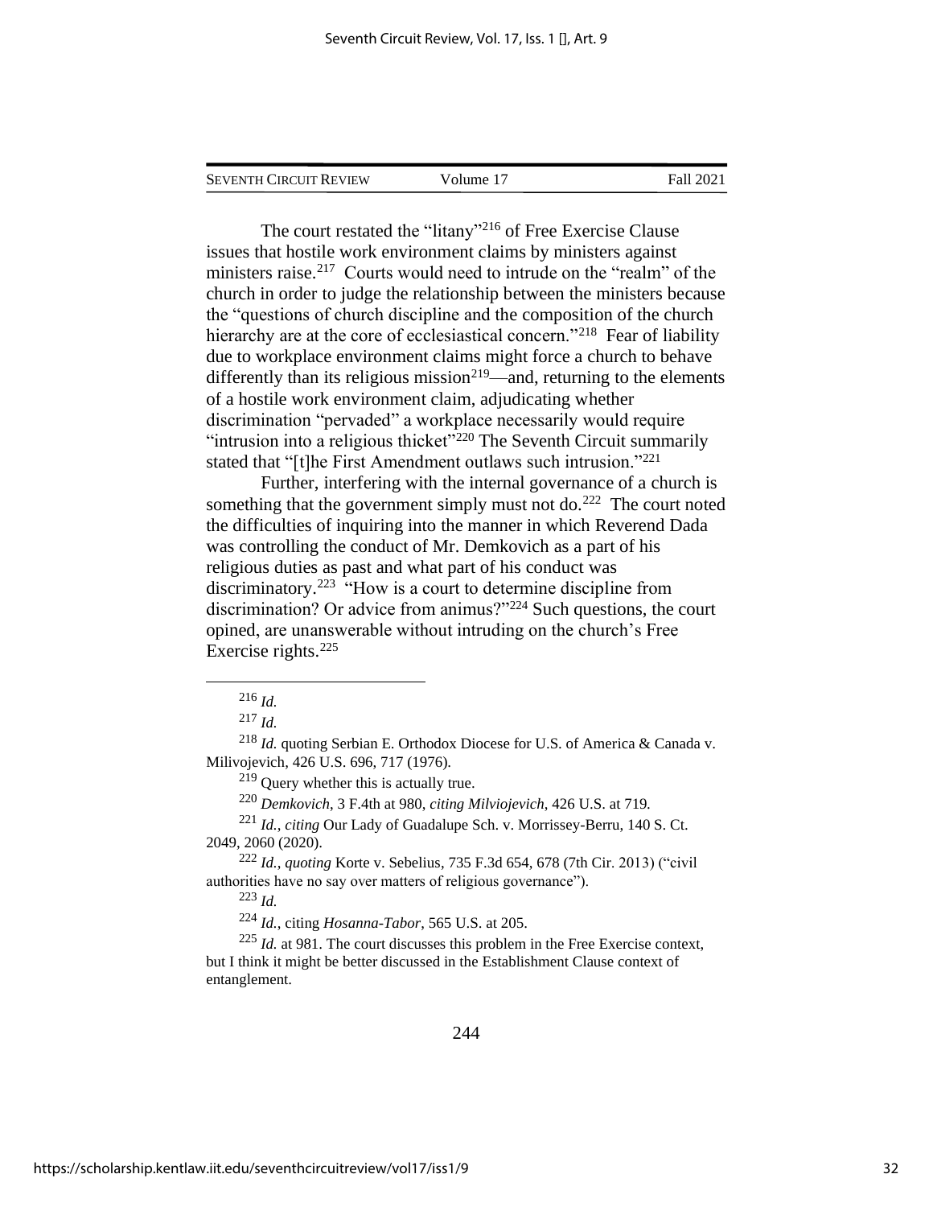The court restated the "litany"[216] of Free Exercise Clause issues that hostile work environment claims by ministers against ministers raise.[217] Courts would need to intrude on the "realm" of the church in order to judge the relationship between the ministers because the "questions of church discipline and the composition of the church hierarchy are at the core of ecclesiastical concern."[218] Fear of liability due to workplace environment claims might force a church to behave differently than its religious mission[219]—and, returning to the elements of a hostile work environment claim, adjudicating whether discrimination "pervaded" a workplace necessarily would require "intrusion into a religious thicket"[220] The Seventh Circuit summarily stated that "[t]he First Amendment outlaws such intrusion."[221]

Further, interfering with the internal governance of a church is something that the government simply must not do.[222] The court noted the difficulties of inquiring into the manner in which Reverend Dada was controlling the conduct of Mr. Demkovich as a part of his religious duties as past and what part of his conduct was discriminatory.[223] "How is a court to determine discipline from discrimination? Or advice from animus?"[224] Such questions, the court opined, are unanswerable without intruding on the church's Free Exercise rights.[225]

---

[216] *Id.*

[217] *Id.*

[218] *Id.* quoting Serbian E. Orthodox Diocese for U.S. of America & Canada v. Milivojevich, 426 U.S. 696, 717 (1976).

[219] Query whether this is actually true.

[220] *Demkovich*, 3 F.4th at 980, *citing Milviojevich*, 426 U.S. at 719.

[221] *Id.*, *citing* Our Lady of Guadalupe Sch. v. Morrissey-Berru, 140 S. Ct. 2049, 2060 (2020).

[222] *Id.*, *quoting* Korte v. Sebelius, 735 F.3d 654, 678 (7th Cir. 2013) ("civil authorities have no say over matters of religious governance").

[223] *Id.*

[224] *Id.*, citing *Hosanna-Tabor*, 565 U.S. at 205.

[225] *Id.* at 981. The court discusses this problem in the Free Exercise context, but I think it might be better discussed in the Establishment Clause context of entanglement.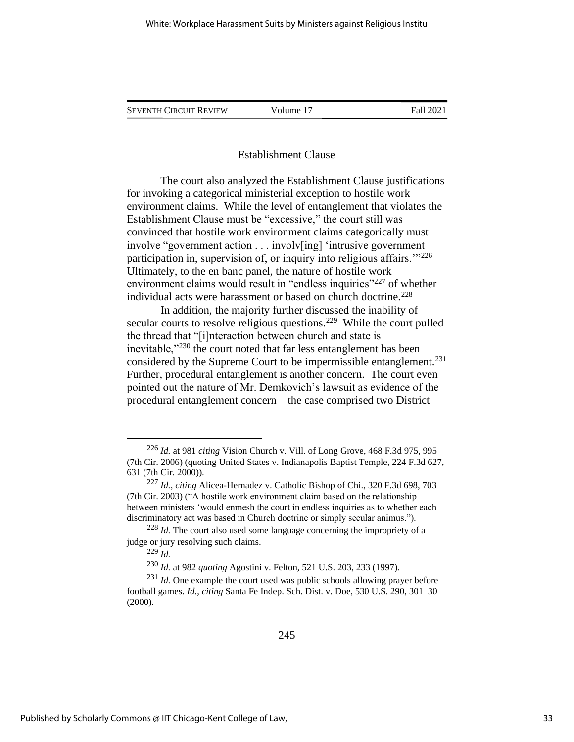### Establishment Clause

The court also analyzed the Establishment Clause justifications for invoking a categorical ministerial exception to hostile work environment claims. While the level of entanglement that violates the Establishment Clause must be "excessive," the court still was convinced that hostile work environment claims categorically must involve "government action . . . involv[ing] 'intrusive government participation in, supervision of, or inquiry into religious affairs.'"[226] Ultimately, to the en banc panel, the nature of hostile work environment claims would result in "endless inquiries"[227] of whether individual acts were harassment or based on church doctrine.[228]

In addition, the majority further discussed the inability of secular courts to resolve religious questions.[229] While the court pulled the thread that "[i]nteraction between church and state is inevitable,"[230] the court noted that far less entanglement has been considered by the Supreme Court to be impermissible entanglement.[231] Further, procedural entanglement is another concern. The court even pointed out the nature of Mr. Demkovich's lawsuit as evidence of the procedural entanglement concern—the case comprised two District

---

[226] *Id.* at 981 *citing* Vision Church v. Vill. of Long Grove, 468 F.3d 975, 995 (7th Cir. 2006) (quoting United States v. Indianapolis Baptist Temple, 224 F.3d 627, 631 (7th Cir. 2000)).

[227] *Id.*, *citing* Alicea-Hernadez v. Catholic Bishop of Chi., 320 F.3d 698, 703 (7th Cir. 2003) ("A hostile work environment claim based on the relationship between ministers 'would enmesh the court in endless inquiries as to whether each discriminatory act was based in Church doctrine or simply secular animus.").

[228] *Id.* The court also used some language concerning the impropriety of a judge or jury resolving such claims.

[229] *Id.*

[230] *Id.* at 982 *quoting* Agostini v. Felton, 521 U.S. 203, 233 (1997).

[231] *Id.* One example the court used was public schools allowing prayer before football games. *Id.*, *citing* Santa Fe Indep. Sch. Dist. v. Doe, 530 U.S. 290, 301–30 (2000).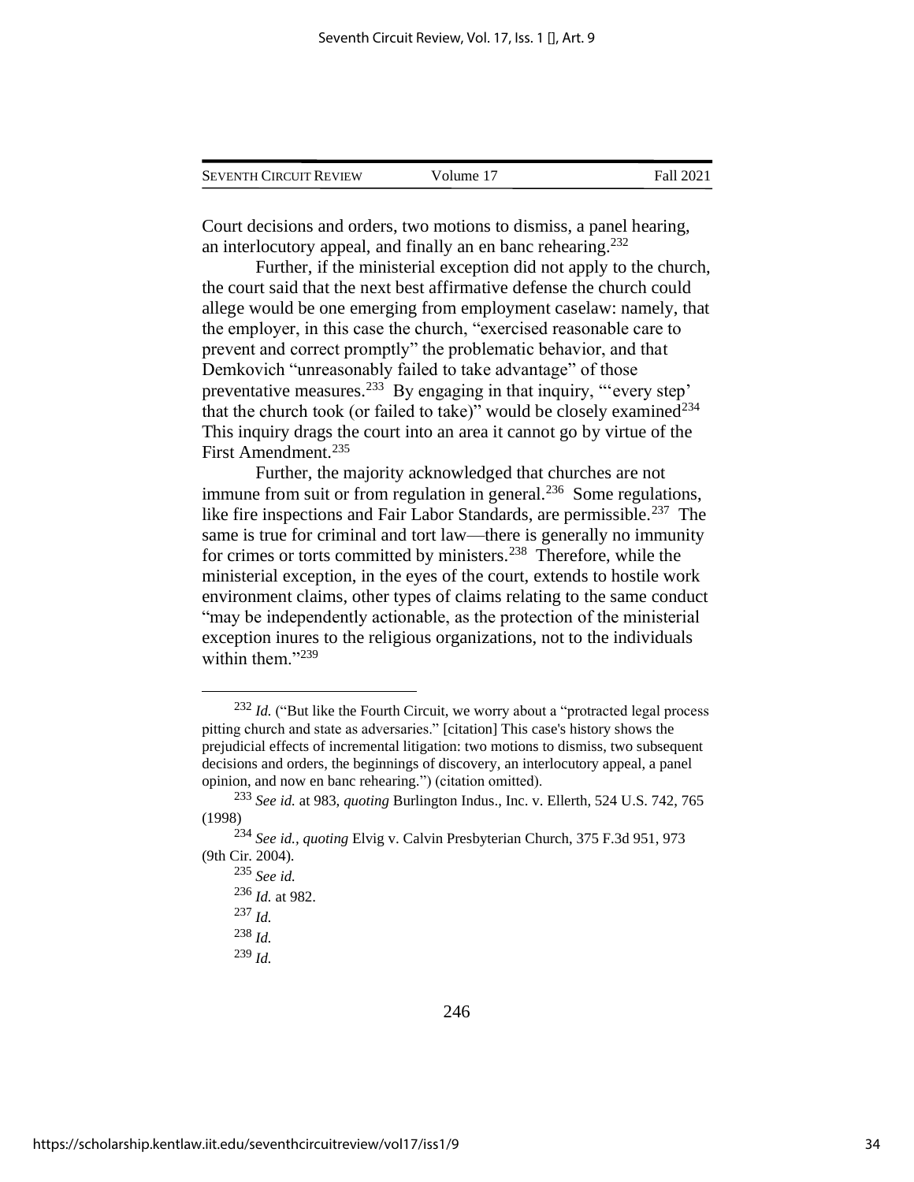Court decisions and orders, two motions to dismiss, a panel hearing, an interlocutory appeal, and finally an en banc rehearing.[232]

Further, if the ministerial exception did not apply to the church, the court said that the next best affirmative defense the church could allege would be one emerging from employment caselaw: namely, that the employer, in this case the church, "exercised reasonable care to prevent and correct promptly" the problematic behavior, and that Demkovich "unreasonably failed to take advantage" of those preventative measures.[233] By engaging in that inquiry, "'every step' that the church took (or failed to take)" would be closely examined[234] This inquiry drags the court into an area it cannot go by virtue of the First Amendment.[235]

Further, the majority acknowledged that churches are not immune from suit or from regulation in general.[236] Some regulations, like fire inspections and Fair Labor Standards, are permissible.[237] The same is true for criminal and tort law—there is generally no immunity for crimes or torts committed by ministers.[238] Therefore, while the ministerial exception, in the eyes of the court, extends to hostile work environment claims, other types of claims relating to the same conduct "may be independently actionable, as the protection of the ministerial exception inures to the religious organizations, not to the individuals within them."[239]

---

[232] *Id.* ("But like the Fourth Circuit, we worry about a "protracted legal process pitting church and state as adversaries." [citation] This case's history shows the prejudicial effects of incremental litigation: two motions to dismiss, two subsequent decisions and orders, the beginnings of discovery, an interlocutory appeal, a panel opinion, and now en banc rehearing.") (citation omitted).

[233] *See id.* at 983, *quoting* Burlington Indus., Inc. v. Ellerth, 524 U.S. 742, 765 (1998)

[234] *See id.*, *quoting* Elvig v. Calvin Presbyterian Church, 375 F.3d 951, 973 (9th Cir. 2004).

[235] *See id.*

[236] *Id.* at 982.

[237] *Id.*

[238] *Id.*

[239] *Id.*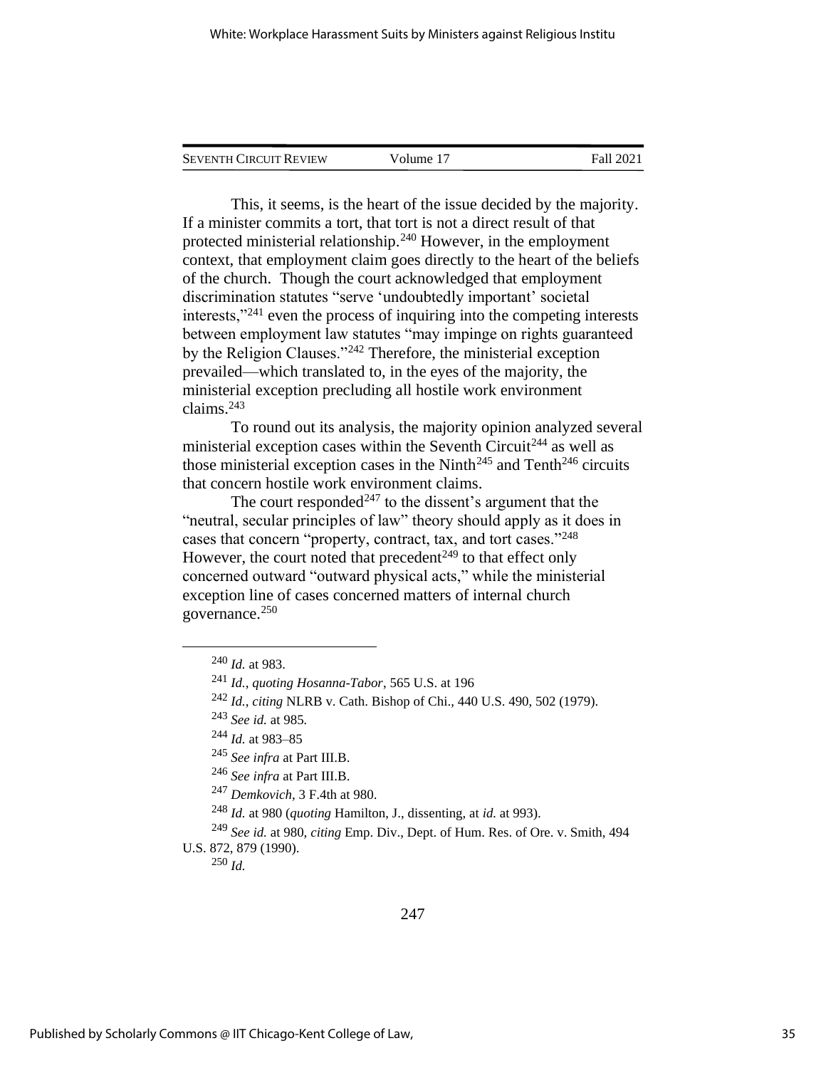This, it seems, is the heart of the issue decided by the majority. If a minister commits a tort, that tort is not a direct result of that protected ministerial relationship.[240] However, in the employment context, that employment claim goes directly to the heart of the beliefs of the church. Though the court acknowledged that employment discrimination statutes "serve 'undoubtedly important' societal interests,"[241] even the process of inquiring into the competing interests between employment law statutes "may impinge on rights guaranteed by the Religion Clauses."[242] Therefore, the ministerial exception prevailed—which translated to, in the eyes of the majority, the ministerial exception precluding all hostile work environment claims.[243]

To round out its analysis, the majority opinion analyzed several ministerial exception cases within the Seventh Circuit[244] as well as those ministerial exception cases in the Ninth[245] and Tenth[246] circuits that concern hostile work environment claims.

The court responded[247] to the dissent's argument that the "neutral, secular principles of law" theory should apply as it does in cases that concern "property, contract, tax, and tort cases."[248] However, the court noted that precedent[249] to that effect only concerned outward "outward physical acts," while the ministerial exception line of cases concerned matters of internal church governance.[250]

---

[240] *Id.* at 983.

[241] *Id.*, *quoting Hosanna-Tabor*, 565 U.S. at 196

[242] *Id.*, *citing* NLRB v. Cath. Bishop of Chi., 440 U.S. 490, 502 (1979).

[243] *See id.* at 985.

[244] *Id.* at 983–85

[245] *See infra* at Part III.B.

[246] *See infra* at Part III.B.

[247] *Demkovich*, 3 F.4th at 980.

[248] *Id.* at 980 (*quoting* Hamilton, J., dissenting, at *id.* at 993).

[249] *See id.* at 980, *citing* Emp. Div., Dept. of Hum. Res. of Ore. v. Smith, 494 U.S. 872, 879 (1990).

[250] *Id.*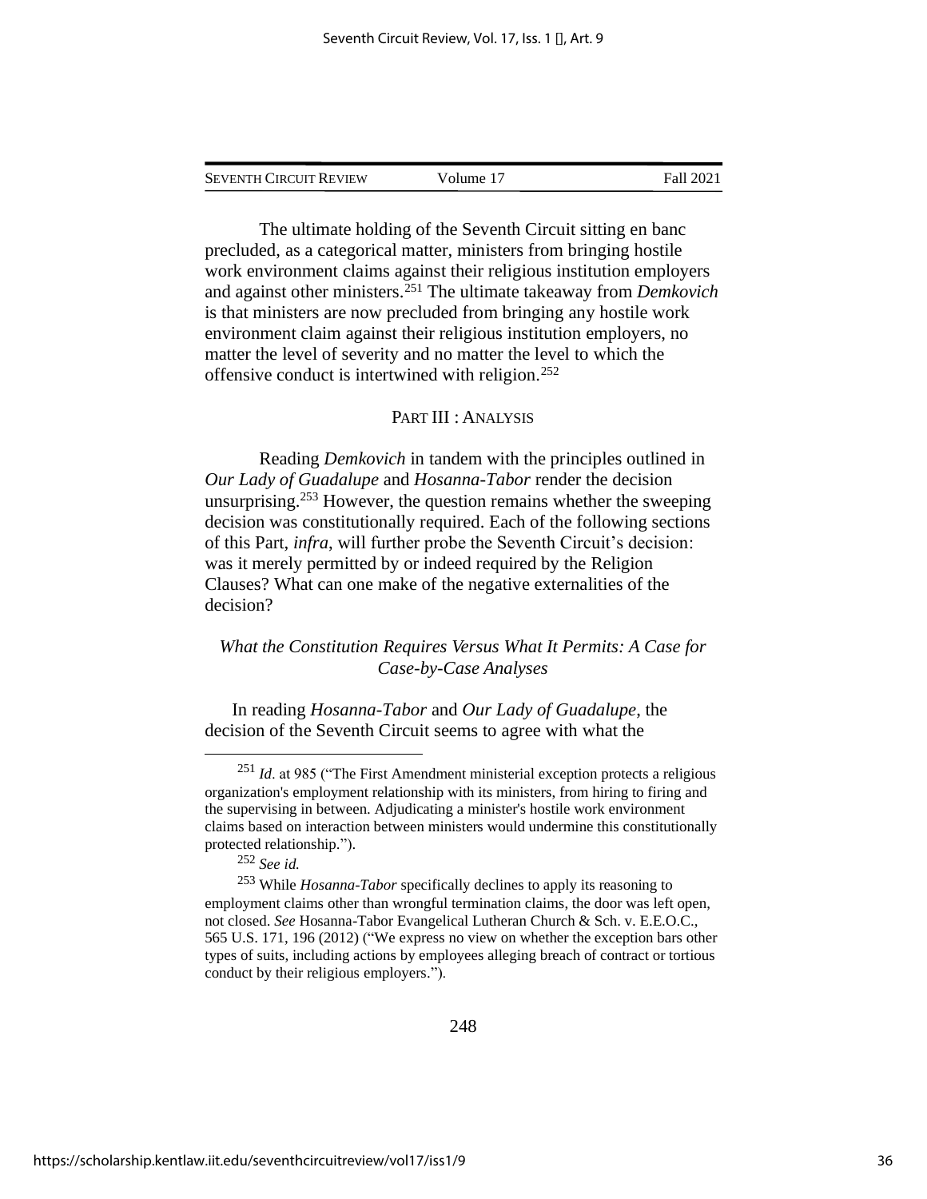The ultimate holding of the Seventh Circuit sitting en banc precluded, as a categorical matter, ministers from bringing hostile work environment claims against their religious institution employers and against other ministers.[251] The ultimate takeaway from *Demkovich* is that ministers are now precluded from bringing any hostile work environment claim against their religious institution employers, no matter the level of severity and no matter the level to which the offensive conduct is intertwined with religion.[252]

## PART III : ANALYSIS

Reading *Demkovich* in tandem with the principles outlined in *Our Lady of Guadalupe* and *Hosanna-Tabor* render the decision unsurprising.[253] However, the question remains whether the sweeping decision was constitutionally required. Each of the following sections of this Part, *infra*, will further probe the Seventh Circuit's decision: was it merely permitted by or indeed required by the Religion Clauses? What can one make of the negative externalities of the decision?

### *What the Constitution Requires Versus What It Permits: A Case for Case-by-Case Analyses*

In reading *Hosanna-Tabor* and *Our Lady of Guadalupe*, the decision of the Seventh Circuit seems to agree with what the

---

[251] *Id*. at 985 ("The First Amendment ministerial exception protects a religious organization's employment relationship with its ministers, from hiring to firing and the supervising in between. Adjudicating a minister's hostile work environment claims based on interaction between ministers would undermine this constitutionally protected relationship.").

[252] *See id.*

[253] While *Hosanna-Tabor* specifically declines to apply its reasoning to employment claims other than wrongful termination claims, the door was left open, not closed. *See* Hosanna-Tabor Evangelical Lutheran Church & Sch. v. E.E.O.C., 565 U.S. 171, 196 (2012) ("We express no view on whether the exception bars other types of suits, including actions by employees alleging breach of contract or tortious conduct by their religious employers.").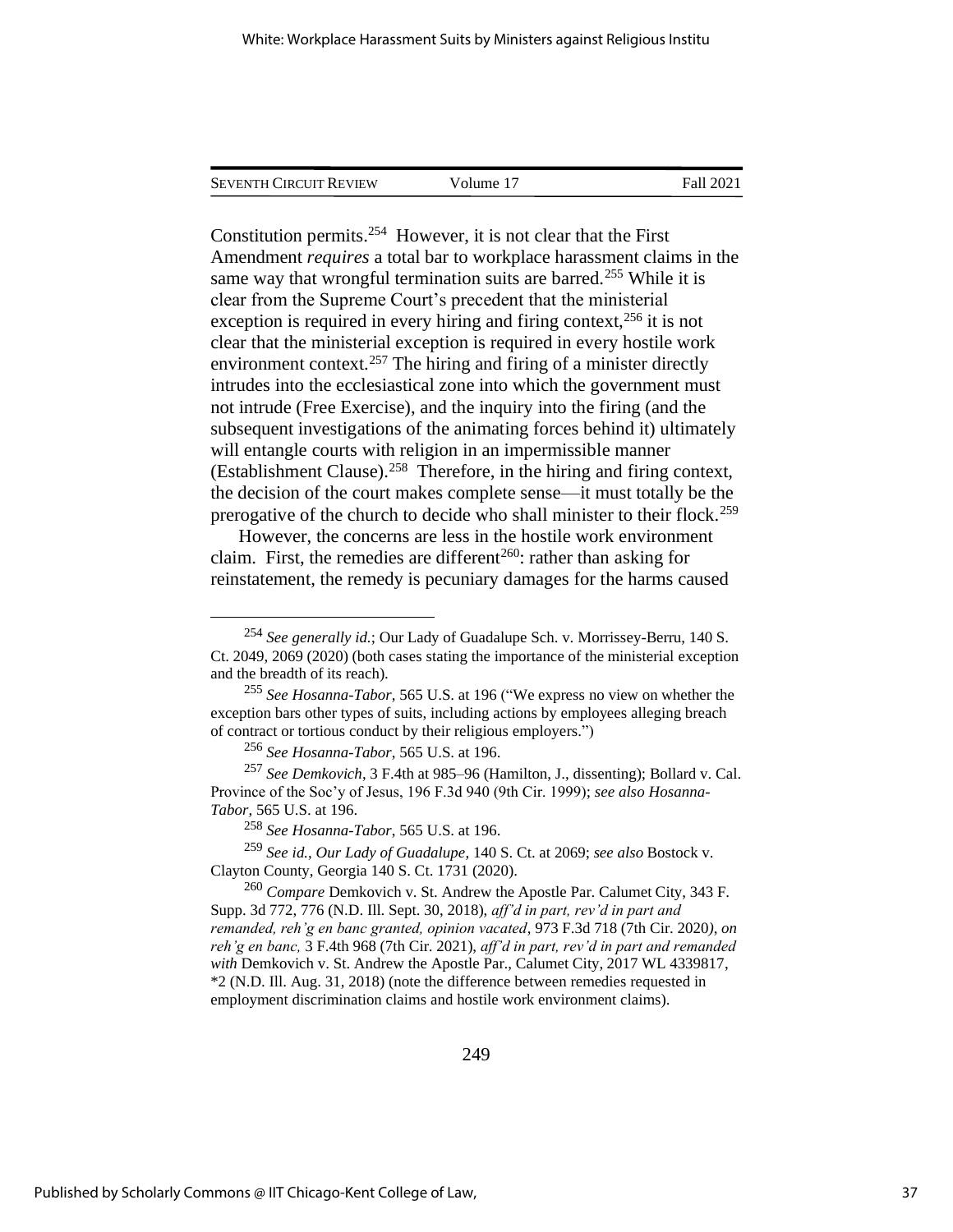Constitution permits.[254] However, it is not clear that the First Amendment *requires* a total bar to workplace harassment claims in the same way that wrongful termination suits are barred.[255] While it is clear from the Supreme Court's precedent that the ministerial exception is required in every hiring and firing context,[256] it is not clear that the ministerial exception is required in every hostile work environment context.[257] The hiring and firing of a minister directly intrudes into the ecclesiastical zone into which the government must not intrude (Free Exercise), and the inquiry into the firing (and the subsequent investigations of the animating forces behind it) ultimately will entangle courts with religion in an impermissible manner (Establishment Clause).[258] Therefore, in the hiring and firing context, the decision of the court makes complete sense—it must totally be the prerogative of the church to decide who shall minister to their flock.[259]

However, the concerns are less in the hostile work environment claim. First, the remedies are different[260]: rather than asking for reinstatement, the remedy is pecuniary damages for the harms caused

---

[254] *See generally id.*; Our Lady of Guadalupe Sch. v. Morrissey-Berru, 140 S. Ct. 2049, 2069 (2020) (both cases stating the importance of the ministerial exception and the breadth of its reach).

[255] *See Hosanna-Tabor*, 565 U.S. at 196 ("We express no view on whether the exception bars other types of suits, including actions by employees alleging breach of contract or tortious conduct by their religious employers.")

[256] *See Hosanna-Tabor*, 565 U.S. at 196.

[257] *See Demkovich*, 3 F.4th at 985–96 (Hamilton, J., dissenting); Bollard v. Cal. Province of the Soc'y of Jesus, 196 F.3d 940 (9th Cir. 1999); *see also Hosanna-Tabor*, 565 U.S. at 196.

[258] *See Hosanna-Tabor*, 565 U.S. at 196.

[259] *See id.*, *Our Lady of Guadalupe*, 140 S. Ct. at 2069; *see also* Bostock v. Clayton County, Georgia 140 S. Ct. 1731 (2020).

[260] *Compare* Demkovich v. St. Andrew the Apostle Par. Calumet City, 343 F. Supp. 3d 772, 776 (N.D. Ill. Sept. 30, 2018), *aff'd in part, rev'd in part and remanded, reh'g en banc granted, opinion vacated*, 973 F.3d 718 (7th Cir. 2020), *on reh'g en banc,* 3 F.4th 968 (7th Cir. 2021), *aff'd in part, rev'd in part and remanded with* Demkovich v. St. Andrew the Apostle Par., Calumet City, 2017 WL 4339817, *2 (N.D. Ill. Aug. 31, 2018) (note the difference between remedies requested in employment discrimination claims and hostile work environment claims).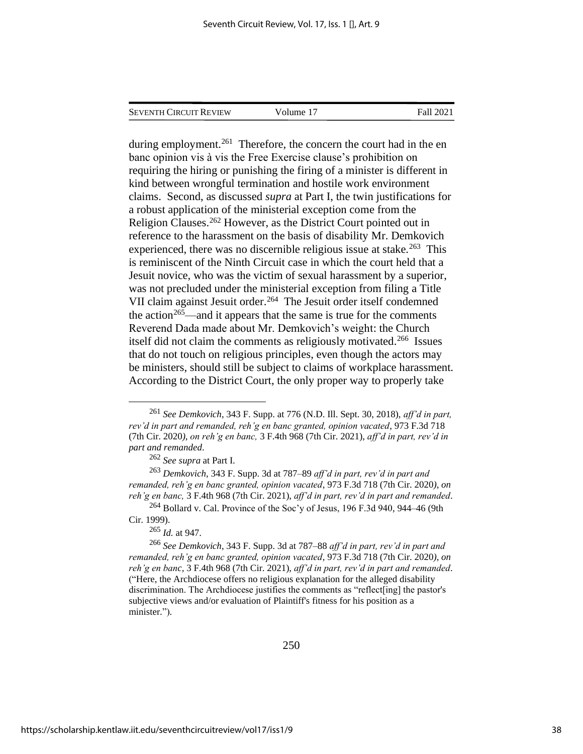during employment.[261] Therefore, the concern the court had in the en banc opinion vis à vis the Free Exercise clause's prohibition on requiring the hiring or punishing the firing of a minister is different in kind between wrongful termination and hostile work environment claims. Second, as discussed *supra* at Part I, the twin justifications for a robust application of the ministerial exception come from the Religion Clauses.[262] However, as the District Court pointed out in reference to the harassment on the basis of disability Mr. Demkovich experienced, there was no discernible religious issue at stake.[263] This is reminiscent of the Ninth Circuit case in which the court held that a Jesuit novice, who was the victim of sexual harassment by a superior, was not precluded under the ministerial exception from filing a Title VII claim against Jesuit order.[264] The Jesuit order itself condemned the action[265]—and it appears that the same is true for the comments Reverend Dada made about Mr. Demkovich's weight: the Church itself did not claim the comments as religiously motivated.[266] Issues that do not touch on religious principles, even though the actors may be ministers, should still be subject to claims of workplace harassment. According to the District Court, the only proper way to properly take

---

[261] *See Demkovich*, 343 F. Supp. at 776 (N.D. Ill. Sept. 30, 2018), *aff'd in part, rev'd in part and remanded, reh'g en banc granted, opinion vacated*, 973 F.3d 718 (7th Cir. 2020), *on reh'g en banc,* 3 F.4th 968 (7th Cir. 2021), *aff'd in part, rev'd in part and remanded*.

[262] *See supra* at Part I.

[263] *Demkovich*, 343 F. Supp. 3d at 787–89 *aff'd in part, rev'd in part and remanded, reh'g en banc granted, opinion vacated*, 973 F.3d 718 (7th Cir. 2020), *on reh'g en banc,* 3 F.4th 968 (7th Cir. 2021), *aff'd in part, rev'd in part and remanded*.

[264] Bollard v. Cal. Province of the Soc'y of Jesus, 196 F.3d 940, 944–46 (9th Cir. 1999).

[265] *Id.* at 947.

[266] *See Demkovich*, 343 F. Supp. 3d at 787–88 *aff'd in part, rev'd in part and remanded, reh'g en banc granted, opinion vacated*, 973 F.3d 718 (7th Cir. 2020), *on reh'g en banc*, 3 F.4th 968 (7th Cir. 2021), *aff'd in part, rev'd in part and remanded*. ("Here, the Archdiocese offers no religious explanation for the alleged disability discrimination. The Archdiocese justifies the comments as "reflect[ing] the pastor's subjective views and/or evaluation of Plaintiff's fitness for his position as a minister.").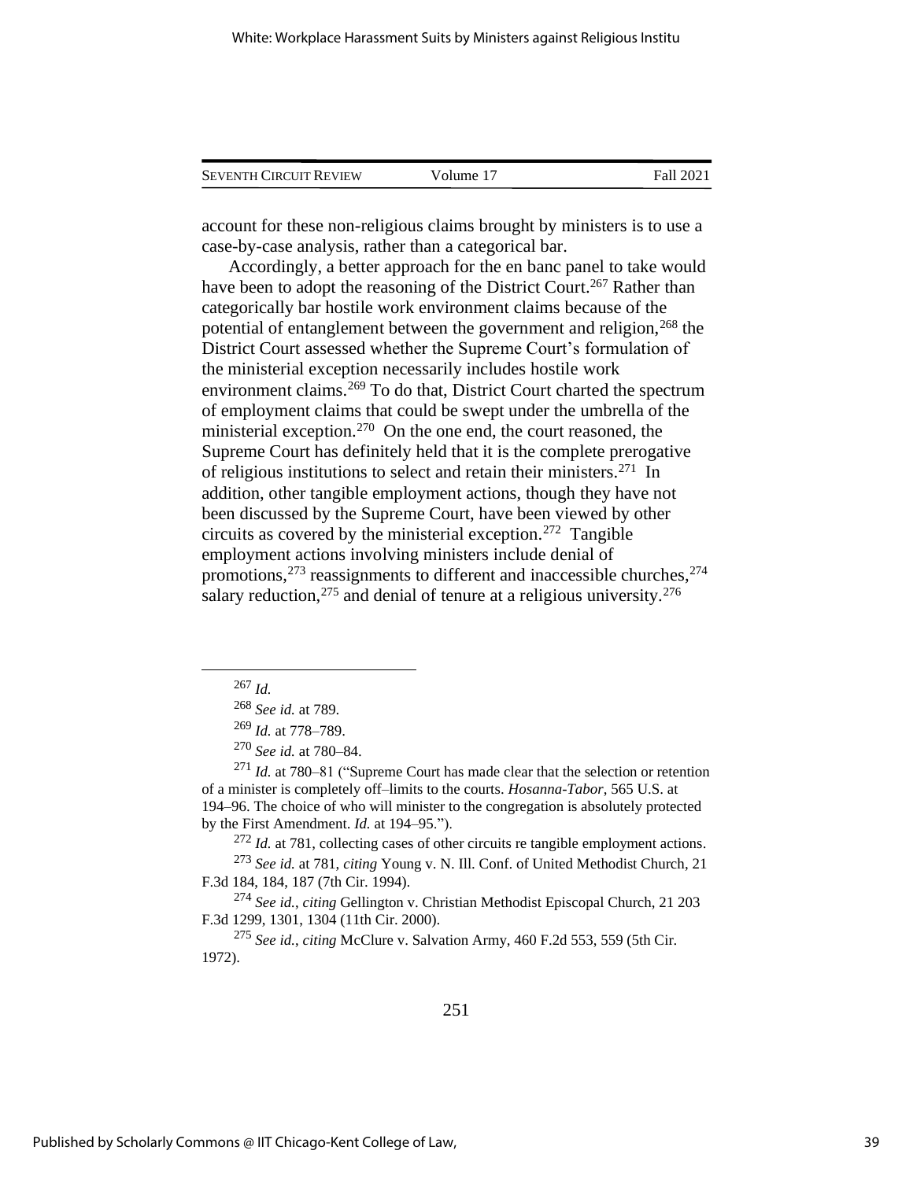account for these non-religious claims brought by ministers is to use a case-by-case analysis, rather than a categorical bar.

Accordingly, a better approach for the en banc panel to take would have been to adopt the reasoning of the District Court.[267] Rather than categorically bar hostile work environment claims because of the potential of entanglement between the government and religion,[268] the District Court assessed whether the Supreme Court's formulation of the ministerial exception necessarily includes hostile work environment claims.[269] To do that, District Court charted the spectrum of employment claims that could be swept under the umbrella of the ministerial exception.[270] On the one end, the court reasoned, the Supreme Court has definitely held that it is the complete prerogative of religious institutions to select and retain their ministers.[271] In addition, other tangible employment actions, though they have not been discussed by the Supreme Court, have been viewed by other circuits as covered by the ministerial exception.[272] Tangible employment actions involving ministers include denial of promotions,[273] reassignments to different and inaccessible churches,[274] salary reduction,[275] and denial of tenure at a religious university.[276]

---

[267] *Id.*

[268] *See id.* at 789.

[269] *Id.* at 778–789.

[270] *See id.* at 780–84.

[271] *Id.* at 780–81 ("Supreme Court has made clear that the selection or retention of a minister is completely off–limits to the courts. *Hosanna-Tabor*, 565 U.S. at 194–96. The choice of who will minister to the congregation is absolutely protected by the First Amendment. *Id.* at 194–95.").

[272] *Id.* at 781, collecting cases of other circuits re tangible employment actions.

[273] *See id.* at 781, *citing* Young v. N. Ill. Conf. of United Methodist Church, 21 F.3d 184, 184, 187 (7th Cir. 1994).

[274] *See id.*, *citing* Gellington v. Christian Methodist Episcopal Church, 21 203 F.3d 1299, 1301, 1304 (11th Cir. 2000).

[275] *See id.*, *citing* McClure v. Salvation Army, 460 F.2d 553, 559 (5th Cir. 1972).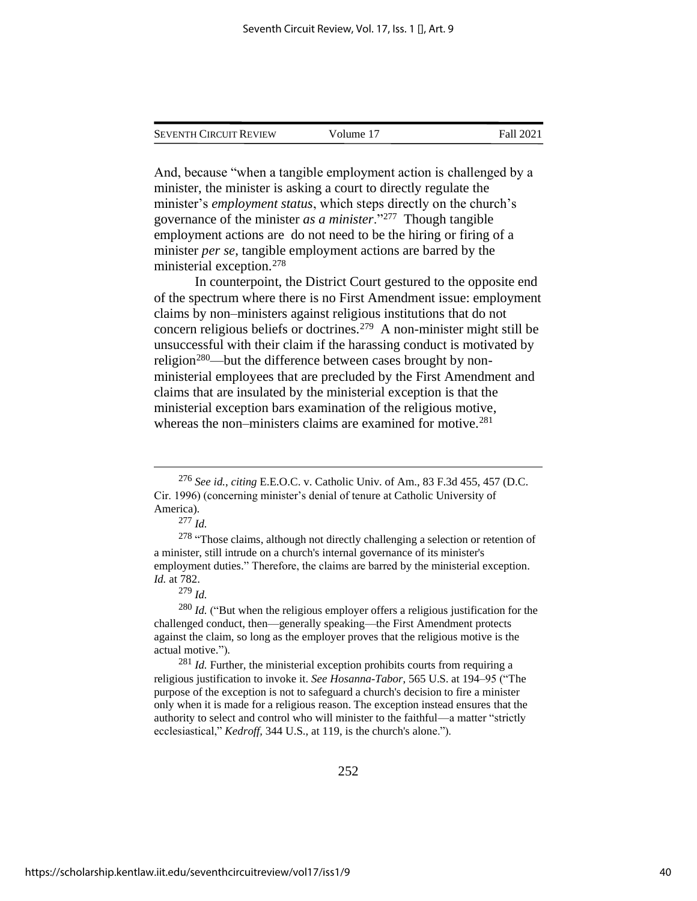And, because "when a tangible employment action is challenged by a minister, the minister is asking a court to directly regulate the minister's *employment status*, which steps directly on the church's governance of the minister *as a minister*."[277] Though tangible employment actions are do not need to be the hiring or firing of a minister *per se*, tangible employment actions are barred by the ministerial exception.[278]

In counterpoint, the District Court gestured to the opposite end of the spectrum where there is no First Amendment issue: employment claims by non–ministers against religious institutions that do not concern religious beliefs or doctrines.[279] A non-minister might still be unsuccessful with their claim if the harassing conduct is motivated by religion[280]—but the difference between cases brought by non-ministerial employees that are precluded by the First Amendment and claims that are insulated by the ministerial exception is that the ministerial exception bars examination of the religious motive, whereas the non–ministers claims are examined for motive.[281]

---

[276] *See id.*, *citing* E.E.O.C. v. Catholic Univ. of Am., 83 F.3d 455, 457 (D.C. Cir. 1996) (concerning minister's denial of tenure at Catholic University of America).

[277] *Id.*

[278] "Those claims, although not directly challenging a selection or retention of a minister, still intrude on a church's internal governance of its minister's employment duties." Therefore, the claims are barred by the ministerial exception. *Id.* at 782.

[279] *Id.*

[280] *Id.* ("But when the religious employer offers a religious justification for the challenged conduct, then—generally speaking—the First Amendment protects against the claim, so long as the employer proves that the religious motive is the actual motive.").

[281] *Id.* Further, the ministerial exception prohibits courts from requiring a religious justification to invoke it. *See Hosanna-Tabor*, 565 U.S. at 194–95 ("The purpose of the exception is not to safeguard a church's decision to fire a minister only when it is made for a religious reason. The exception instead ensures that the authority to select and control who will minister to the faithful—a matter "strictly ecclesiastical," *Kedroff*, 344 U.S., at 119, is the church's alone.").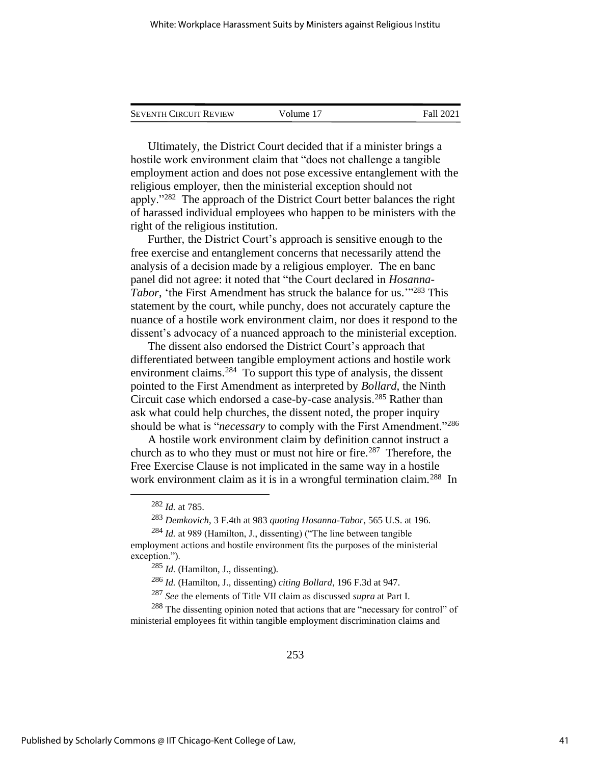Ultimately, the District Court decided that if a minister brings a hostile work environment claim that "does not challenge a tangible employment action and does not pose excessive entanglement with the religious employer, then the ministerial exception should not apply."[282] The approach of the District Court better balances the right of harassed individual employees who happen to be ministers with the right of the religious institution.

Further, the District Court's approach is sensitive enough to the free exercise and entanglement concerns that necessarily attend the analysis of a decision made by a religious employer. The en banc panel did not agree: it noted that "the Court declared in *Hosanna-Tabor*, 'the First Amendment has struck the balance for us.'"[283] This statement by the court, while punchy, does not accurately capture the nuance of a hostile work environment claim, nor does it respond to the dissent's advocacy of a nuanced approach to the ministerial exception.

The dissent also endorsed the District Court's approach that differentiated between tangible employment actions and hostile work environment claims.[284] To support this type of analysis, the dissent pointed to the First Amendment as interpreted by *Bollard*, the Ninth Circuit case which endorsed a case-by-case analysis.[285] Rather than ask what could help churches, the dissent noted, the proper inquiry should be what is "*necessary* to comply with the First Amendment."[286]

A hostile work environment claim by definition cannot instruct a church as to who they must or must not hire or fire.[287] Therefore, the Free Exercise Clause is not implicated in the same way in a hostile work environment claim as it is in a wrongful termination claim.[288] In

---

[282] *Id.* at 785.

[283] *Demkovich*, 3 F.4th at 983 *quoting Hosanna-Tabor*, 565 U.S. at 196.

[284] *Id.* at 989 (Hamilton, J., dissenting) ("The line between tangible employment actions and hostile environment fits the purposes of the ministerial exception.").

[285] *Id.* (Hamilton, J., dissenting).

[286] *Id.* (Hamilton, J., dissenting) *citing Bollard*, 196 F.3d at 947.

[287] *See* the elements of Title VII claim as discussed *supra* at Part I.

[288] The dissenting opinion noted that actions that are "necessary for control" of ministerial employees fit within tangible employment discrimination claims and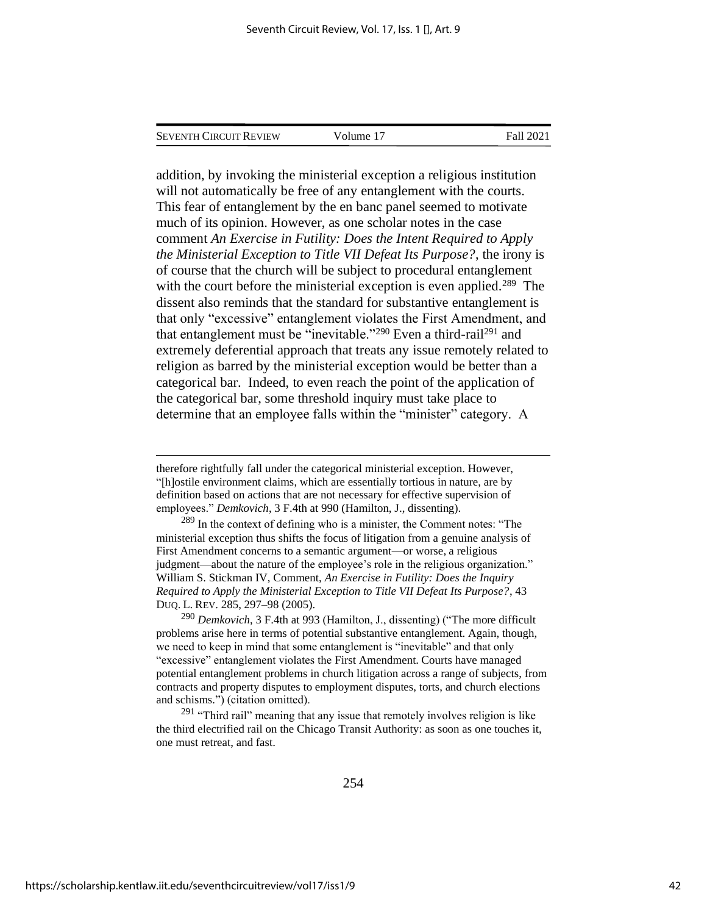addition, by invoking the ministerial exception a religious institution will not automatically be free of any entanglement with the courts. This fear of entanglement by the en banc panel seemed to motivate much of its opinion. However, as one scholar notes in the case comment *An Exercise in Futility: Does the Intent Required to Apply the Ministerial Exception to Title VII Defeat Its Purpose?*, the irony is of course that the church will be subject to procedural entanglement with the court before the ministerial exception is even applied.[289] The dissent also reminds that the standard for substantive entanglement is that only "excessive" entanglement violates the First Amendment, and that entanglement must be "inevitable."[290] Even a third-rail[291] and extremely deferential approach that treats any issue remotely related to religion as barred by the ministerial exception would be better than a categorical bar. Indeed, to even reach the point of the application of the categorical bar, some threshold inquiry must take place to determine that an employee falls within the "minister" category. A

---

therefore rightfully fall under the categorical ministerial exception. However, "[h]ostile environment claims, which are essentially tortious in nature, are by definition based on actions that are not necessary for effective supervision of employees." *Demkovich*, 3 F.4th at 990 (Hamilton, J., dissenting).

[289] In the context of defining who is a minister, the Comment notes: "The ministerial exception thus shifts the focus of litigation from a genuine analysis of First Amendment concerns to a semantic argument—or worse, a religious judgment—about the nature of the employee's role in the religious organization." William S. Stickman IV, Comment, *An Exercise in Futility: Does the Inquiry Required to Apply the Ministerial Exception to Title VII Defeat Its Purpose?*, 43 DUQ. L. REV. 285, 297–98 (2005).

[290] *Demkovich*, 3 F.4th at 993 (Hamilton, J., dissenting) ("The more difficult problems arise here in terms of potential substantive entanglement. Again, though, we need to keep in mind that some entanglement is "inevitable" and that only "excessive" entanglement violates the First Amendment. Courts have managed potential entanglement problems in church litigation across a range of subjects, from contracts and property disputes to employment disputes, torts, and church elections and schisms.") (citation omitted).

[291] "Third rail" meaning that any issue that remotely involves religion is like the third electrified rail on the Chicago Transit Authority: as soon as one touches it, one must retreat, and fast.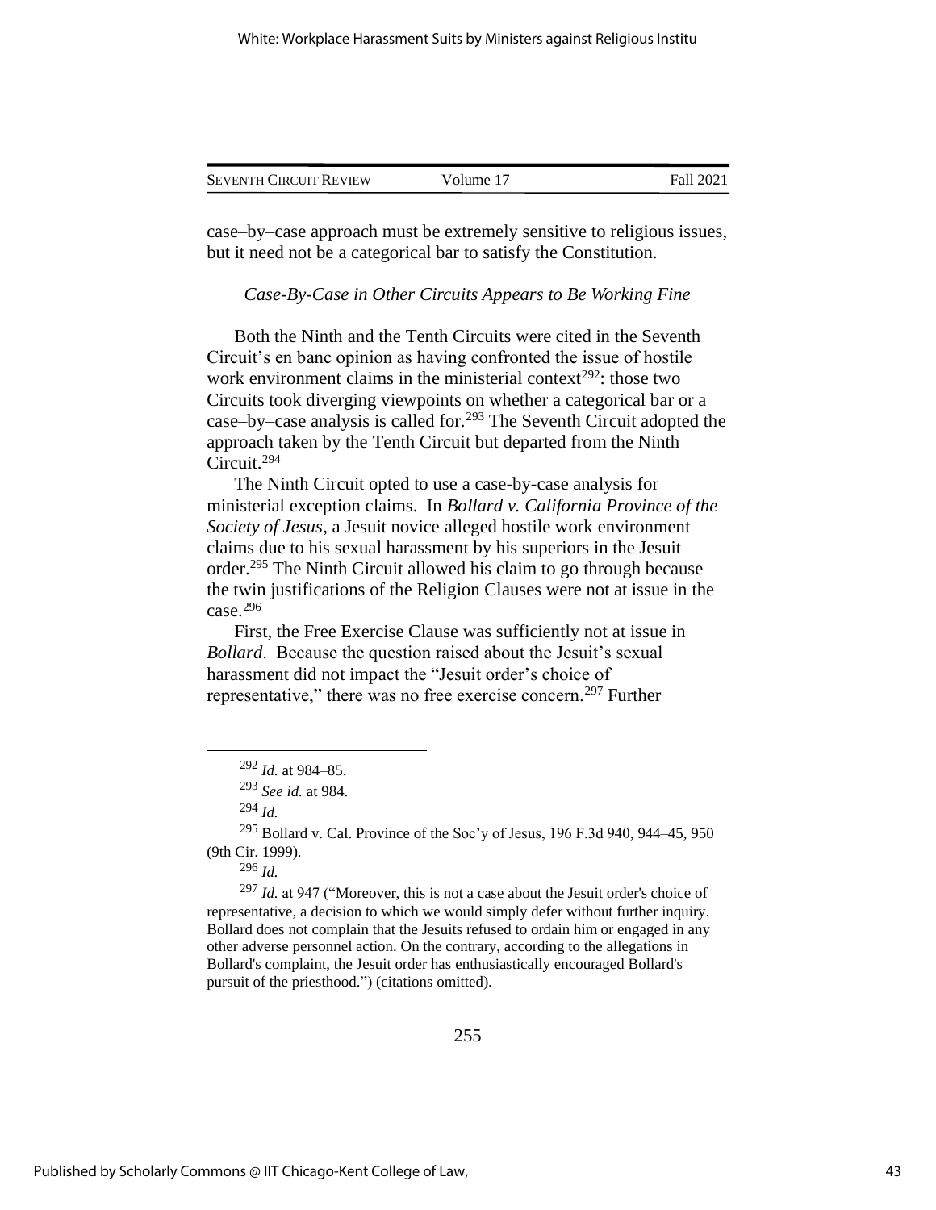case–by–case approach must be extremely sensitive to religious issues, but it need not be a categorical bar to satisfy the Constitution.

*Case-By-Case in Other Circuits Appears to Be Working Fine*

Both the Ninth and the Tenth Circuits were cited in the Seventh Circuit's en banc opinion as having confronted the issue of hostile work environment claims in the ministerial context[292]: those two Circuits took diverging viewpoints on whether a categorical bar or a case–by–case analysis is called for.[293] The Seventh Circuit adopted the approach taken by the Tenth Circuit but departed from the Ninth Circuit.[294]

The Ninth Circuit opted to use a case-by-case analysis for ministerial exception claims. In *Bollard v. California Province of the Society of Jesus*, a Jesuit novice alleged hostile work environment claims due to his sexual harassment by his superiors in the Jesuit order.[295] The Ninth Circuit allowed his claim to go through because the twin justifications of the Religion Clauses were not at issue in the case.[296]

First, the Free Exercise Clause was sufficiently not at issue in *Bollard*. Because the question raised about the Jesuit's sexual harassment did not impact the "Jesuit order's choice of representative," there was no free exercise concern.[297] Further

---

[292] *Id.* at 984–85.

[293] *See id.* at 984.

[294] *Id.*

[295] Bollard v. Cal. Province of the Soc'y of Jesus, 196 F.3d 940, 944–45, 950 (9th Cir. 1999).

[296] *Id.*

[297] *Id.* at 947 ("Moreover, this is not a case about the Jesuit order's choice of representative, a decision to which we would simply defer without further inquiry. Bollard does not complain that the Jesuits refused to ordain him or engaged in any other adverse personnel action. On the contrary, according to the allegations in Bollard's complaint, the Jesuit order has enthusiastically encouraged Bollard's pursuit of the priesthood.") (citations omitted).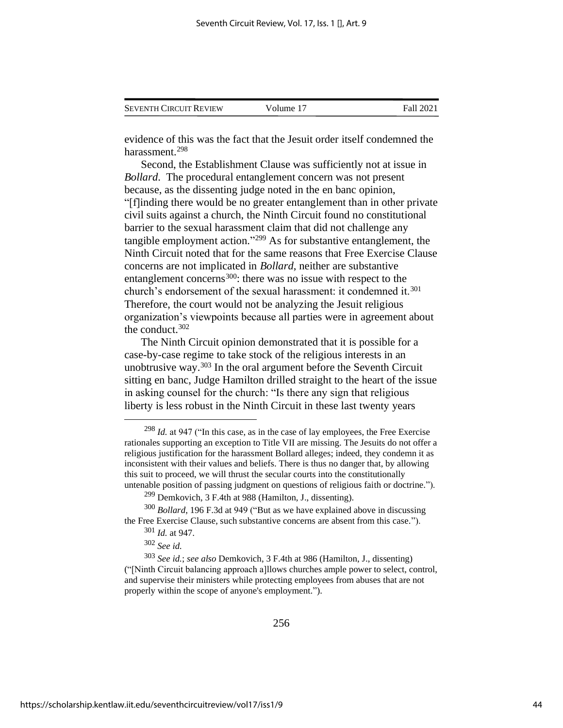evidence of this was the fact that the Jesuit order itself condemned the harassment.[298]

Second, the Establishment Clause was sufficiently not at issue in *Bollard*. The procedural entanglement concern was not present because, as the dissenting judge noted in the en banc opinion, "[f]inding there would be no greater entanglement than in other private civil suits against a church, the Ninth Circuit found no constitutional barrier to the sexual harassment claim that did not challenge any tangible employment action."[299] As for substantive entanglement, the Ninth Circuit noted that for the same reasons that Free Exercise Clause concerns are not implicated in *Bollard*, neither are substantive entanglement concerns[300]: there was no issue with respect to the church's endorsement of the sexual harassment: it condemned it.[301] Therefore, the court would not be analyzing the Jesuit religious organization's viewpoints because all parties were in agreement about the conduct.[302]

The Ninth Circuit opinion demonstrated that it is possible for a case-by-case regime to take stock of the religious interests in an unobtrusive way.[303] In the oral argument before the Seventh Circuit sitting en banc, Judge Hamilton drilled straight to the heart of the issue in asking counsel for the church: "Is there any sign that religious liberty is less robust in the Ninth Circuit in these last twenty years

---

[298] *Id.* at 947 ("In this case, as in the case of lay employees, the Free Exercise rationales supporting an exception to Title VII are missing. The Jesuits do not offer a religious justification for the harassment Bollard alleges; indeed, they condemn it as inconsistent with their values and beliefs. There is thus no danger that, by allowing this suit to proceed, we will thrust the secular courts into the constitutionally untenable position of passing judgment on questions of religious faith or doctrine.").

[299] Demkovich, 3 F.4th at 988 (Hamilton, J., dissenting).

[300] *Bollard*, 196 F.3d at 949 ("But as we have explained above in discussing the Free Exercise Clause, such substantive concerns are absent from this case.").

[301] *Id.* at 947.

[302] *See id.*

[303] *See id.*; *see also* Demkovich, 3 F.4th at 986 (Hamilton, J., dissenting) ("[Ninth Circuit balancing approach a]llows churches ample power to select, control, and supervise their ministers while protecting employees from abuses that are not properly within the scope of anyone's employment.").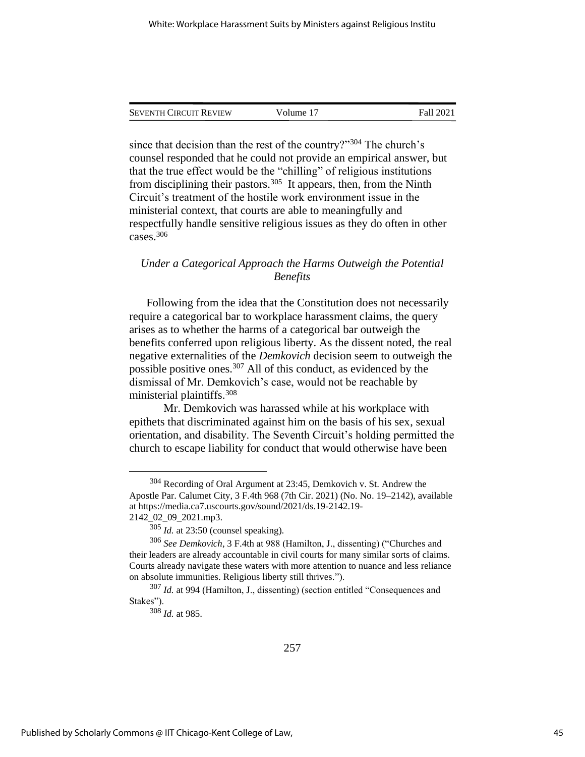since that decision than the rest of the country?"[304] The church's counsel responded that he could not provide an empirical answer, but that the true effect would be the "chilling" of religious institutions from disciplining their pastors.[305] It appears, then, from the Ninth Circuit's treatment of the hostile work environment issue in the ministerial context, that courts are able to meaningfully and respectfully handle sensitive religious issues as they do often in other cases.[306]

### *Under a Categorical Approach the Harms Outweigh the Potential Benefits*

Following from the idea that the Constitution does not necessarily require a categorical bar to workplace harassment claims, the query arises as to whether the harms of a categorical bar outweigh the benefits conferred upon religious liberty. As the dissent noted, the real negative externalities of the *Demkovich* decision seem to outweigh the possible positive ones.[307] All of this conduct, as evidenced by the dismissal of Mr. Demkovich's case, would not be reachable by ministerial plaintiffs.[308]

Mr. Demkovich was harassed while at his workplace with epithets that discriminated against him on the basis of his sex, sexual orientation, and disability. The Seventh Circuit's holding permitted the church to escape liability for conduct that would otherwise have been

---

[304] Recording of Oral Argument at 23:45, Demkovich v. St. Andrew the Apostle Par. Calumet City, 3 F.4th 968 (7th Cir. 2021) (No. No. 19–2142), available at https://media.ca7.uscourts.gov/sound/2021/ds.19-2142.19-2142_02_09_2021.mp3.

[305] *Id.* at 23:50 (counsel speaking).

[306] *See Demkovich*, 3 F.4th at 988 (Hamilton, J., dissenting) ("Churches and their leaders are already accountable in civil courts for many similar sorts of claims. Courts already navigate these waters with more attention to nuance and less reliance on absolute immunities. Religious liberty still thrives.").

[307] *Id.* at 994 (Hamilton, J., dissenting) (section entitled "Consequences and Stakes").

[308] *Id.* at 985.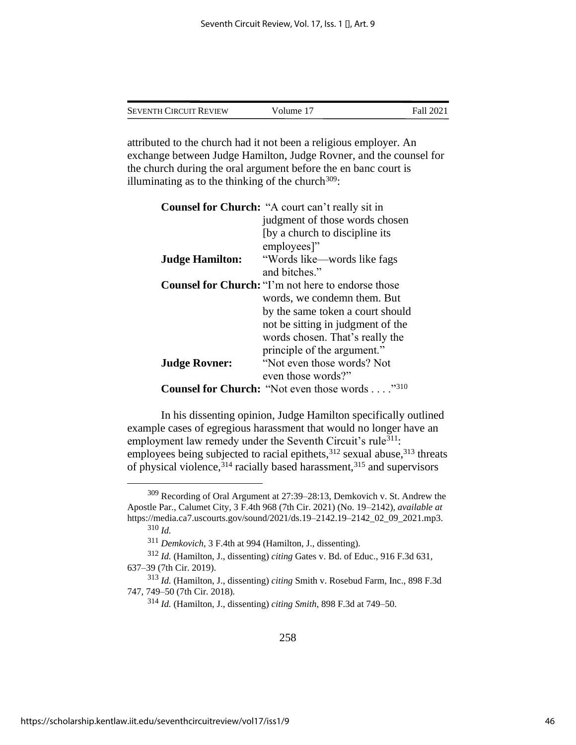attributed to the church had it not been a religious employer. An exchange between Judge Hamilton, Judge Rovner, and the counsel for the church during the oral argument before the en banc court is illuminating as to the thinking of the church[309]:

| | |
|---|---|
| **Counsel for Church:** | "A court can't really sit in judgment of those words chosen [by a church to discipline its employees]" |
| **Judge Hamilton:** | "Words like—words like fags and bitches." |
| **Counsel for Church:** | "I'm not here to endorse those words, we condemn them. But by the same token a court should not be sitting in judgment of the words chosen. That's really the principle of the argument." |
| **Judge Rovner:** | "Not even those words? Not even those words?" |
| **Counsel for Church:** | "Not even those words . . . ."[310] |

In his dissenting opinion, Judge Hamilton specifically outlined example cases of egregious harassment that would no longer have an employment law remedy under the Seventh Circuit's rule[311]: employees being subjected to racial epithets,[312] sexual abuse,[313] threats of physical violence,[314] racially based harassment,[315] and supervisors

---

[309] Recording of Oral Argument at 27:39–28:13, Demkovich v. St. Andrew the Apostle Par., Calumet City, 3 F.4th 968 (7th Cir. 2021) (No. 19–2142), *available at* https://media.ca7.uscourts.gov/sound/2021/ds.19–2142.19–2142_02_09_2021.mp3.

[310] *Id.*

[311] *Demkovich*, 3 F.4th at 994 (Hamilton, J., dissenting).

[312] *Id.* (Hamilton, J., dissenting) *citing* Gates v. Bd. of Educ., 916 F.3d 631, 637–39 (7th Cir. 2019).

[313] *Id.* (Hamilton, J., dissenting) *citing* Smith v. Rosebud Farm, Inc., 898 F.3d 747, 749–50 (7th Cir. 2018).

[314] *Id.* (Hamilton, J., dissenting) *citing Smith*, 898 F.3d at 749–50.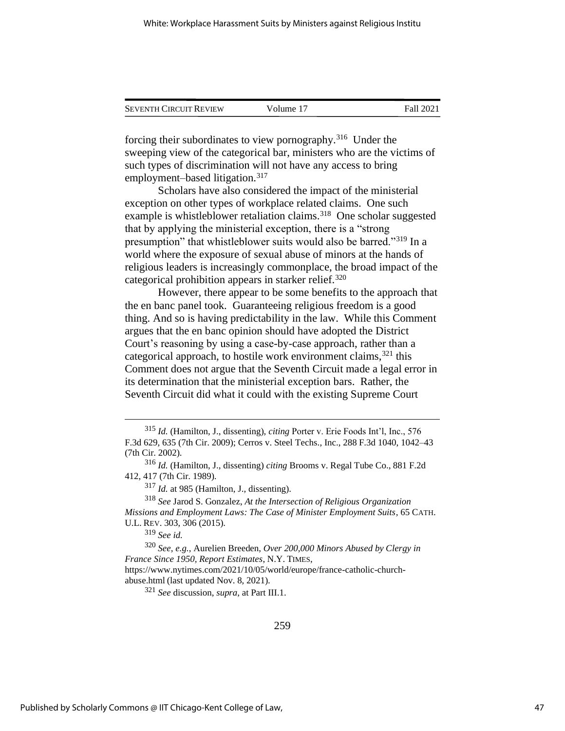forcing their subordinates to view pornography.[316] Under the sweeping view of the categorical bar, ministers who are the victims of such types of discrimination will not have any access to bring employment–based litigation.[317]

Scholars have also considered the impact of the ministerial exception on other types of workplace related claims. One such example is whistleblower retaliation claims.[318] One scholar suggested that by applying the ministerial exception, there is a "strong presumption" that whistleblower suits would also be barred."[319] In a world where the exposure of sexual abuse of minors at the hands of religious leaders is increasingly commonplace, the broad impact of the categorical prohibition appears in starker relief.[320]

However, there appear to be some benefits to the approach that the en banc panel took. Guaranteeing religious freedom is a good thing. And so is having predictability in the law. While this Comment argues that the en banc opinion should have adopted the District Court's reasoning by using a case-by-case approach, rather than a categorical approach, to hostile work environment claims,[321] this Comment does not argue that the Seventh Circuit made a legal error in its determination that the ministerial exception bars. Rather, the Seventh Circuit did what it could with the existing Supreme Court

---

[315] *Id.* (Hamilton, J., dissenting), *citing* Porter v. Erie Foods Int'l, Inc., 576 F.3d 629, 635 (7th Cir. 2009); Cerros v. Steel Techs., Inc., 288 F.3d 1040, 1042–43 (7th Cir. 2002).

[316] *Id.* (Hamilton, J., dissenting) *citing* Brooms v. Regal Tube Co., 881 F.2d 412, 417 (7th Cir. 1989).

[317] *Id.* at 985 (Hamilton, J., dissenting).

[318] *See* Jarod S. Gonzalez, *At the Intersection of Religious Organization Missions and Employment Laws: The Case of Minister Employment Suits*, 65 CATH. U.L. REV. 303, 306 (2015).

[319] *See id.*

[320] *See, e.g.*, Aurelien Breeden, *Over 200,000 Minors Abused by Clergy in France Since 1950, Report Estimates*, N.Y. TIMES, https://www.nytimes.com/2021/10/05/world/europe/france-catholic-church-abuse.html (last updated Nov. 8, 2021).

[321] *See* discussion, *supra*, at Part III.1.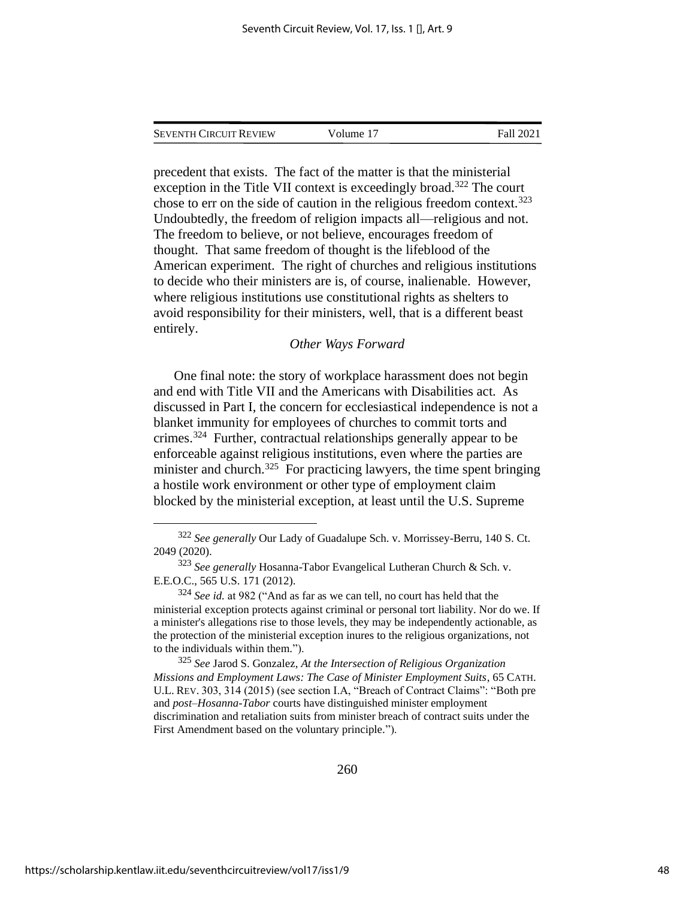precedent that exists. The fact of the matter is that the ministerial exception in the Title VII context is exceedingly broad.[322] The court chose to err on the side of caution in the religious freedom context.[323] Undoubtedly, the freedom of religion impacts all—religious and not. The freedom to believe, or not believe, encourages freedom of thought. That same freedom of thought is the lifeblood of the American experiment. The right of churches and religious institutions to decide who their ministers are is, of course, inalienable. However, where religious institutions use constitutional rights as shelters to avoid responsibility for their ministers, well, that is a different beast entirely.

*Other Ways Forward*

One final note: the story of workplace harassment does not begin and end with Title VII and the Americans with Disabilities act. As discussed in Part I, the concern for ecclesiastical independence is not a blanket immunity for employees of churches to commit torts and crimes.[324] Further, contractual relationships generally appear to be enforceable against religious institutions, even where the parties are minister and church.[325] For practicing lawyers, the time spent bringing a hostile work environment or other type of employment claim blocked by the ministerial exception, at least until the U.S. Supreme

---

[322] *See generally* Our Lady of Guadalupe Sch. v. Morrissey-Berru, 140 S. Ct. 2049 (2020).

[323] *See generally* Hosanna-Tabor Evangelical Lutheran Church & Sch. v. E.E.O.C., 565 U.S. 171 (2012).

[324] *See id.* at 982 ("And as far as we can tell, no court has held that the ministerial exception protects against criminal or personal tort liability. Nor do we. If a minister's allegations rise to those levels, they may be independently actionable, as the protection of the ministerial exception inures to the religious organizations, not to the individuals within them.").

[325] *See* Jarod S. Gonzalez, *At the Intersection of Religious Organization Missions and Employment Laws: The Case of Minister Employment Suits*, 65 CATH. U.L. REV. 303, 314 (2015) (see section I.A, "Breach of Contract Claims": "Both pre and *post–Hosanna-Tabor* courts have distinguished minister employment discrimination and retaliation suits from minister breach of contract suits under the First Amendment based on the voluntary principle.").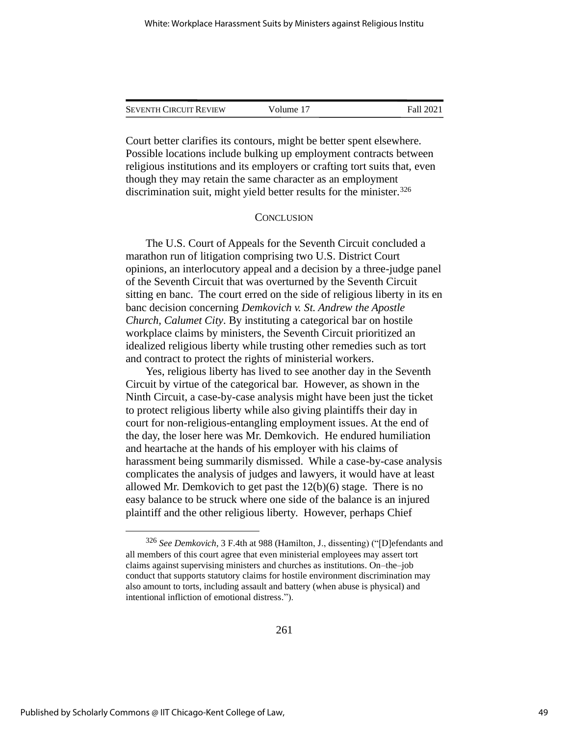Court better clarifies its contours, might be better spent elsewhere. Possible locations include bulking up employment contracts between religious institutions and its employers or crafting tort suits that, even though they may retain the same character as an employment discrimination suit, might yield better results for the minister.[326]

## CONCLUSION

The U.S. Court of Appeals for the Seventh Circuit concluded a marathon run of litigation comprising two U.S. District Court opinions, an interlocutory appeal and a decision by a three-judge panel of the Seventh Circuit that was overturned by the Seventh Circuit sitting en banc. The court erred on the side of religious liberty in its en banc decision concerning *Demkovich v. St. Andrew the Apostle Church, Calumet City*. By instituting a categorical bar on hostile workplace claims by ministers, the Seventh Circuit prioritized an idealized religious liberty while trusting other remedies such as tort and contract to protect the rights of ministerial workers.

Yes, religious liberty has lived to see another day in the Seventh Circuit by virtue of the categorical bar. However, as shown in the Ninth Circuit, a case-by-case analysis might have been just the ticket to protect religious liberty while also giving plaintiffs their day in court for non-religious-entangling employment issues. At the end of the day, the loser here was Mr. Demkovich. He endured humiliation and heartache at the hands of his employer with his claims of harassment being summarily dismissed. While a case-by-case analysis complicates the analysis of judges and lawyers, it would have at least allowed Mr. Demkovich to get past the 12(b)(6) stage. There is no easy balance to be struck where one side of the balance is an injured plaintiff and the other religious liberty. However, perhaps Chief

---

[326] *See Demkovich*, 3 F.4th at 988 (Hamilton, J., dissenting) ("[D]efendants and all members of this court agree that even ministerial employees may assert tort claims against supervising ministers and churches as institutions. On–the–job conduct that supports statutory claims for hostile environment discrimination may also amount to torts, including assault and battery (when abuse is physical) and intentional infliction of emotional distress.").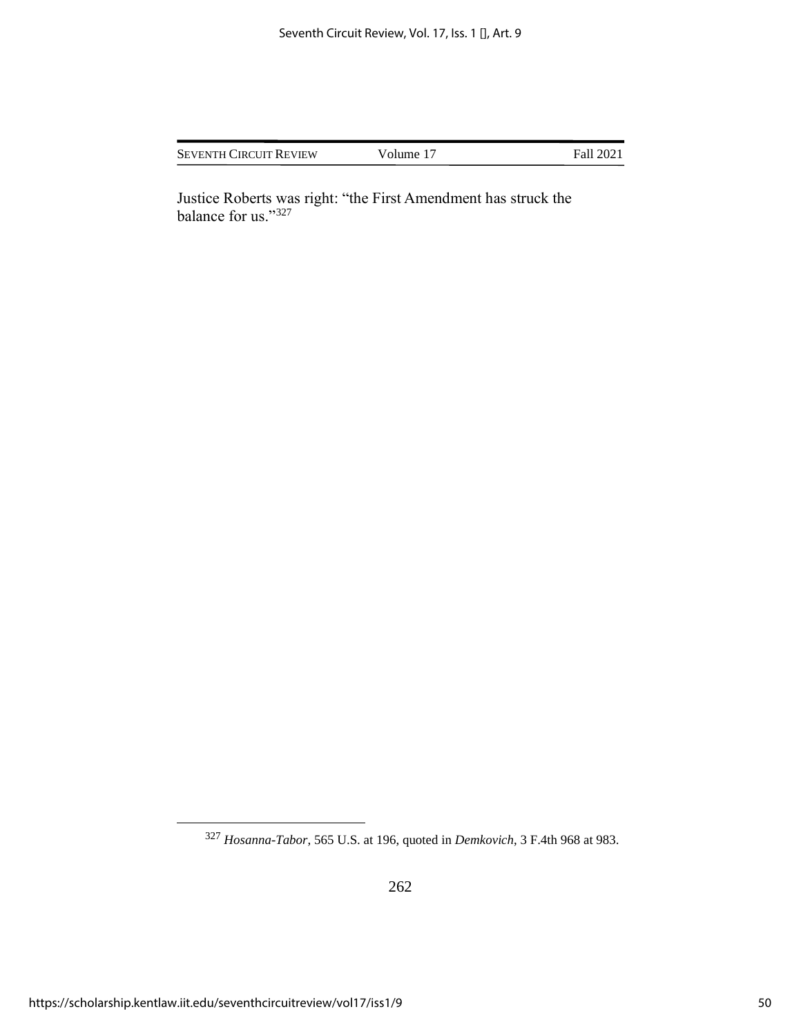Justice Roberts was right: "the First Amendment has struck the balance for us."[327]

---

[327] *Hosanna-Tabor*, 565 U.S. at 196, quoted in *Demkovich*, 3 F.4th 968 at 983.